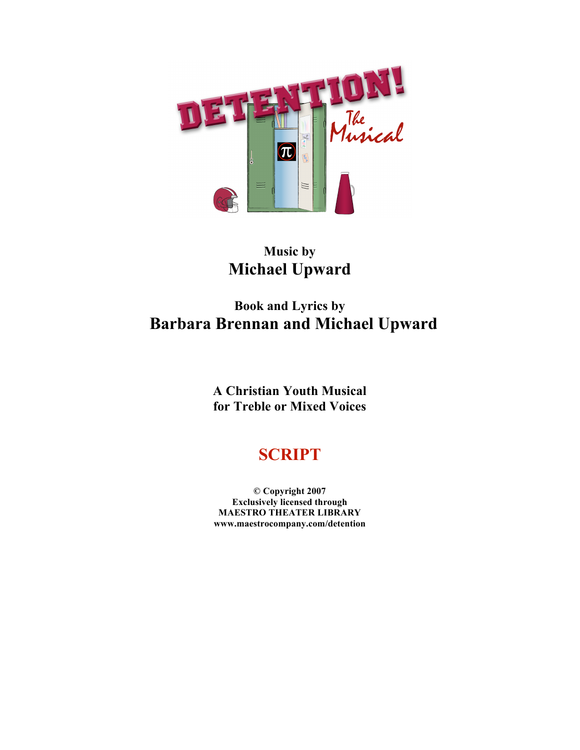# DETENTION! The Musical

**Music by**
## Michael Upward

**Book and Lyrics by**
## Barbara Brennan and Michael Upward

**A Christian Youth Musical**
**for Treble or Mixed Voices**

## SCRIPT

**© Copyright 2007**
**Exclusively licensed through**
**MAESTRO THEATER LIBRARY**
**www.maestrocompany.com/detention**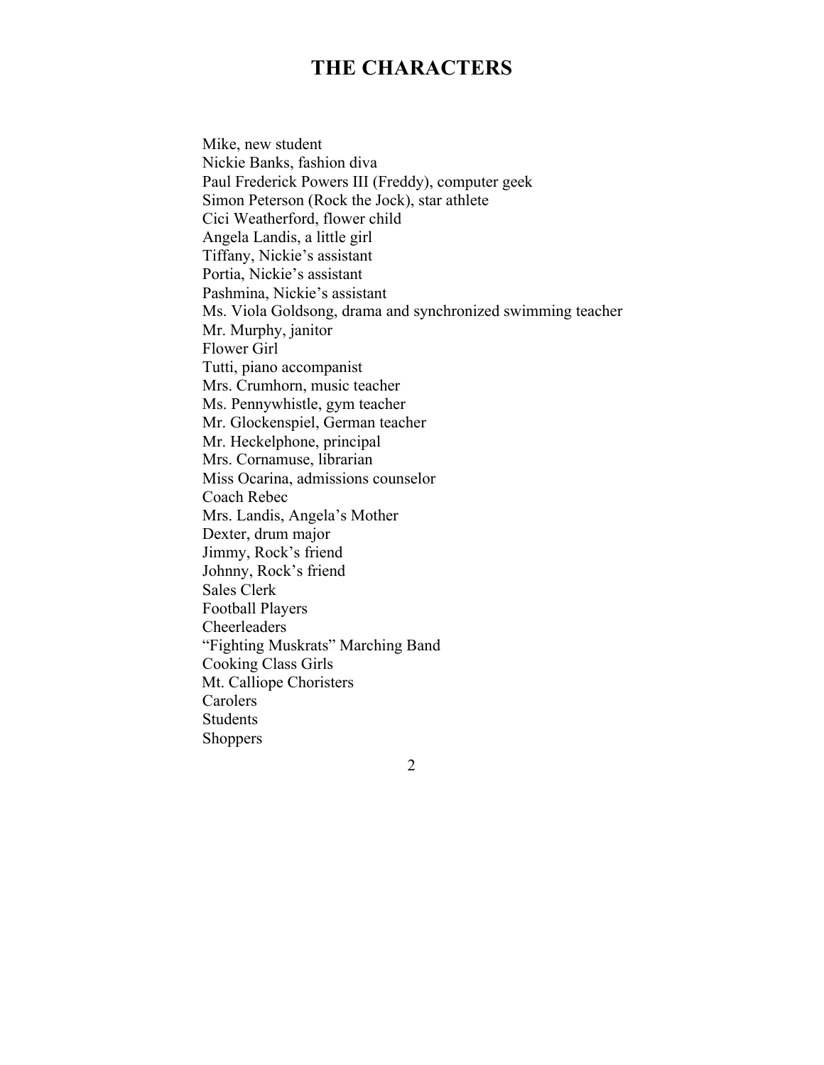# THE CHARACTERS

Mike, new student
Nickie Banks, fashion diva
Paul Frederick Powers III (Freddy), computer geek
Simon Peterson (Rock the Jock), star athlete
Cici Weatherford, flower child
Angela Landis, a little girl
Tiffany, Nickie's assistant
Portia, Nickie's assistant
Pashmina, Nickie's assistant
Ms. Viola Goldsong, drama and synchronized swimming teacher
Mr. Murphy, janitor
Flower Girl
Tutti, piano accompanist
Mrs. Crumhorn, music teacher
Ms. Pennywhistle, gym teacher
Mr. Glockenspiel, German teacher
Mr. Heckelphone, principal
Mrs. Cornamuse, librarian
Miss Ocarina, admissions counselor
Coach Rebec
Mrs. Landis, Angela's Mother
Dexter, drum major
Jimmy, Rock's friend
Johnny, Rock's friend
Sales Clerk
Football Players
Cheerleaders
"Fighting Muskrats" Marching Band
Cooking Class Girls
Mt. Calliope Choristers
Carolers
Students
Shoppers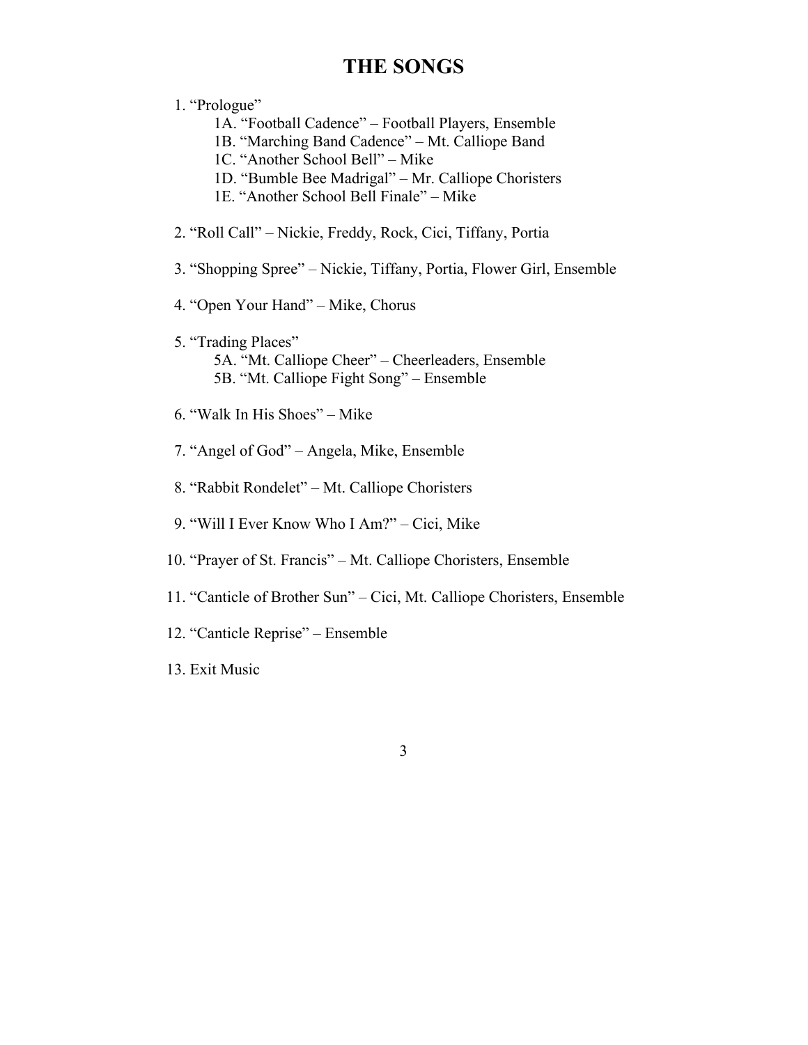# THE SONGS

1. "Prologue"
    - 1A. "Football Cadence" – Football Players, Ensemble
    - 1B. "Marching Band Cadence" – Mt. Calliope Band
    - 1C. "Another School Bell" – Mike
    - 1D. "Bumble Bee Madrigal" – Mr. Calliope Choristers
    - 1E. "Another School Bell Finale" – Mike
2. "Roll Call" – Nickie, Freddy, Rock, Cici, Tiffany, Portia
3. "Shopping Spree" – Nickie, Tiffany, Portia, Flower Girl, Ensemble
4. "Open Your Hand" – Mike, Chorus
5. "Trading Places"
    - 5A. "Mt. Calliope Cheer" – Cheerleaders, Ensemble
    - 5B. "Mt. Calliope Fight Song" – Ensemble
6. "Walk In His Shoes" – Mike
7. "Angel of God" – Angela, Mike, Ensemble
8. "Rabbit Rondelet" – Mt. Calliope Choristers
9. "Will I Ever Know Who I Am?" – Cici, Mike
10. "Prayer of St. Francis" – Mt. Calliope Choristers, Ensemble
11. "Canticle of Brother Sun" – Cici, Mt. Calliope Choristers, Ensemble
12. "Canticle Reprise" – Ensemble
13. Exit Music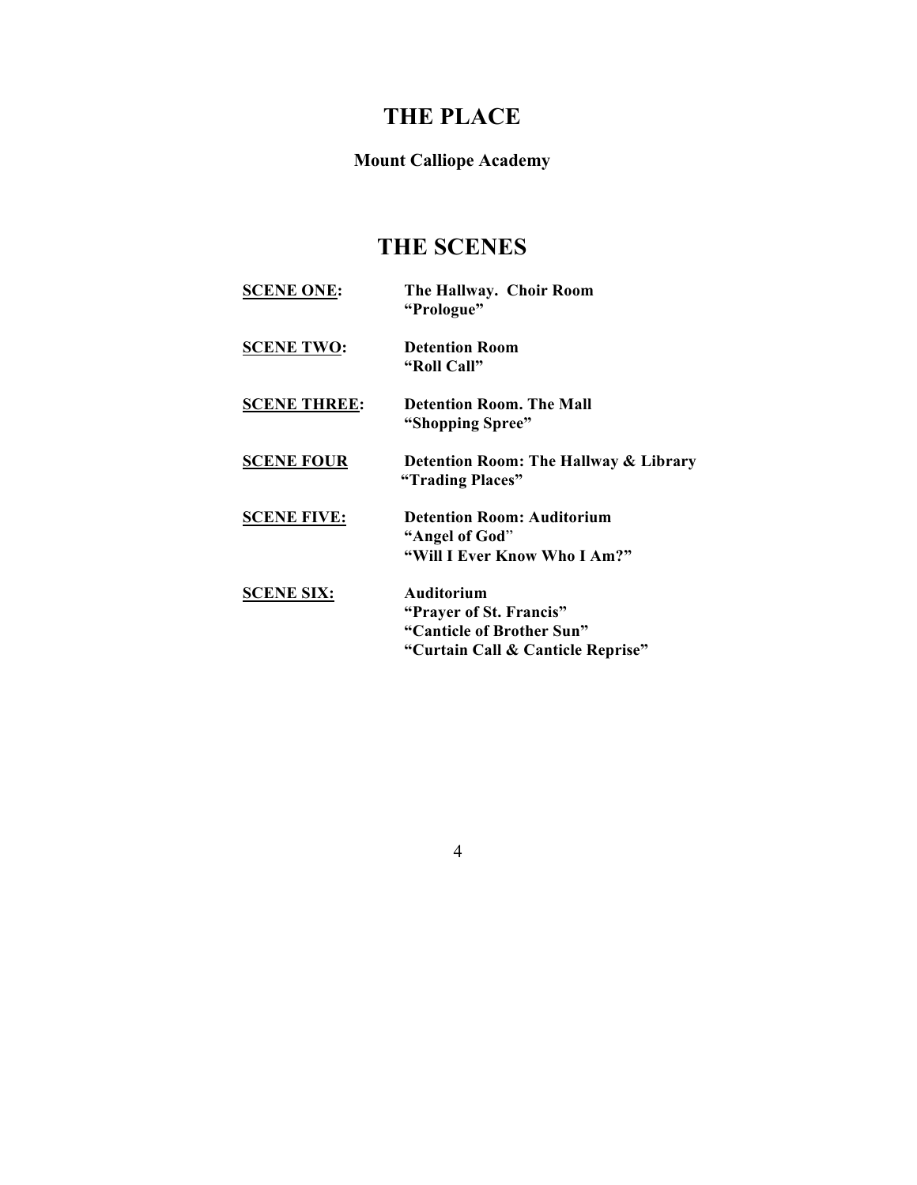# THE PLACE

**Mount Calliope Academy**

# THE SCENES

**SCENE ONE:** The Hallway. Choir Room
"Prologue"

**SCENE TWO:** Detention Room
"Roll Call"

**SCENE THREE:** Detention Room. The Mall
"Shopping Spree"

**SCENE FOUR** Detention Room: The Hallway & Library
"Trading Places"

**SCENE FIVE:** Detention Room: Auditorium
"Angel of God"
"Will I Ever Know Who I Am?"

**SCENE SIX:** Auditorium
"Prayer of St. Francis"
"Canticle of Brother Sun"
"Curtain Call & Canticle Reprise"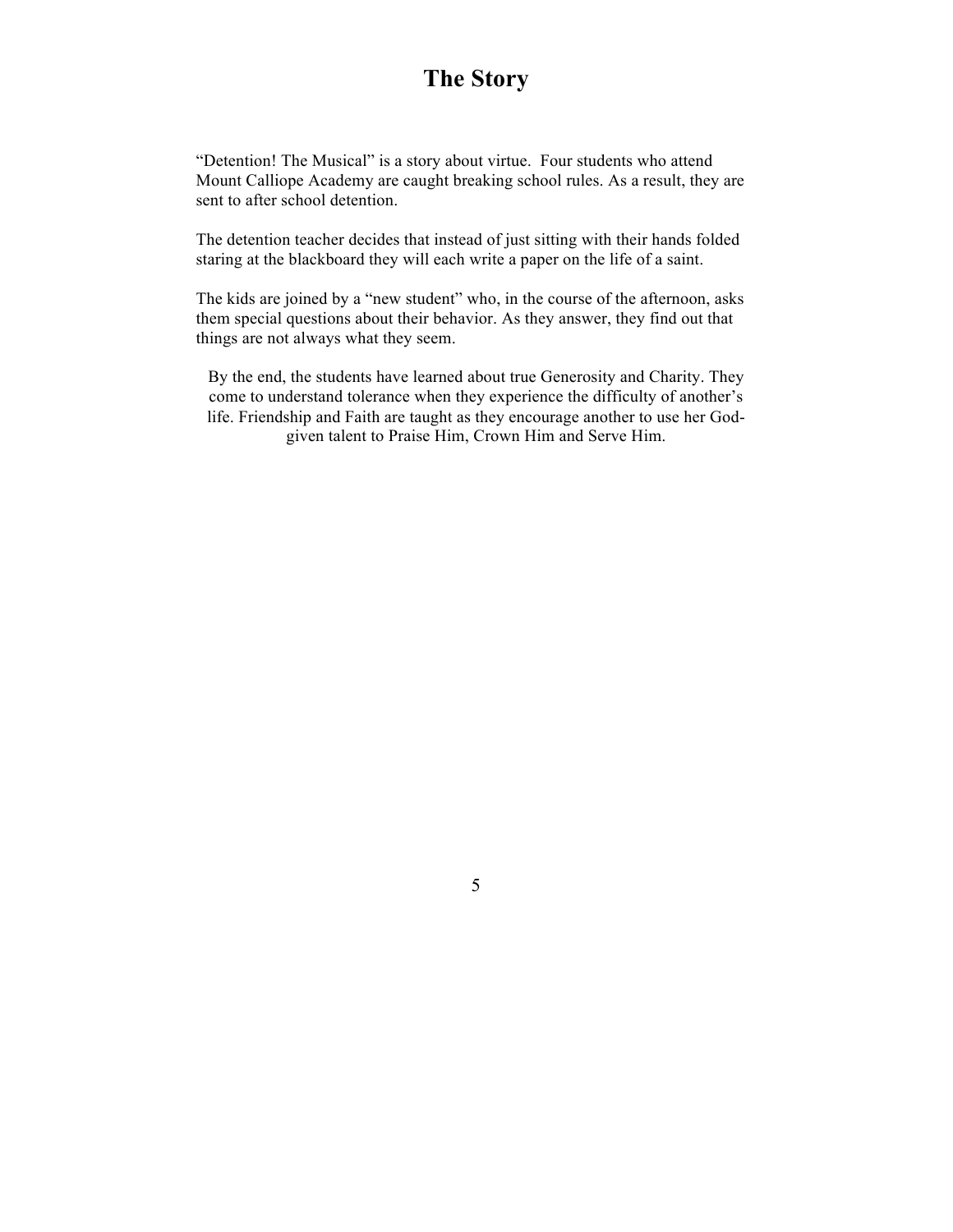# The Story

"Detention! The Musical" is a story about virtue. Four students who attend Mount Calliope Academy are caught breaking school rules. As a result, they are sent to after school detention.

The detention teacher decides that instead of just sitting with their hands folded staring at the blackboard they will each write a paper on the life of a saint.

The kids are joined by a "new student" who, in the course of the afternoon, asks them special questions about their behavior. As they answer, they find out that things are not always what they seem.

By the end, the students have learned about true Generosity and Charity. They come to understand tolerance when they experience the difficulty of another's life. Friendship and Faith are taught as they encourage another to use her God-given talent to Praise Him, Crown Him and Serve Him.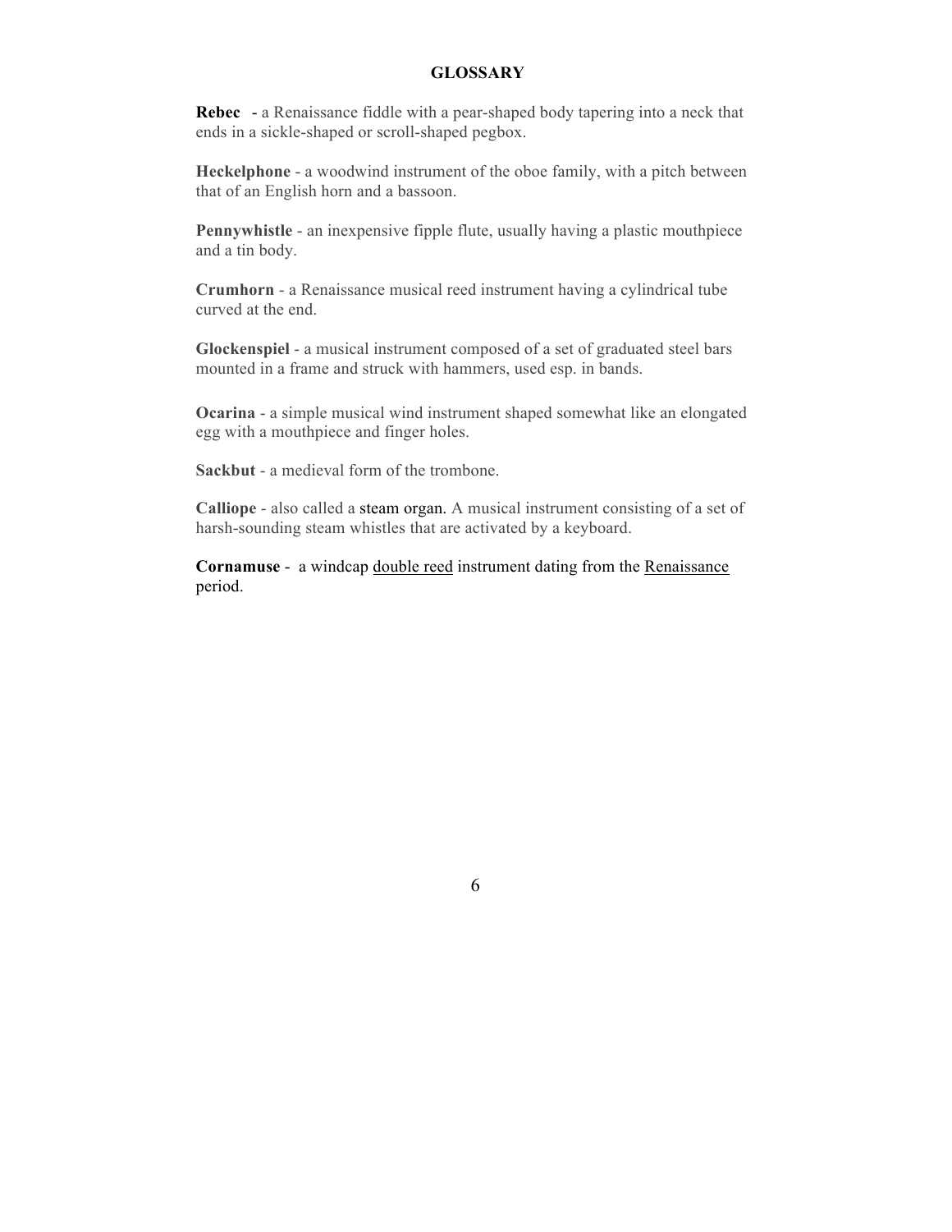# GLOSSARY

**Rebec** - a Renaissance fiddle with a pear-shaped body tapering into a neck that ends in a sickle-shaped or scroll-shaped pegbox.

**Heckelphone** - a woodwind instrument of the oboe family, with a pitch between that of an English horn and a bassoon.

**Pennywhistle** - an inexpensive fipple flute, usually having a plastic mouthpiece and a tin body.

**Crumhorn** - a Renaissance musical reed instrument having a cylindrical tube curved at the end.

**Glockenspiel** - a musical instrument composed of a set of graduated steel bars mounted in a frame and struck with hammers, used esp. in bands.

**Ocarina** - a simple musical wind instrument shaped somewhat like an elongated egg with a mouthpiece and finger holes.

**Sackbut** - a medieval form of the trombone.

**Calliope** - also called a steam organ. A musical instrument consisting of a set of harsh-sounding steam whistles that are activated by a keyboard.

**Cornamuse** - a windcap double reed instrument dating from the Renaissance period.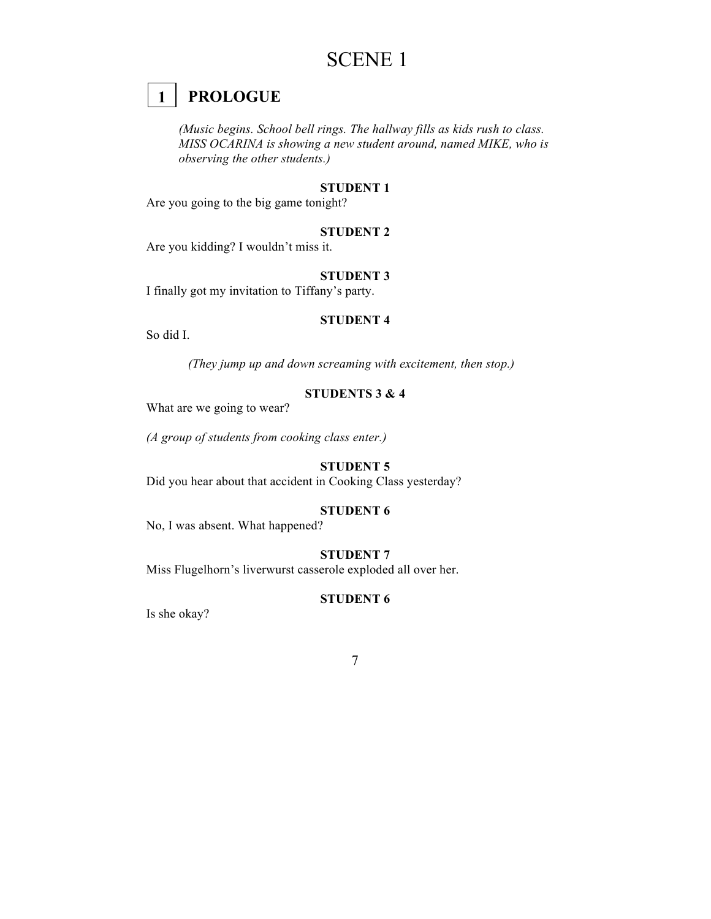# SCENE 1

## 1 PROLOGUE

*(Music begins. School bell rings. The hallway fills as kids rush to class. MISS OCARINA is showing a new student around, named MIKE, who is observing the other students.)*

**STUDENT 1**

Are you going to the big game tonight?

**STUDENT 2**

Are you kidding? I wouldn't miss it.

**STUDENT 3**

I finally got my invitation to Tiffany's party.

**STUDENT 4**

So did I.

*(They jump up and down screaming with excitement, then stop.)*

**STUDENTS 3 & 4**

What are we going to wear?

*(A group of students from cooking class enter.)*

**STUDENT 5**

Did you hear about that accident in Cooking Class yesterday?

**STUDENT 6**

No, I was absent. What happened?

**STUDENT 7**

Miss Flugelhorn's liverwurst casserole exploded all over her.

**STUDENT 6**

Is she okay?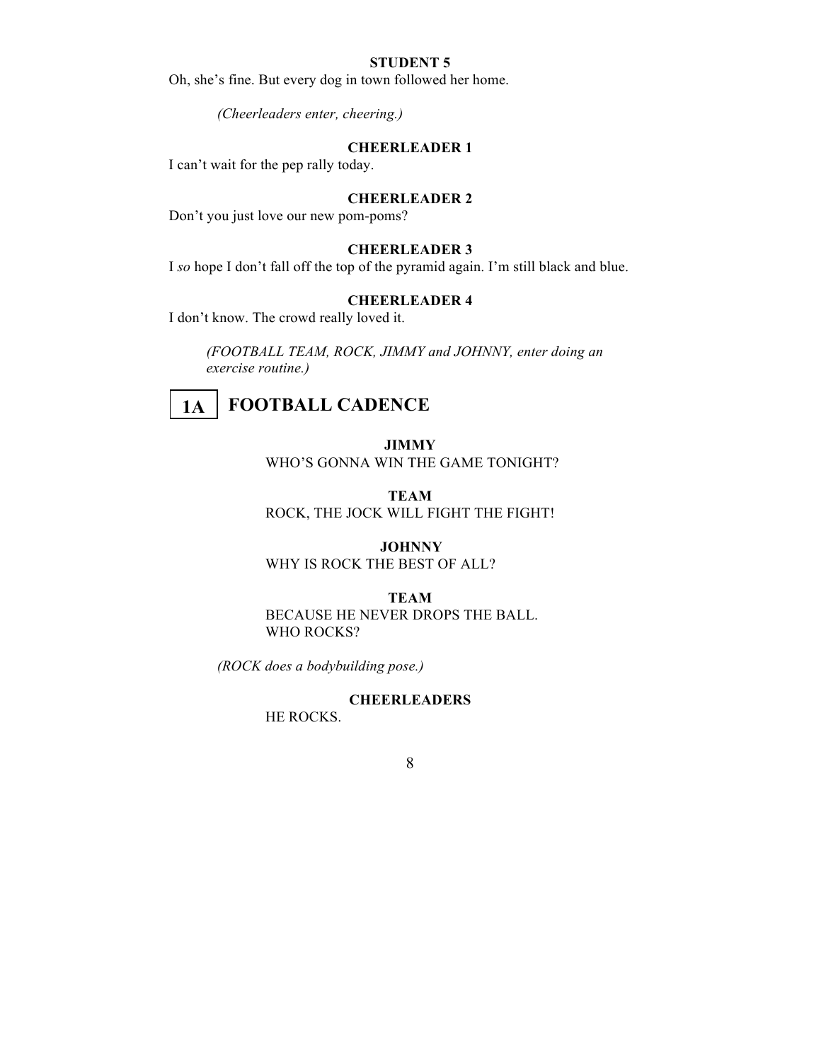**STUDENT 5**

Oh, she's fine. But every dog in town followed her home.

*(Cheerleaders enter, cheering.)*

**CHEERLEADER 1**

I can't wait for the pep rally today.

**CHEERLEADER 2**

Don't you just love our new pom-poms?

**CHEERLEADER 3**

I *so* hope I don't fall off the top of the pyramid again. I'm still black and blue.

**CHEERLEADER 4**

I don't know. The crowd really loved it.

*(FOOTBALL TEAM, ROCK, JIMMY and JOHNNY, enter doing an exercise routine.)*

## 1A FOOTBALL CADENCE

**JIMMY**

WHO'S GONNA WIN THE GAME TONIGHT?

**TEAM**

ROCK, THE JOCK WILL FIGHT THE FIGHT!

**JOHNNY**

WHY IS ROCK THE BEST OF ALL?

**TEAM**

BECAUSE HE NEVER DROPS THE BALL.
WHO ROCKS?

*(ROCK does a bodybuilding pose.)*

**CHEERLEADERS**

HE ROCKS.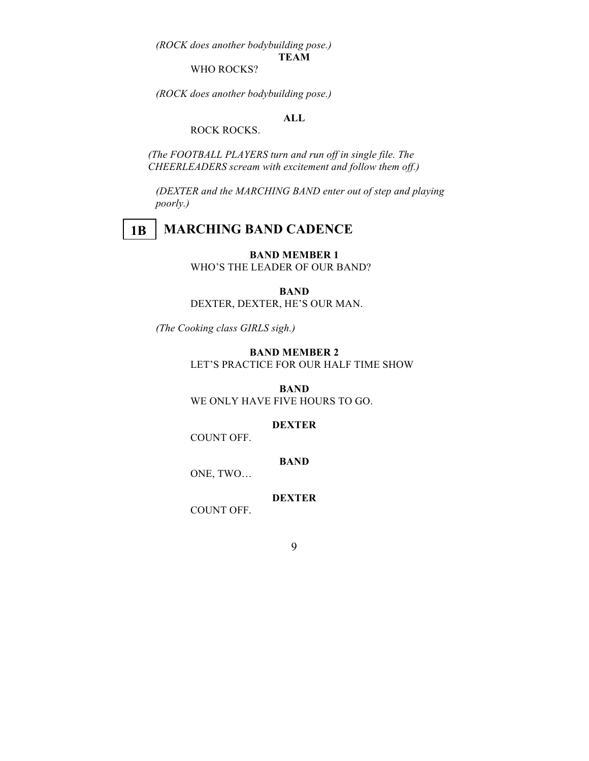*(ROCK does another bodybuilding pose.)*

**TEAM**

WHO ROCKS?

*(ROCK does another bodybuilding pose.)*

**ALL**

ROCK ROCKS.

*(The FOOTBALL PLAYERS turn and run off in single file. The CHEERLEADERS scream with excitement and follow them off.)*

*(DEXTER and the MARCHING BAND enter out of step and playing poorly.)*

## 1B MARCHING BAND CADENCE

**BAND MEMBER 1**

WHO'S THE LEADER OF OUR BAND?

**BAND**

DEXTER, DEXTER, HE'S OUR MAN.

*(The Cooking class GIRLS sigh.)*

**BAND MEMBER 2**

LET'S PRACTICE FOR OUR HALF TIME SHOW

**BAND**

WE ONLY HAVE FIVE HOURS TO GO.

**DEXTER**

COUNT OFF.

**BAND**

ONE, TWO…

**DEXTER**

COUNT OFF.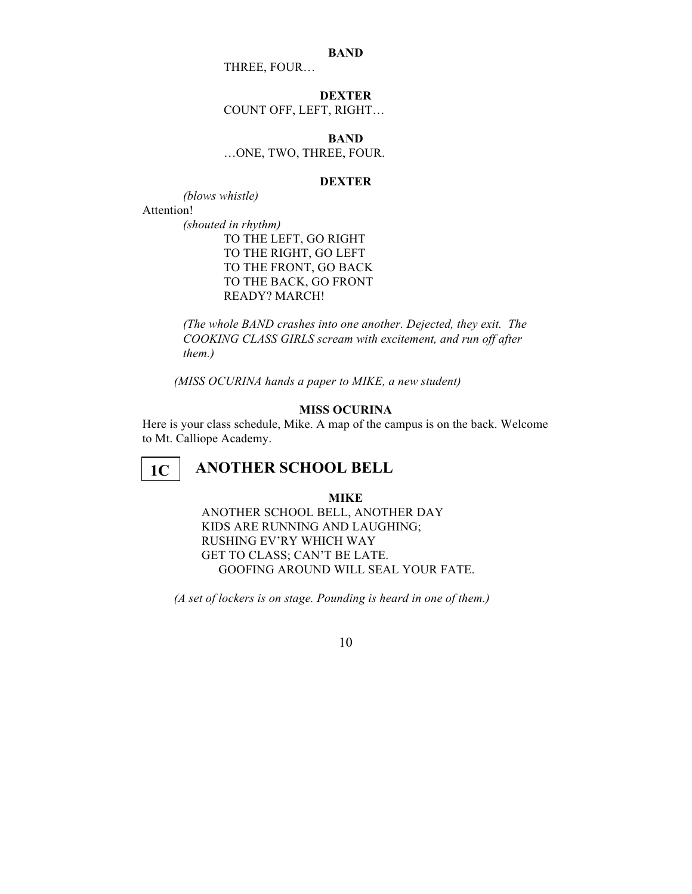**BAND**

THREE, FOUR…

**DEXTER**

COUNT OFF, LEFT, RIGHT…

**BAND**

…ONE, TWO, THREE, FOUR.

**DEXTER**

*(blows whistle)*

Attention!

*(shouted in rhythm)*

TO THE LEFT, GO RIGHT
TO THE RIGHT, GO LEFT
TO THE FRONT, GO BACK
TO THE BACK, GO FRONT
READY? MARCH!

*(The whole BAND crashes into one another. Dejected, they exit. The COOKING CLASS GIRLS scream with excitement, and run off after them.)*

*(MISS OCURINA hands a paper to MIKE, a new student)*

**MISS OCURINA**

Here is your class schedule, Mike. A map of the campus is on the back. Welcome to Mt. Calliope Academy.

## 1C ANOTHER SCHOOL BELL

**MIKE**

ANOTHER SCHOOL BELL, ANOTHER DAY
KIDS ARE RUNNING AND LAUGHING;
RUSHING EV'RY WHICH WAY
GET TO CLASS; CAN'T BE LATE.
GOOFING AROUND WILL SEAL YOUR FATE.

*(A set of lockers is on stage. Pounding is heard in one of them.)*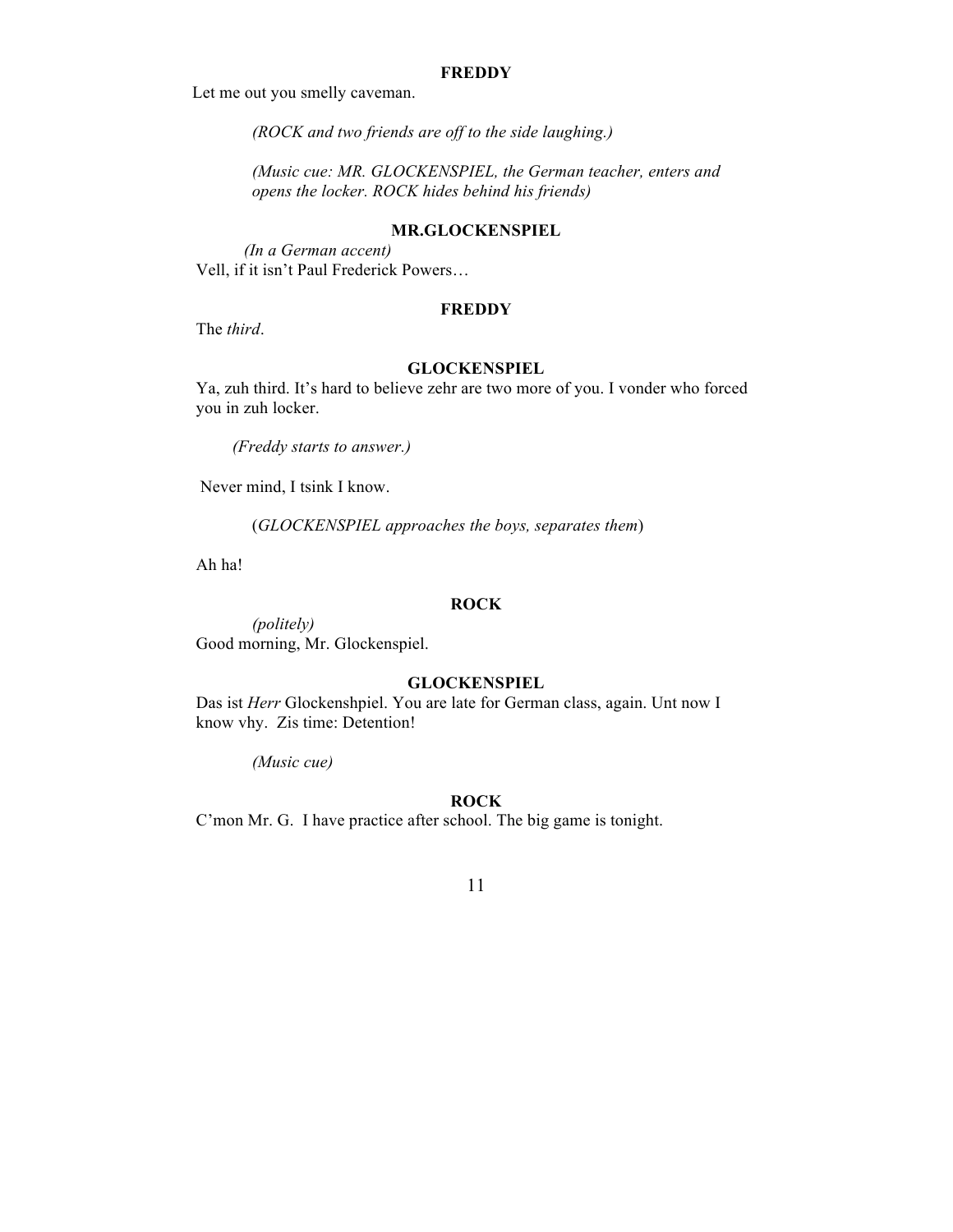**FREDDY**

Let me out you smelly caveman.

*(ROCK and two friends are off to the side laughing.)*

*(Music cue: MR. GLOCKENSPIEL, the German teacher, enters and opens the locker. ROCK hides behind his friends)*

**MR.GLOCKENSPIEL**

*(In a German accent)*
Vell, if it isn't Paul Frederick Powers…

**FREDDY**

The *third*.

**GLOCKENSPIEL**

Ya, zuh third. It's hard to believe zehr are two more of you. I vonder who forced you in zuh locker.

*(Freddy starts to answer.)*

Never mind, I tsink I know.

(*GLOCKENSPIEL approaches the boys, separates them*)

Ah ha!

**ROCK**

*(politely)*
Good morning, Mr. Glockenspiel.

**GLOCKENSPIEL**

Das ist *Herr* Glockenshpiel. You are late for German class, again. Unt now I know vhy. Zis time: Detention!

*(Music cue)*

**ROCK**

C'mon Mr. G. I have practice after school. The big game is tonight.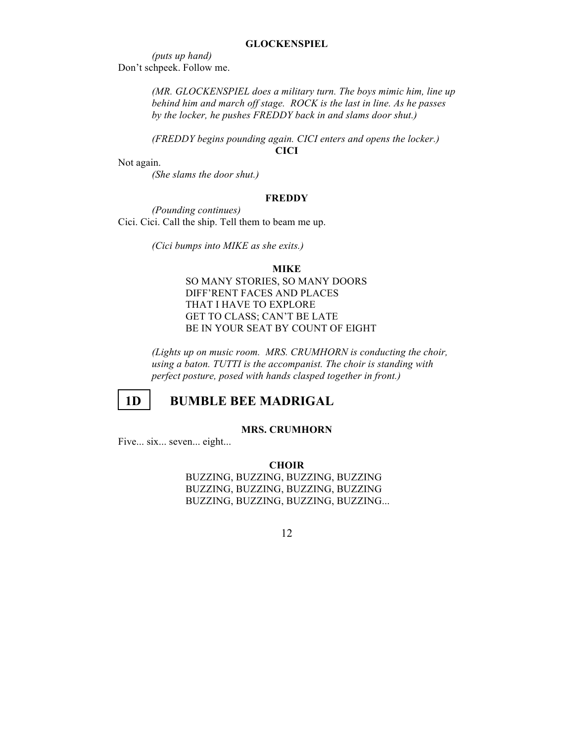**GLOCKENSPIEL**

*(puts up hand)*
Don't schpeek. Follow me.

*(MR. GLOCKENSPIEL does a military turn. The boys mimic him, line up behind him and march off stage. ROCK is the last in line. As he passes by the locker, he pushes FREDDY back in and slams door shut.)*

*(FREDDY begins pounding again. CICI enters and opens the locker.)*

**CICI**

Not again.
*(She slams the door shut.)*

**FREDDY**

*(Pounding continues)*
Cici. Cici. Call the ship. Tell them to beam me up.

*(Cici bumps into MIKE as she exits.)*

**MIKE**

SO MANY STORIES, SO MANY DOORS
DIFF'RENT FACES AND PLACES
THAT I HAVE TO EXPLORE
GET TO CLASS; CAN'T BE LATE
BE IN YOUR SEAT BY COUNT OF EIGHT

*(Lights up on music room. MRS. CRUMHORN is conducting the choir, using a baton. TUTTI is the accompanist. The choir is standing with perfect posture, posed with hands clasped together in front.)*

## 1D BUMBLE BEE MADRIGAL

**MRS. CRUMHORN**

Five... six... seven... eight...

**CHOIR**

BUZZING, BUZZING, BUZZING, BUZZING
BUZZING, BUZZING, BUZZING, BUZZING
BUZZING, BUZZING, BUZZING, BUZZING...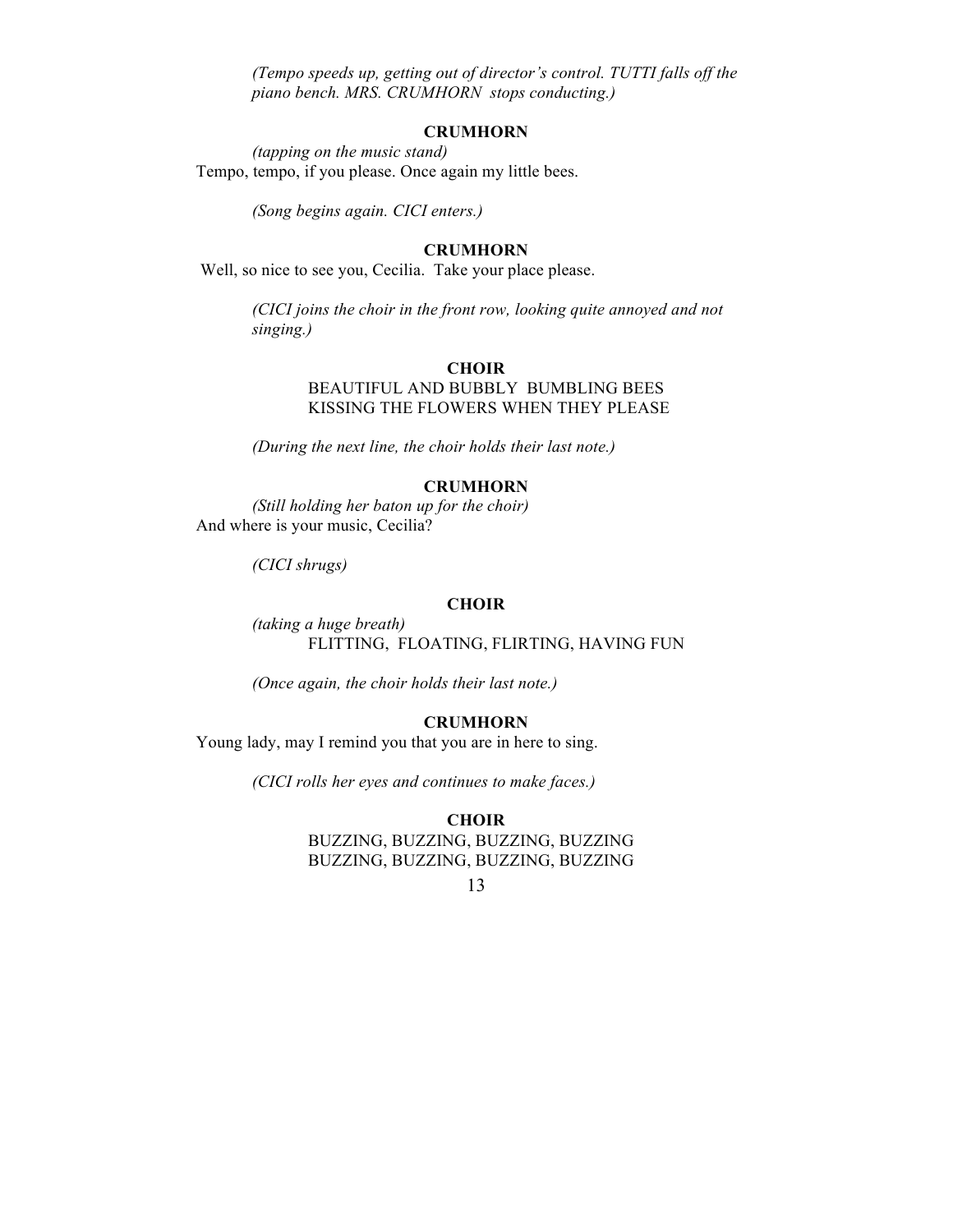*(Tempo speeds up, getting out of director's control. TUTTI falls off the piano bench. MRS. CRUMHORN stops conducting.)*

**CRUMHORN**

*(tapping on the music stand)*

Tempo, tempo, if you please. Once again my little bees.

*(Song begins again. CICI enters.)*

**CRUMHORN**

Well, so nice to see you, Cecilia. Take your place please.

*(CICI joins the choir in the front row, looking quite annoyed and not singing.)*

**CHOIR**

BEAUTIFUL AND BUBBLY BUMBLING BEES
KISSING THE FLOWERS WHEN THEY PLEASE

*(During the next line, the choir holds their last note.)*

**CRUMHORN**

*(Still holding her baton up for the choir)*

And where is your music, Cecilia?

*(CICI shrugs)*

**CHOIR**

*(taking a huge breath)*

FLITTING, FLOATING, FLIRTING, HAVING FUN

*(Once again, the choir holds their last note.)*

**CRUMHORN**

Young lady, may I remind you that you are in here to sing.

*(CICI rolls her eyes and continues to make faces.)*

**CHOIR**

BUZZING, BUZZING, BUZZING, BUZZING
BUZZING, BUZZING, BUZZING, BUZZING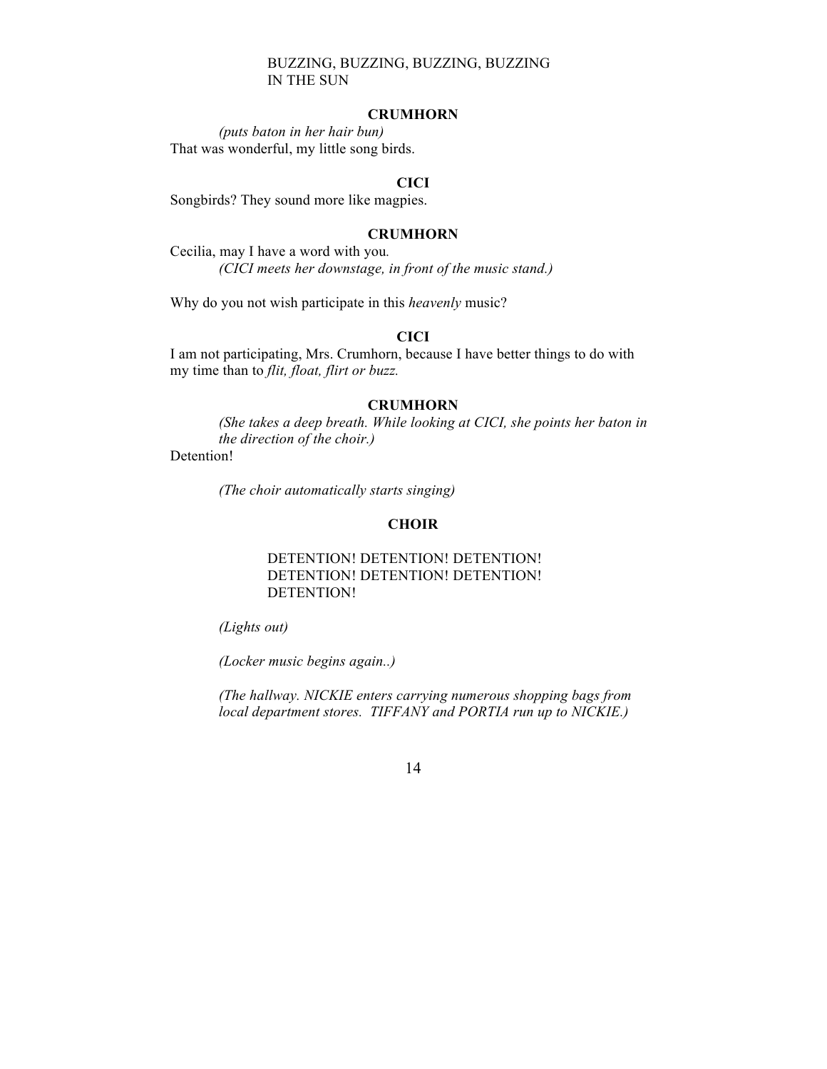BUZZING, BUZZING, BUZZING, BUZZING
IN THE SUN

**CRUMHORN**

*(puts baton in her hair bun)*
That was wonderful, my little song birds.

**CICI**

Songbirds? They sound more like magpies.

**CRUMHORN**

Cecilia, may I have a word with you.
*(CICI meets her downstage, in front of the music stand.)*

Why do you not wish participate in this *heavenly* music?

**CICI**

I am not participating, Mrs. Crumhorn, because I have better things to do with my time than to *flit, float, flirt or buzz.*

**CRUMHORN**

*(She takes a deep breath. While looking at CICI, she points her baton in the direction of the choir.)*
Detention!

*(The choir automatically starts singing)*

**CHOIR**

DETENTION! DETENTION! DETENTION!
DETENTION! DETENTION! DETENTION!
DETENTION!

*(Lights out)*

*(Locker music begins again..)*

*(The hallway. NICKIE enters carrying numerous shopping bags from local department stores. TIFFANY and PORTIA run up to NICKIE.)*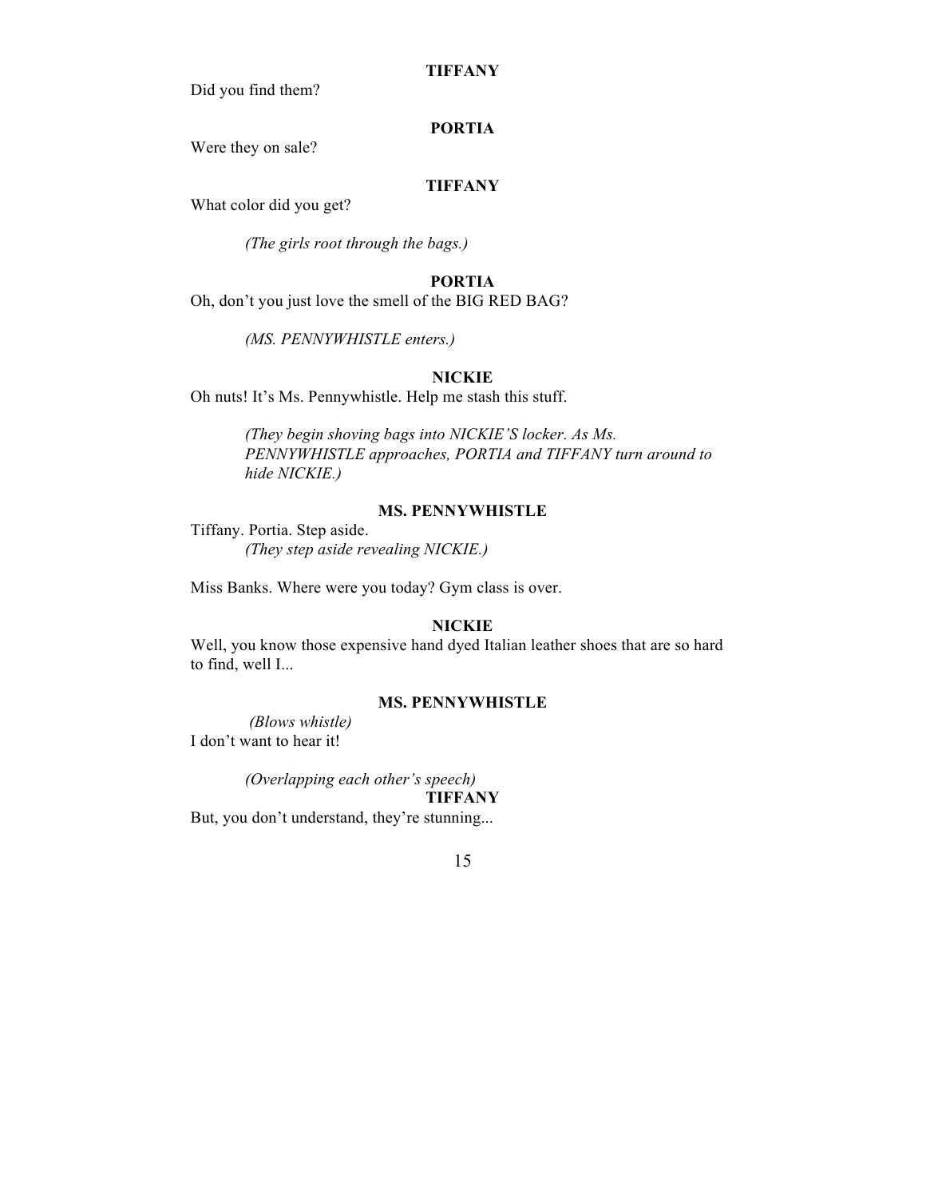**TIFFANY**

Did you find them?

**PORTIA**

Were they on sale?

**TIFFANY**

What color did you get?

*(The girls root through the bags.)*

**PORTIA**

Oh, don't you just love the smell of the BIG RED BAG?

*(MS. PENNYWHISTLE enters.)*

**NICKIE**

Oh nuts! It's Ms. Pennywhistle. Help me stash this stuff.

*(They begin shoving bags into NICKIE'S locker. As Ms. PENNYWHISTLE approaches, PORTIA and TIFFANY turn around to hide NICKIE.)*

**MS. PENNYWHISTLE**

Tiffany. Portia. Step aside.
*(They step aside revealing NICKIE.)*

Miss Banks. Where were you today? Gym class is over.

**NICKIE**

Well, you know those expensive hand dyed Italian leather shoes that are so hard to find, well I...

**MS. PENNYWHISTLE**

*(Blows whistle)*
I don't want to hear it!

*(Overlapping each other's speech)*

**TIFFANY**

But, you don't understand, they're stunning...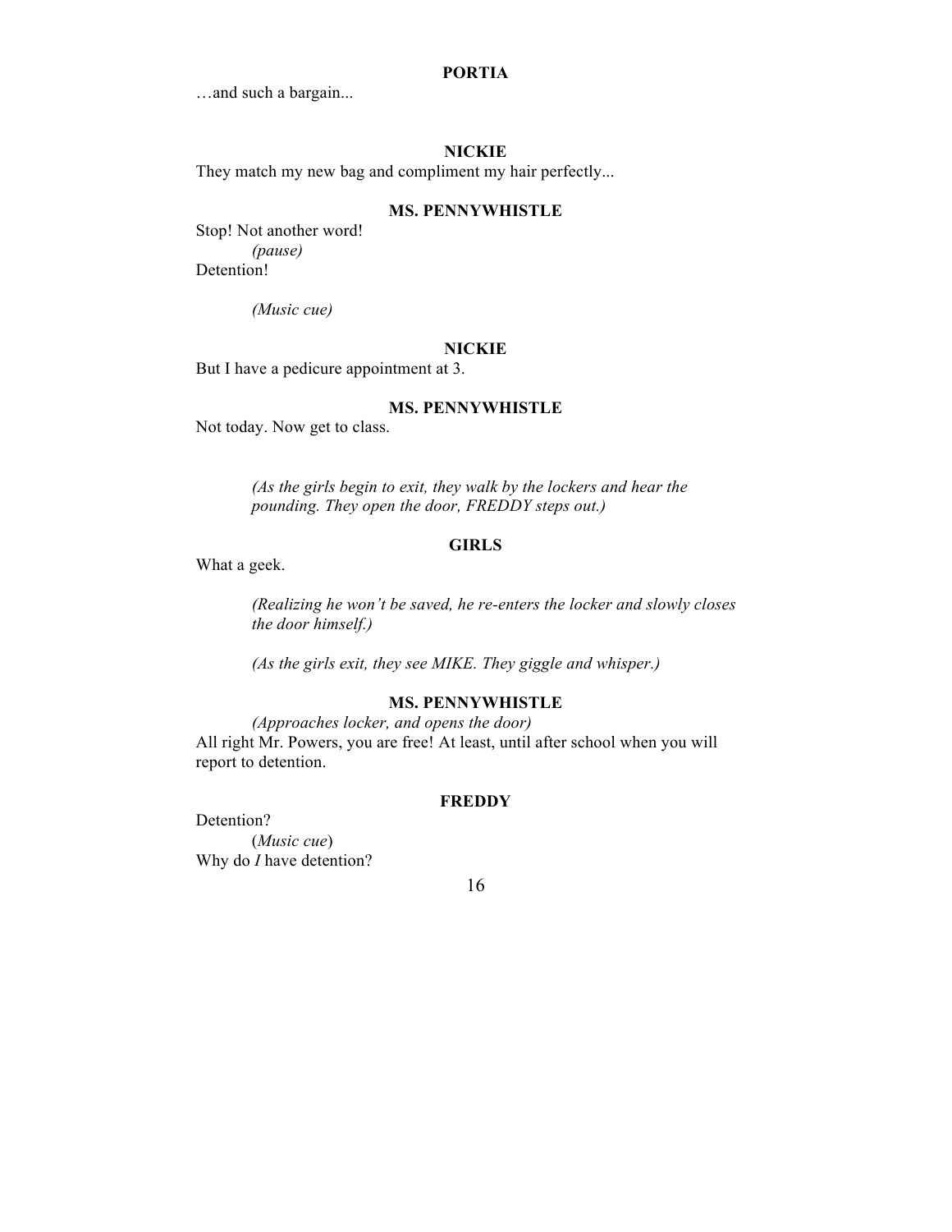**PORTIA**

…and such a bargain...

**NICKIE**

They match my new bag and compliment my hair perfectly...

**MS. PENNYWHISTLE**

Stop! Not another word!

*(pause)*

Detention!

*(Music cue)*

**NICKIE**

But I have a pedicure appointment at 3.

**MS. PENNYWHISTLE**

Not today. Now get to class.

*(As the girls begin to exit, they walk by the lockers and hear the pounding. They open the door, FREDDY steps out.)*

**GIRLS**

What a geek.

*(Realizing he won't be saved, he re-enters the locker and slowly closes the door himself.)*

*(As the girls exit, they see MIKE. They giggle and whisper.)*

**MS. PENNYWHISTLE**

*(Approaches locker, and opens the door)*

All right Mr. Powers, you are free! At least, until after school when you will report to detention.

**FREDDY**

Detention?

(*Music cue*)

Why do *I* have detention?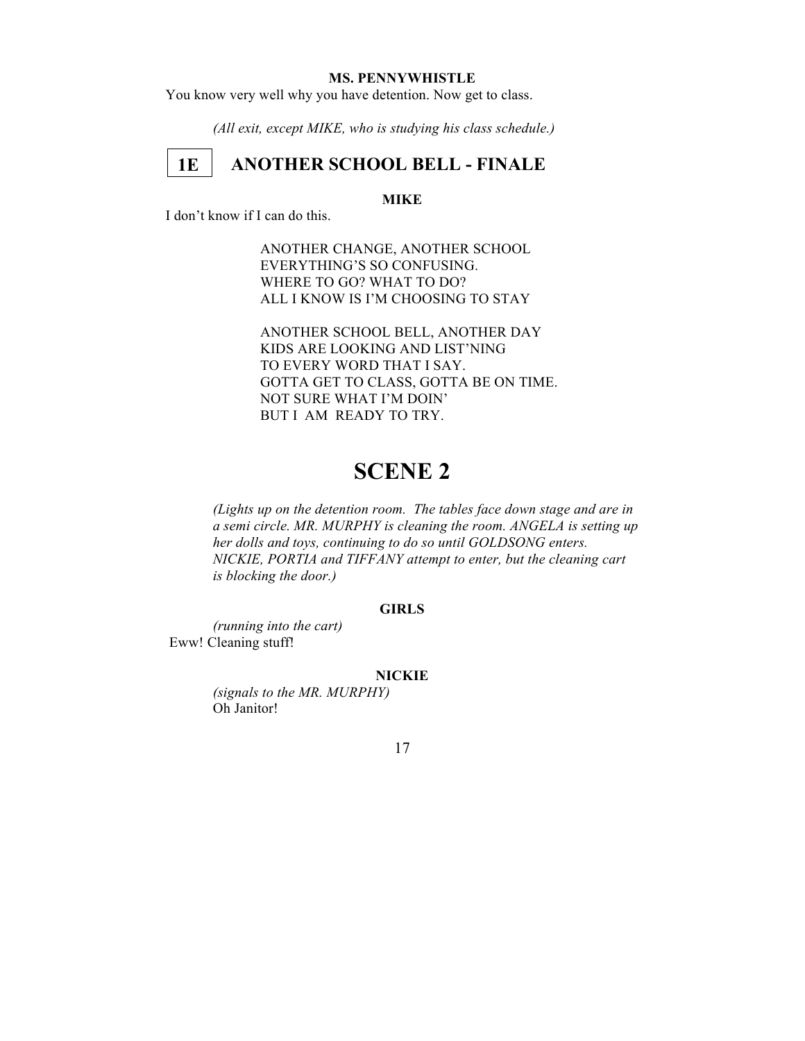**MS. PENNYWHISTLE**

You know very well why you have detention. Now get to class.

*(All exit, except MIKE, who is studying his class schedule.)*

## 1E ANOTHER SCHOOL BELL - FINALE

**MIKE**

I don't know if I can do this.

ANOTHER CHANGE, ANOTHER SCHOOL
EVERYTHING'S SO CONFUSING.
WHERE TO GO? WHAT TO DO?
ALL I KNOW IS I'M CHOOSING TO STAY

ANOTHER SCHOOL BELL, ANOTHER DAY
KIDS ARE LOOKING AND LIST'NING
TO EVERY WORD THAT I SAY.
GOTTA GET TO CLASS, GOTTA BE ON TIME.
NOT SURE WHAT I'M DOIN'
BUT I AM READY TO TRY.

# SCENE 2

*(Lights up on the detention room. The tables face down stage and are in a semi circle. MR. MURPHY is cleaning the room. ANGELA is setting up her dolls and toys, continuing to do so until GOLDSONG enters. NICKIE, PORTIA and TIFFANY attempt to enter, but the cleaning cart is blocking the door.)*

**GIRLS**

*(running into the cart)*
Eww! Cleaning stuff!

**NICKIE**

*(signals to the MR. MURPHY)*
Oh Janitor!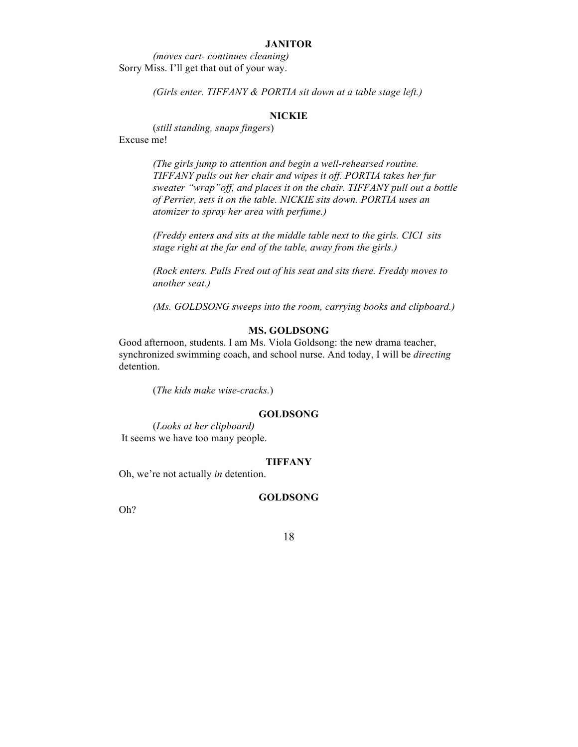**JANITOR**

*(moves cart- continues cleaning)*
Sorry Miss. I'll get that out of your way.

*(Girls enter. TIFFANY & PORTIA sit down at a table stage left.)*

**NICKIE**

(*still standing, snaps fingers*)
Excuse me!

*(The girls jump to attention and begin a well-rehearsed routine. TIFFANY pulls out her chair and wipes it off. PORTIA takes her fur sweater "wrap"off, and places it on the chair. TIFFANY pull out a bottle of Perrier, sets it on the table. NICKIE sits down. PORTIA uses an atomizer to spray her area with perfume.)*

*(Freddy enters and sits at the middle table next to the girls. CICI sits stage right at the far end of the table, away from the girls.)*

*(Rock enters. Pulls Fred out of his seat and sits there. Freddy moves to another seat.)*

*(Ms. GOLDSONG sweeps into the room, carrying books and clipboard.)*

**MS. GOLDSONG**

Good afternoon, students. I am Ms. Viola Goldsong: the new drama teacher, synchronized swimming coach, and school nurse. And today, I will be *directing* detention.

(*The kids make wise-cracks.*)

**GOLDSONG**

(*Looks at her clipboard*)
It seems we have too many people.

**TIFFANY**

Oh, we're not actually *in* detention.

**GOLDSONG**

Oh?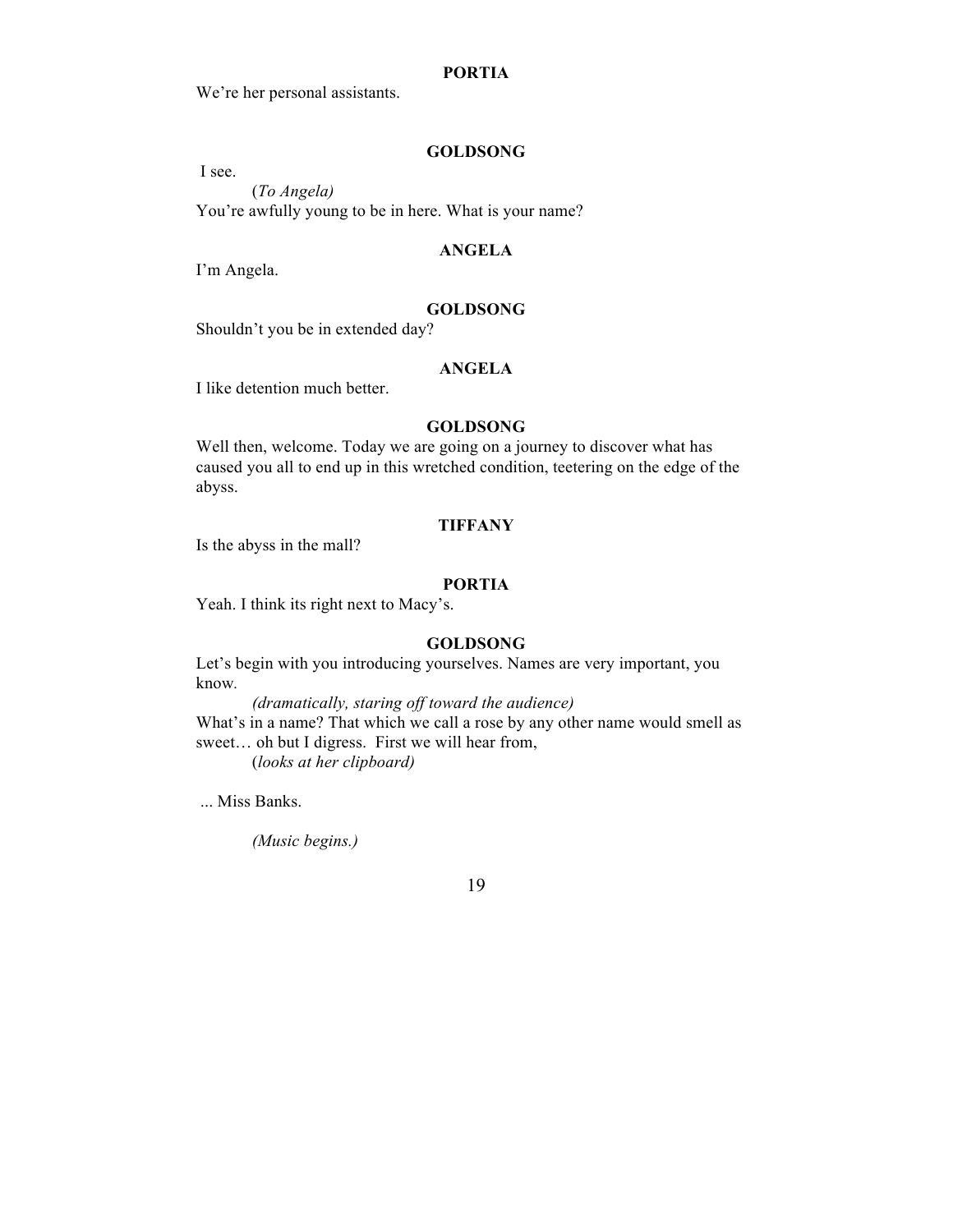**PORTIA**

We're her personal assistants.

**GOLDSONG**

I see.

(*To Angela)*

You're awfully young to be in here. What is your name?

**ANGELA**

I'm Angela.

**GOLDSONG**

Shouldn't you be in extended day?

**ANGELA**

I like detention much better.

**GOLDSONG**

Well then, welcome. Today we are going on a journey to discover what has caused you all to end up in this wretched condition, teetering on the edge of the abyss.

**TIFFANY**

Is the abyss in the mall?

**PORTIA**

Yeah. I think its right next to Macy's.

**GOLDSONG**

Let's begin with you introducing yourselves. Names are very important, you know.

*(dramatically, staring off toward the audience)*

What's in a name? That which we call a rose by any other name would smell as sweet… oh but I digress. First we will hear from,

(*looks at her clipboard)*

... Miss Banks.

*(Music begins.)*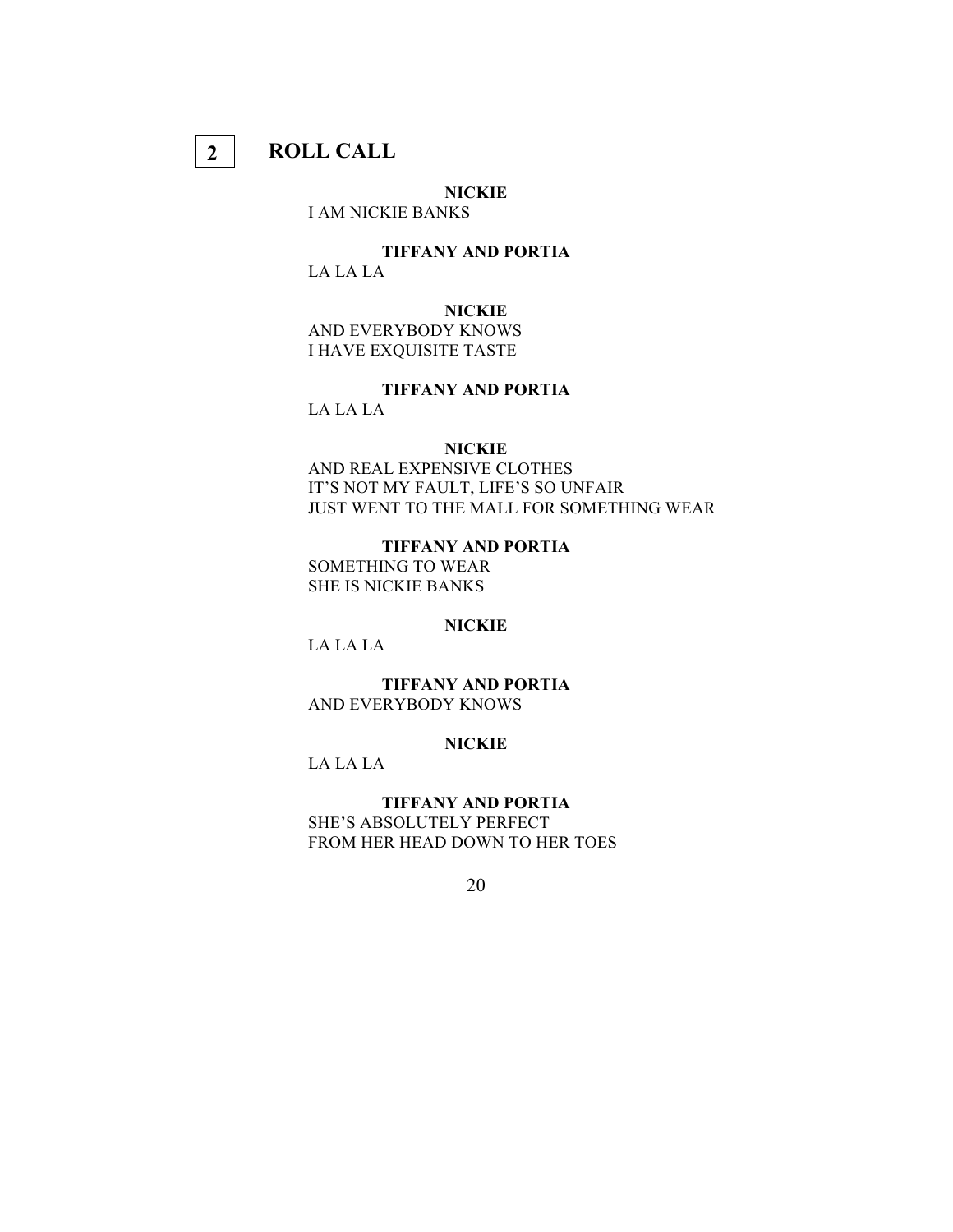## 2 ROLL CALL

**NICKIE**

I AM NICKIE BANKS

**TIFFANY AND PORTIA**

LA LA LA

**NICKIE**

AND EVERYBODY KNOWS
I HAVE EXQUISITE TASTE

**TIFFANY AND PORTIA**

LA LA LA

**NICKIE**

AND REAL EXPENSIVE CLOTHES
IT'S NOT MY FAULT, LIFE'S SO UNFAIR
JUST WENT TO THE MALL FOR SOMETHING WEAR

**TIFFANY AND PORTIA**

SOMETHING TO WEAR
SHE IS NICKIE BANKS

**NICKIE**

LA LA LA

**TIFFANY AND PORTIA**

AND EVERYBODY KNOWS

**NICKIE**

LA LA LA

**TIFFANY AND PORTIA**

SHE'S ABSOLUTELY PERFECT
FROM HER HEAD DOWN TO HER TOES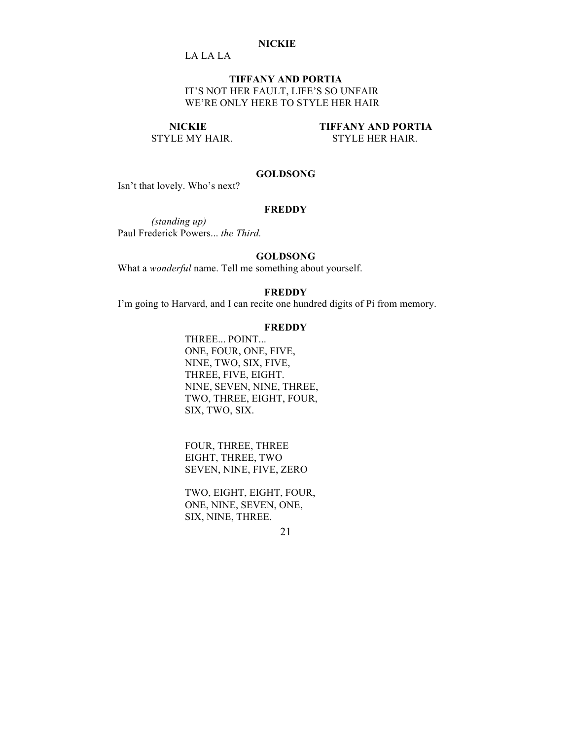**NICKIE**

LA LA LA

**TIFFANY AND PORTIA**

IT'S NOT HER FAULT, LIFE'S SO UNFAIR
WE'RE ONLY HERE TO STYLE HER HAIR

**NICKIE**

STYLE MY HAIR.

**TIFFANY AND PORTIA**

STYLE HER HAIR.

**GOLDSONG**

Isn't that lovely. Who's next?

**FREDDY**

*(standing up)*
Paul Frederick Powers... *the Third.*

**GOLDSONG**

What a *wonderful* name. Tell me something about yourself.

**FREDDY**

I'm going to Harvard, and I can recite one hundred digits of Pi from memory.

**FREDDY**

THREE... POINT...
ONE, FOUR, ONE, FIVE,
NINE, TWO, SIX, FIVE,
THREE, FIVE, EIGHT.
NINE, SEVEN, NINE, THREE,
TWO, THREE, EIGHT, FOUR,
SIX, TWO, SIX.

FOUR, THREE, THREE
EIGHT, THREE, TWO
SEVEN, NINE, FIVE, ZERO

TWO, EIGHT, EIGHT, FOUR,
ONE, NINE, SEVEN, ONE,
SIX, NINE, THREE.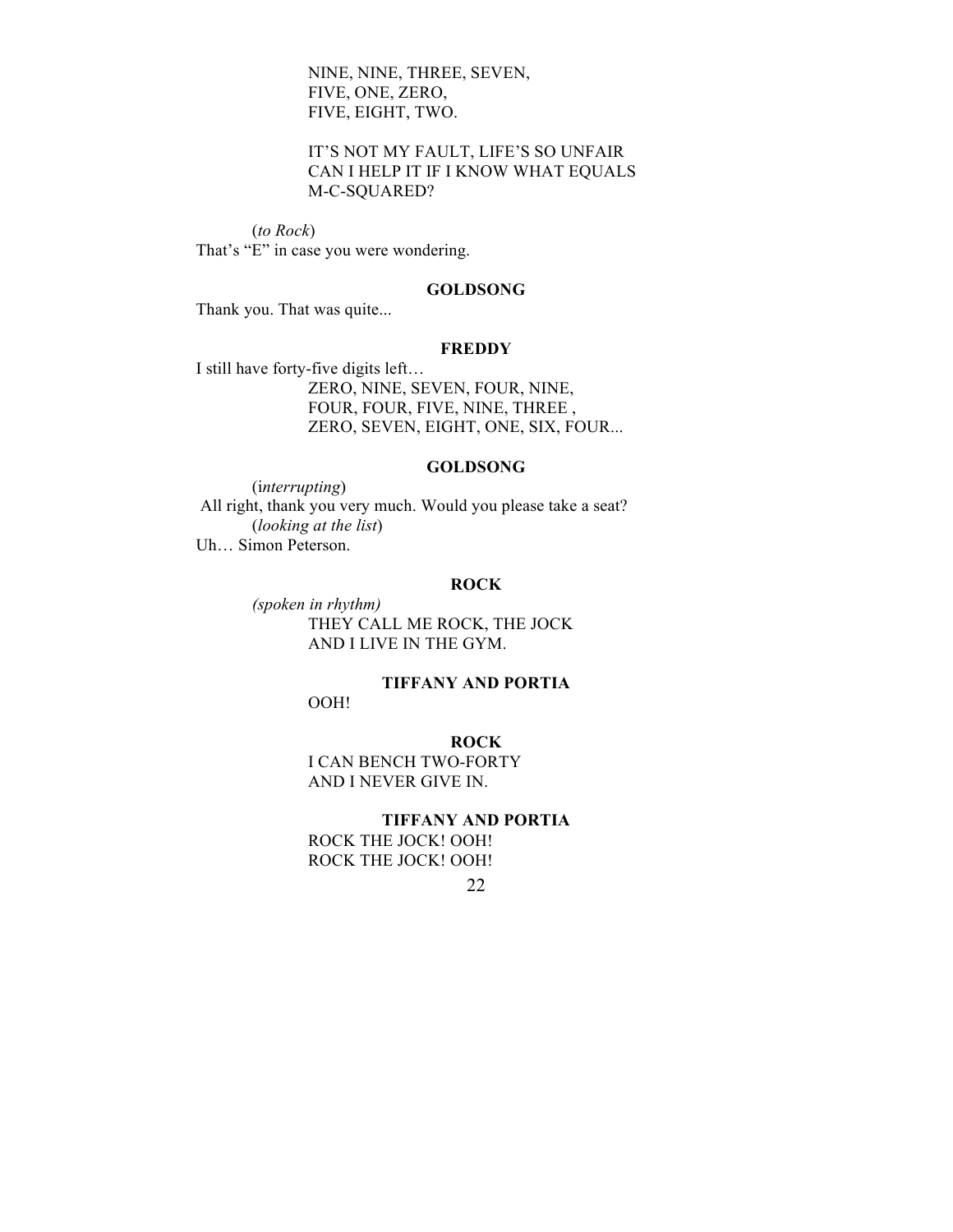NINE, NINE, THREE, SEVEN,
FIVE, ONE, ZERO,
FIVE, EIGHT, TWO.

IT'S NOT MY FAULT, LIFE'S SO UNFAIR
CAN I HELP IT IF I KNOW WHAT EQUALS
M-C-SQUARED?

(*to Rock*)
That's "E" in case you were wondering.

**GOLDSONG**

Thank you. That was quite...

**FREDDY**

I still have forty-five digits left…
ZERO, NINE, SEVEN, FOUR, NINE,
FOUR, FOUR, FIVE, NINE, THREE ,
ZERO, SEVEN, EIGHT, ONE, SIX, FOUR...

**GOLDSONG**

(i*nterrupting*)
All right, thank you very much. Would you please take a seat?
(*looking at the list*)
Uh… Simon Peterson.

**ROCK**

*(spoken in rhythm)*
THEY CALL ME ROCK, THE JOCK
AND I LIVE IN THE GYM.

**TIFFANY AND PORTIA**

OOH!

**ROCK**

I CAN BENCH TWO-FORTY
AND I NEVER GIVE IN.

**TIFFANY AND PORTIA**

ROCK THE JOCK! OOH!
ROCK THE JOCK! OOH!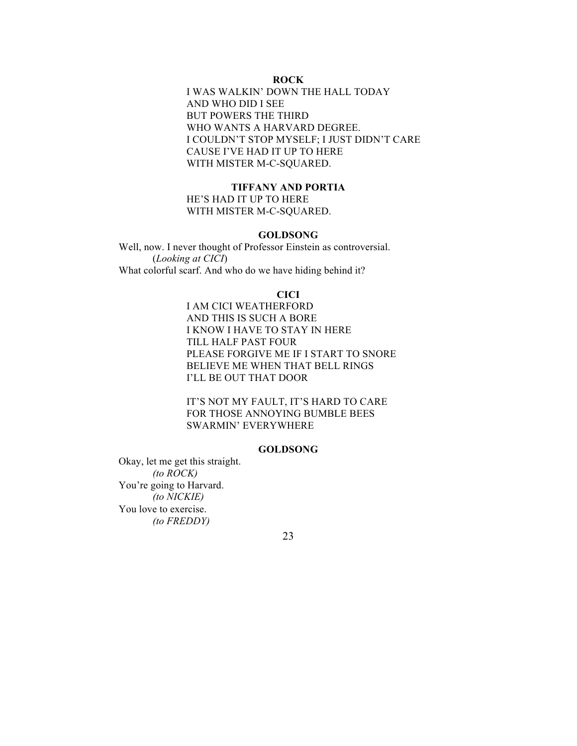**ROCK**

I WAS WALKIN' DOWN THE HALL TODAY
AND WHO DID I SEE
BUT POWERS THE THIRD
WHO WANTS A HARVARD DEGREE.
I COULDN'T STOP MYSELF; I JUST DIDN'T CARE
CAUSE I'VE HAD IT UP TO HERE
WITH MISTER M-C-SQUARED.

**TIFFANY AND PORTIA**

HE'S HAD IT UP TO HERE
WITH MISTER M-C-SQUARED.

**GOLDSONG**

Well, now. I never thought of Professor Einstein as controversial.
(*Looking at CICI*)
What colorful scarf. And who do we have hiding behind it?

**CICI**

I AM CICI WEATHERFORD
AND THIS IS SUCH A BORE
I KNOW I HAVE TO STAY IN HERE
TILL HALF PAST FOUR
PLEASE FORGIVE ME IF I START TO SNORE
BELIEVE ME WHEN THAT BELL RINGS
I'LL BE OUT THAT DOOR

IT'S NOT MY FAULT, IT'S HARD TO CARE
FOR THOSE ANNOYING BUMBLE BEES
SWARMIN' EVERYWHERE

**GOLDSONG**

Okay, let me get this straight.
*(to ROCK)*
You're going to Harvard.
*(to NICKIE)*
You love to exercise.
*(to FREDDY)*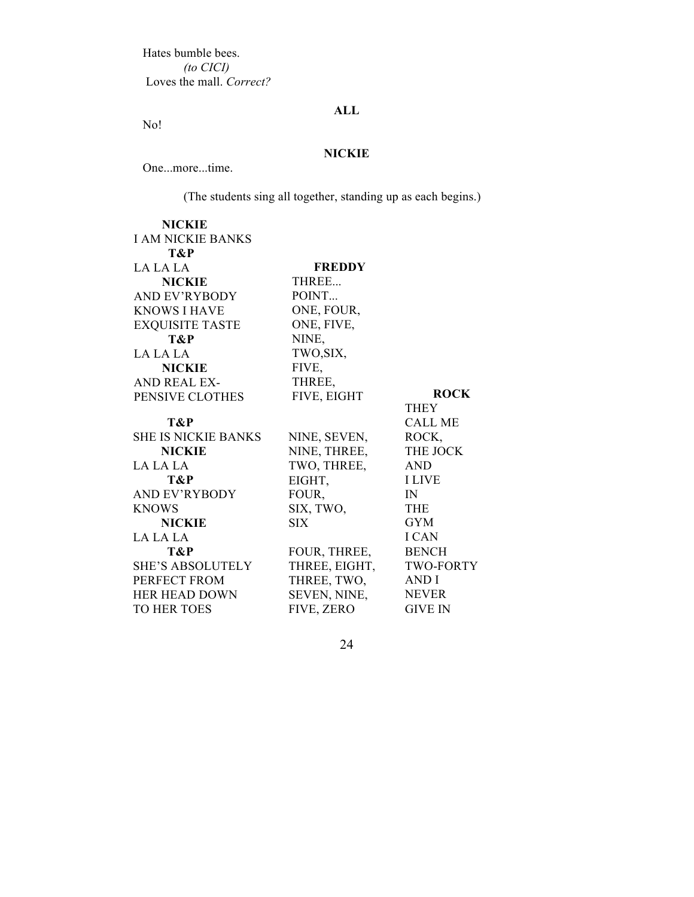Hates bumble bees.
*(to CICI)*
Loves the mall. *Correct?*

**ALL**

No!

**NICKIE**

One...more...time.

(The students sing all together, standing up as each begins.)

| | | |
|---|---|---|
| **NICKIE** | | |
| I AM NICKIE BANKS | | |
| **T&P** | | |
| LA LA LA | **FREDDY** | |
| **NICKIE** | THREE... | |
| AND EV'RYBODY | POINT... | |
| KNOWS I HAVE | ONE, FOUR, | |
| EXQUISITE TASTE | ONE, FIVE, | |
| **T&P** | NINE, | |
| LA LA LA | TWO,SIX, | |
| **NICKIE** | FIVE, | |
| AND REAL EX- | THREE, | |
| PENSIVE CLOTHES | FIVE, EIGHT | **ROCK** |
| | | THEY |
| **T&P** | | CALL ME |
| SHE IS NICKIE BANKS | NINE, SEVEN, | ROCK, |
| **NICKIE** | NINE, THREE, | THE JOCK |
| LA LA LA | TWO, THREE, | AND |
| **T&P** | EIGHT, | I LIVE |
| AND EV'RYBODY | FOUR, | IN |
| KNOWS | SIX, TWO, | THE |
| **NICKIE** | SIX | GYM |
| LA LA LA | | I CAN |
| **T&P** | FOUR, THREE, | BENCH |
| SHE'S ABSOLUTELY | THREE, EIGHT, | TWO-FORTY |
| PERFECT FROM | THREE, TWO, | AND I |
| HER HEAD DOWN | SEVEN, NINE, | NEVER |
| TO HER TOES | FIVE, ZERO | GIVE IN |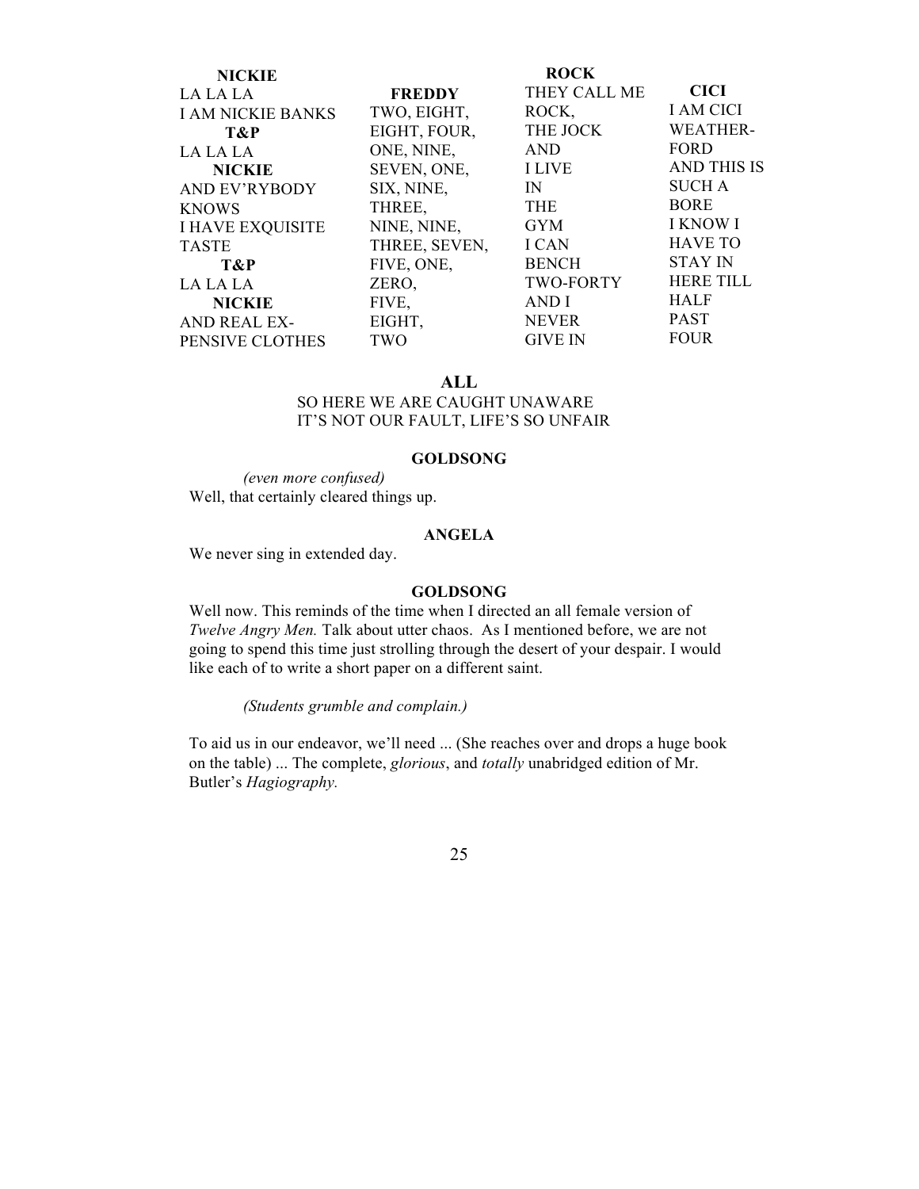**NICKIE**
LA LA LA
I AM NICKIE BANKS

**T&P**
LA LA LA

**NICKIE**
AND EV'RYBODY
KNOWS
I HAVE EXQUISITE
TASTE

**T&P**
LA LA LA

**NICKIE**
AND REAL EX-
PENSIVE CLOTHES

**FREDDY**
TWO, EIGHT,
EIGHT, FOUR,
ONE, NINE,
SEVEN, ONE,
SIX, NINE,
THREE,
NINE, NINE,
THREE, SEVEN,
FIVE, ONE,
ZERO,
FIVE,
EIGHT,
TWO

**ROCK**
THEY CALL ME
ROCK,
THE JOCK
AND
I LIVE
IN
THE
GYM
I CAN
BENCH
TWO-FORTY
AND I
NEVER
GIVE IN

**CICI**
I AM CICI
WEATHER-
FORD
AND THIS IS
SUCH A
BORE
I KNOW I
HAVE TO
STAY IN
HERE TILL
HALF
PAST
FOUR

**ALL**
SO HERE WE ARE CAUGHT UNAWARE
IT'S NOT OUR FAULT, LIFE'S SO UNFAIR

**GOLDSONG**
*(even more confused)*
Well, that certainly cleared things up.

**ANGELA**
We never sing in extended day.

**GOLDSONG**
Well now. This reminds of the time when I directed an all female version of *Twelve Angry Men.* Talk about utter chaos. As I mentioned before, we are not going to spend this time just strolling through the desert of your despair. I would like each of to write a short paper on a different saint.

*(Students grumble and complain.)*

To aid us in our endeavor, we'll need ... (She reaches over and drops a huge book on the table) ... The complete, *glorious*, and *totally* unabridged edition of Mr. Butler's *Hagiography.*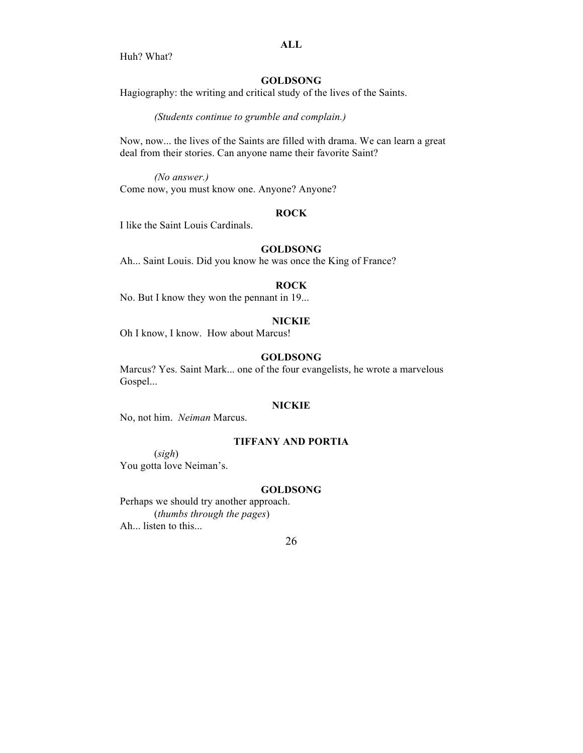**ALL**

Huh? What?

**GOLDSONG**

Hagiography: the writing and critical study of the lives of the Saints.

*(Students continue to grumble and complain.)*

Now, now... the lives of the Saints are filled with drama. We can learn a great deal from their stories. Can anyone name their favorite Saint?

*(No answer.)*

Come now, you must know one. Anyone? Anyone?

**ROCK**

I like the Saint Louis Cardinals.

**GOLDSONG**

Ah... Saint Louis. Did you know he was once the King of France?

**ROCK**

No. But I know they won the pennant in 19...

**NICKIE**

Oh I know, I know. How about Marcus!

**GOLDSONG**

Marcus? Yes. Saint Mark... one of the four evangelists, he wrote a marvelous Gospel...

**NICKIE**

No, not him. *Neiman* Marcus.

**TIFFANY AND PORTIA**

(*sigh*)

You gotta love Neiman's.

**GOLDSONG**

Perhaps we should try another approach.

(*thumbs through the pages*)

Ah... listen to this...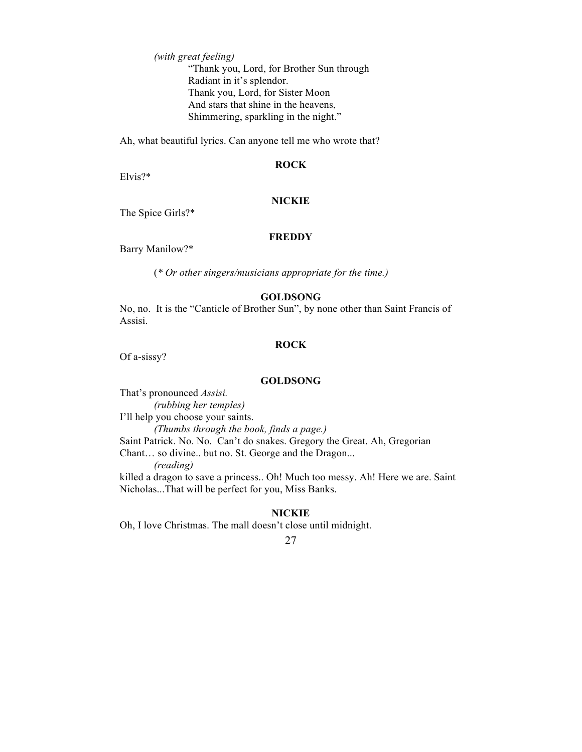*(with great feeling)*

"Thank you, Lord, for Brother Sun through
Radiant in it's splendor.
Thank you, Lord, for Sister Moon
And stars that shine in the heavens,
Shimmering, sparkling in the night."

Ah, what beautiful lyrics. Can anyone tell me who wrote that?

**ROCK**

Elvis?*

**NICKIE**

The Spice Girls?*

**FREDDY**

Barry Manilow?*

*(* Or other singers/musicians appropriate for the time.)*

**GOLDSONG**

No, no. It is the "Canticle of Brother Sun", by none other than Saint Francis of Assisi.

**ROCK**

Of a-sissy?

**GOLDSONG**

That's pronounced *Assisi.*

*(rubbing her temples)*

I'll help you choose your saints.

*(Thumbs through the book, finds a page.)*

Saint Patrick. No. No. Can't do snakes. Gregory the Great. Ah, Gregorian Chant… so divine.. but no. St. George and the Dragon...

*(reading)*

killed a dragon to save a princess.. Oh! Much too messy. Ah! Here we are. Saint Nicholas...That will be perfect for you, Miss Banks.

**NICKIE**

Oh, I love Christmas. The mall doesn't close until midnight.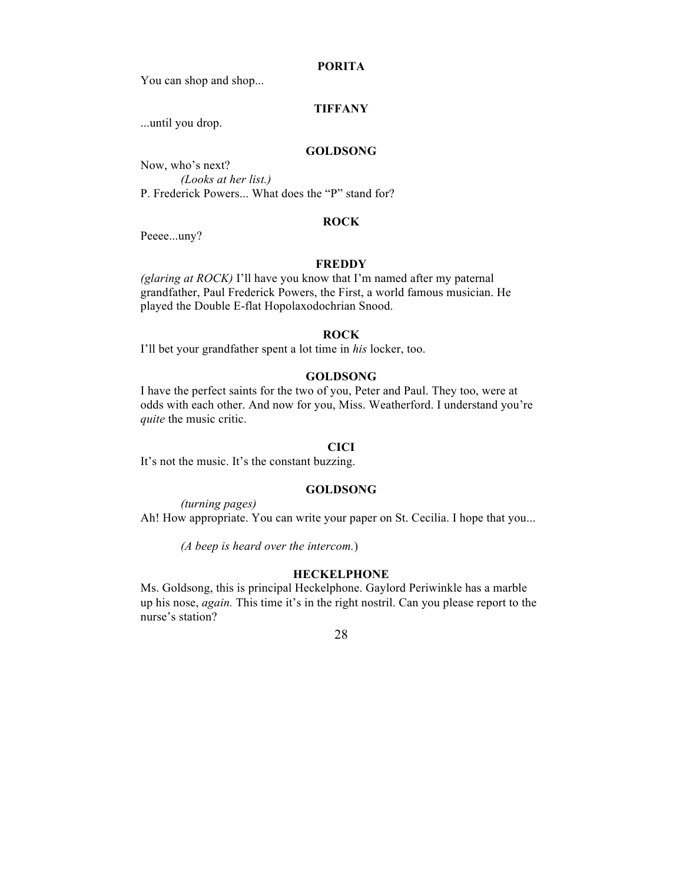**PORITA**

You can shop and shop...

**TIFFANY**

...until you drop.

**GOLDSONG**

Now, who's next?

*(Looks at her list.)*

P. Frederick Powers... What does the "P" stand for?

**ROCK**

Peeee...uny?

**FREDDY**

*(glaring at ROCK)* I'll have you know that I'm named after my paternal grandfather, Paul Frederick Powers, the First, a world famous musician. He played the Double E-flat Hopolaxodochrian Snood.

**ROCK**

I'll bet your grandfather spent a lot time in *his* locker, too.

**GOLDSONG**

I have the perfect saints for the two of you, Peter and Paul. They too, were at odds with each other. And now for you, Miss. Weatherford. I understand you're *quite* the music critic.

**CICI**

It's not the music. It's the constant buzzing.

**GOLDSONG**

*(turning pages)*

Ah! How appropriate. You can write your paper on St. Cecilia. I hope that you...

*(A beep is heard over the intercom.)*

**HECKELPHONE**

Ms. Goldsong, this is principal Heckelphone. Gaylord Periwinkle has a marble up his nose, *again.* This time it's in the right nostril. Can you please report to the nurse's station?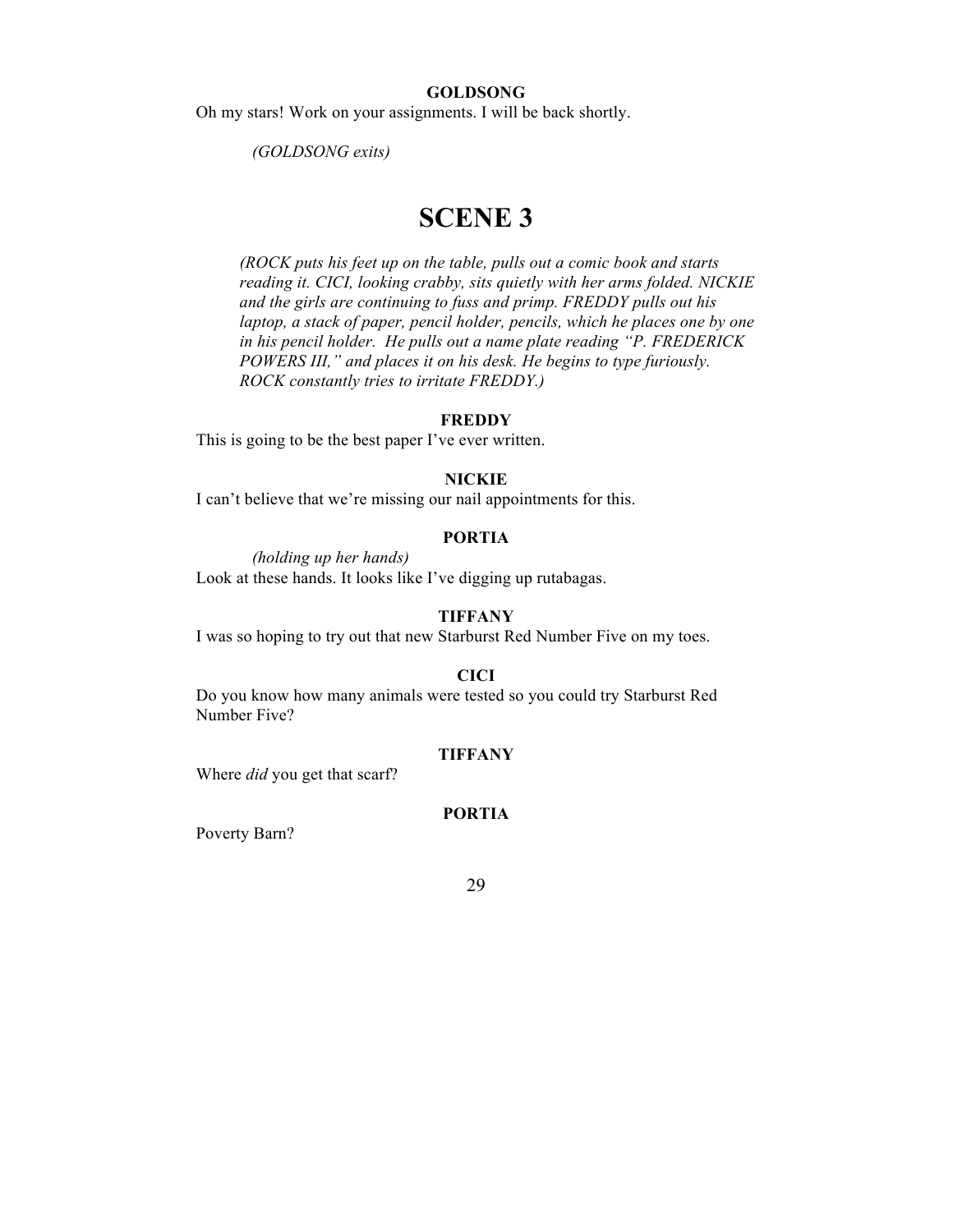**GOLDSONG**

Oh my stars! Work on your assignments. I will be back shortly.

*(GOLDSONG exits)*

# SCENE 3

*(ROCK puts his feet up on the table, pulls out a comic book and starts reading it. CICI, looking crabby, sits quietly with her arms folded. NICKIE and the girls are continuing to fuss and primp. FREDDY pulls out his laptop, a stack of paper, pencil holder, pencils, which he places one by one in his pencil holder. He pulls out a name plate reading "P. FREDERICK POWERS III," and places it on his desk. He begins to type furiously. ROCK constantly tries to irritate FREDDY.)*

**FREDDY**

This is going to be the best paper I've ever written.

**NICKIE**

I can't believe that we're missing our nail appointments for this.

**PORTIA**

*(holding up her hands)*

Look at these hands. It looks like I've digging up rutabagas.

**TIFFANY**

I was so hoping to try out that new Starburst Red Number Five on my toes.

**CICI**

Do you know how many animals were tested so you could try Starburst Red Number Five?

**TIFFANY**

Where *did* you get that scarf?

**PORTIA**

Poverty Barn?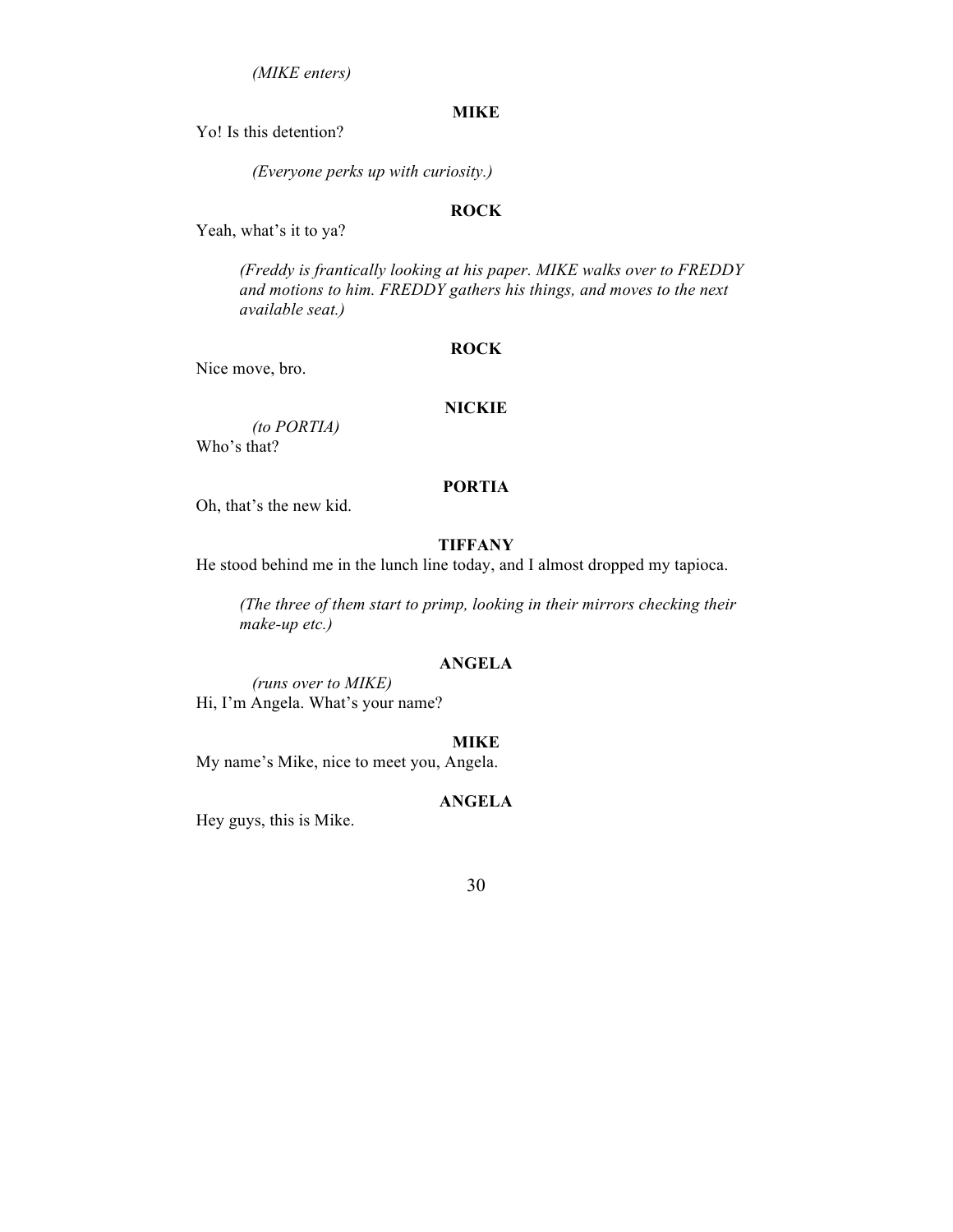*(MIKE enters)*

**MIKE**

Yo! Is this detention?

*(Everyone perks up with curiosity.)*

**ROCK**

Yeah, what's it to ya?

*(Freddy is frantically looking at his paper. MIKE walks over to FREDDY and motions to him. FREDDY gathers his things, and moves to the next available seat.)*

**ROCK**

Nice move, bro.

**NICKIE**

*(to PORTIA)*
Who's that?

**PORTIA**

Oh, that's the new kid.

**TIFFANY**

He stood behind me in the lunch line today, and I almost dropped my tapioca.

*(The three of them start to primp, looking in their mirrors checking their make-up etc.)*

**ANGELA**

*(runs over to MIKE)*
Hi, I'm Angela. What's your name?

**MIKE**

My name's Mike, nice to meet you, Angela.

**ANGELA**

Hey guys, this is Mike.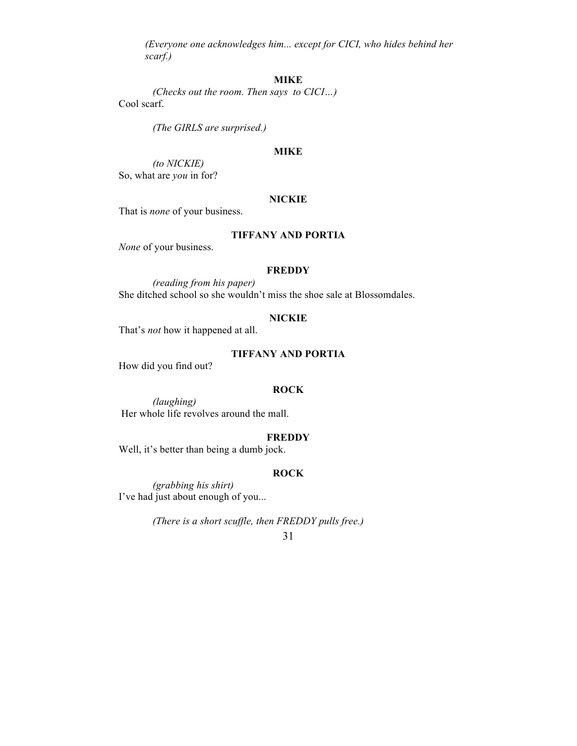*(Everyone one acknowledges him... except for CICI, who hides behind her scarf.)*

**MIKE**

*(Checks out the room. Then says to CICI…)*
Cool scarf.

*(The GIRLS are surprised.)*

**MIKE**

*(to NICKIE)*
So, what are *you* in for?

**NICKIE**

That is *none* of your business.

**TIFFANY AND PORTIA**

*None* of your business.

**FREDDY**

*(reading from his paper)*
She ditched school so she wouldn't miss the shoe sale at Blossomdales.

**NICKIE**

That's *not* how it happened at all.

**TIFFANY AND PORTIA**

How did you find out?

**ROCK**

*(laughing)*
Her whole life revolves around the mall.

**FREDDY**

Well, it's better than being a dumb jock.

**ROCK**

*(grabbing his shirt)*
I've had just about enough of you...

*(There is a short scuffle, then FREDDY pulls free.)*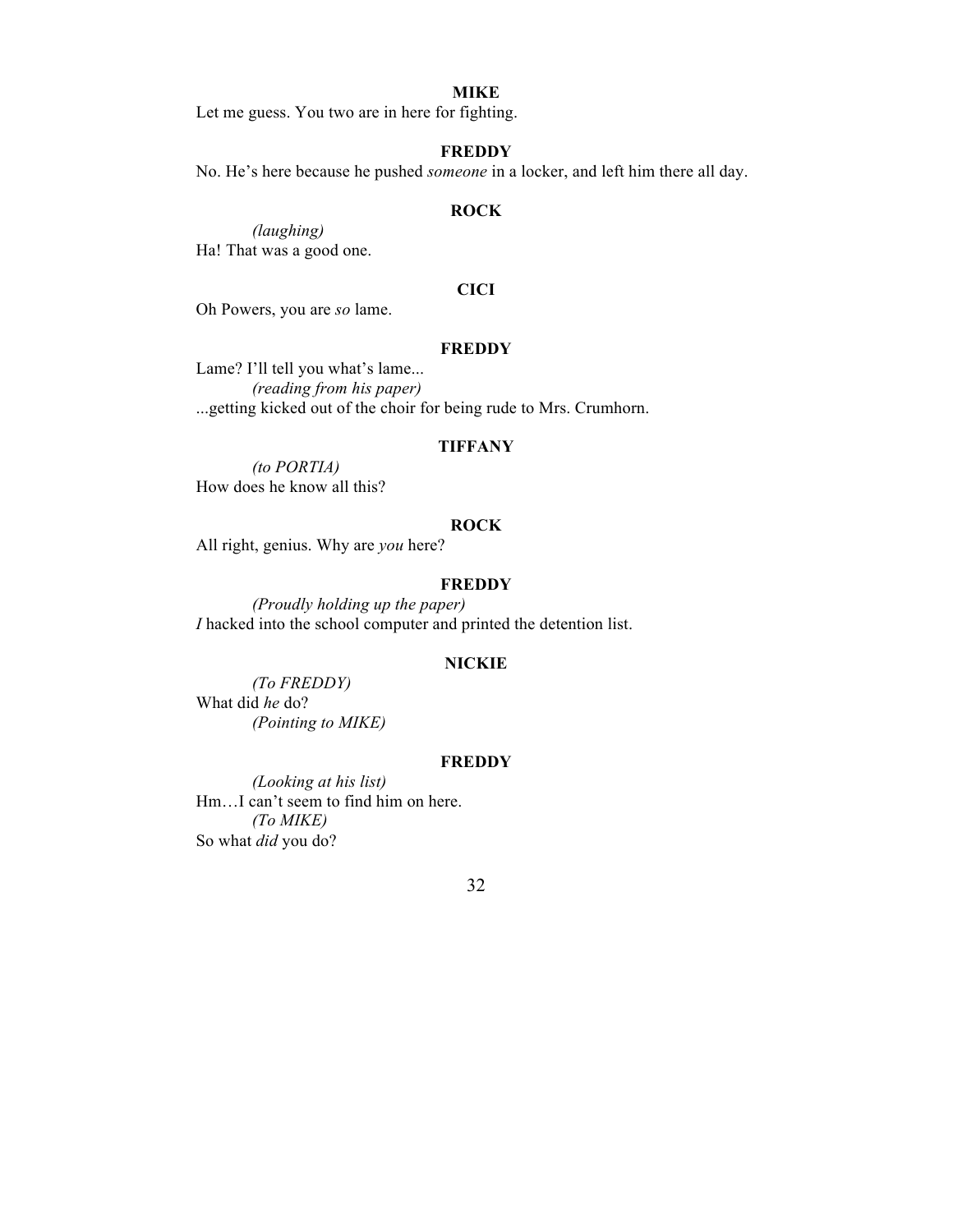**MIKE**

Let me guess. You two are in here for fighting.

**FREDDY**

No. He's here because he pushed *someone* in a locker, and left him there all day.

**ROCK**

*(laughing)*

Ha! That was a good one.

**CICI**

Oh Powers, you are *so* lame.

**FREDDY**

Lame? I'll tell you what's lame...

*(reading from his paper)*

...getting kicked out of the choir for being rude to Mrs. Crumhorn.

**TIFFANY**

*(to PORTIA)*

How does he know all this?

**ROCK**

All right, genius. Why are *you* here?

**FREDDY**

*(Proudly holding up the paper)*

*I* hacked into the school computer and printed the detention list.

**NICKIE**

*(To FREDDY)*

What did *he* do?

*(Pointing to MIKE)*

**FREDDY**

*(Looking at his list)*

Hm…I can't seem to find him on here.

*(To MIKE)*

So what *did* you do?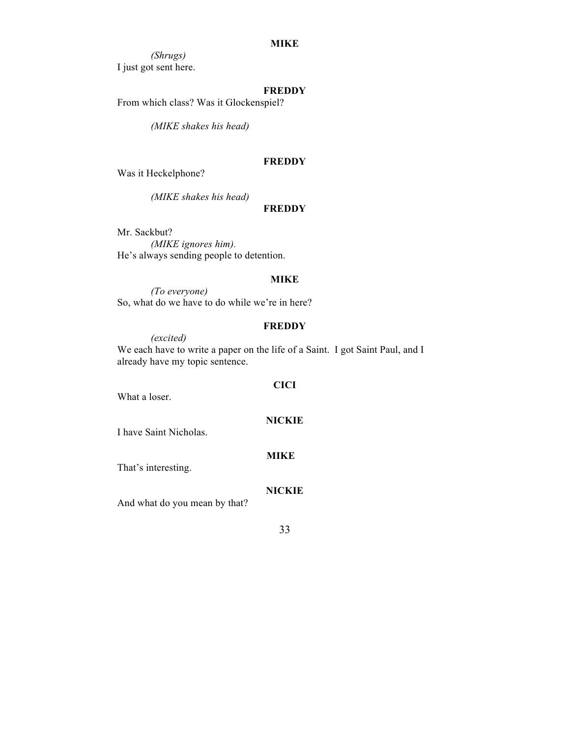**MIKE**

*(Shrugs)*
I just got sent here.

**FREDDY**

From which class? Was it Glockenspiel?

*(MIKE shakes his head)*

**FREDDY**

Was it Heckelphone?

*(MIKE shakes his head)*

**FREDDY**

Mr. Sackbut?
*(MIKE ignores him).*
He's always sending people to detention.

**MIKE**

*(To everyone)*
So, what do we have to do while we're in here?

**FREDDY**

*(excited)*
We each have to write a paper on the life of a Saint. I got Saint Paul, and I already have my topic sentence.

**CICI**

What a loser.

**NICKIE**

I have Saint Nicholas.

**MIKE**

That's interesting.

**NICKIE**

And what do you mean by that?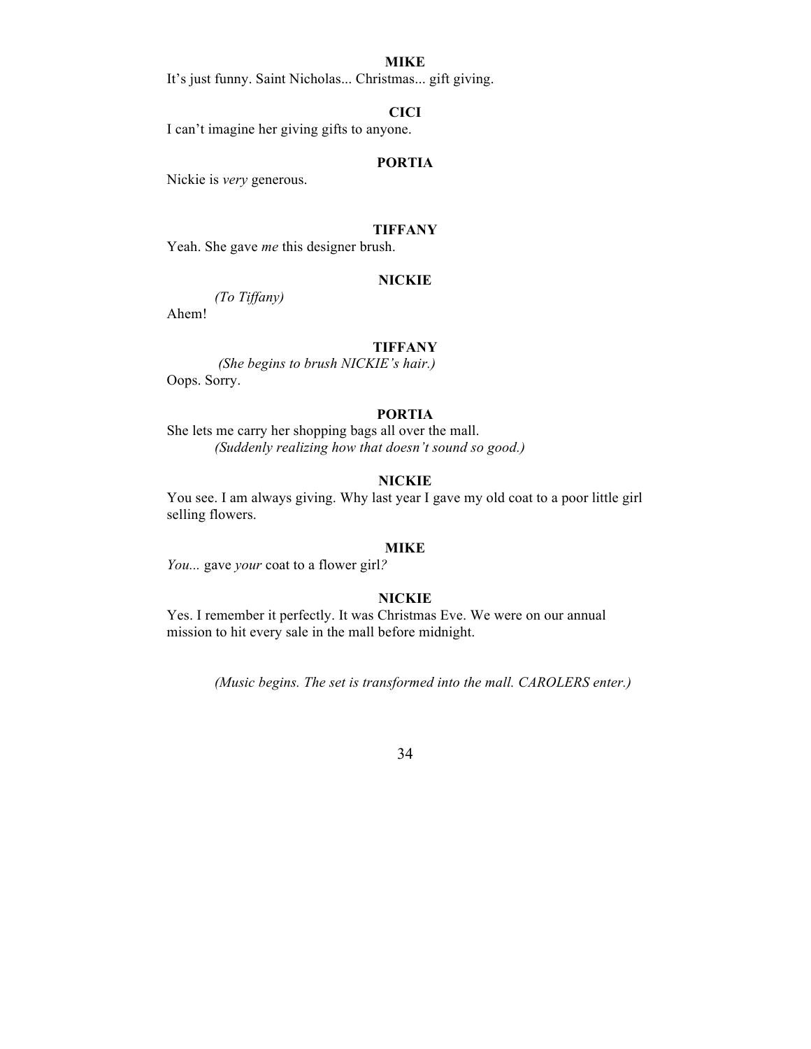**MIKE**

It's just funny. Saint Nicholas... Christmas... gift giving.

**CICI**

I can't imagine her giving gifts to anyone.

**PORTIA**

Nickie is *very* generous.

**TIFFANY**

Yeah. She gave *me* this designer brush.

**NICKIE**

*(To Tiffany)*

Ahem!

**TIFFANY**

*(She begins to brush NICKIE's hair.)*

Oops. Sorry.

**PORTIA**

She lets me carry her shopping bags all over the mall.

*(Suddenly realizing how that doesn't sound so good.)*

**NICKIE**

You see. I am always giving. Why last year I gave my old coat to a poor little girl selling flowers.

**MIKE**

*You...* gave *your* coat to a flower girl*?*

**NICKIE**

Yes. I remember it perfectly. It was Christmas Eve. We were on our annual mission to hit every sale in the mall before midnight.

*(Music begins. The set is transformed into the mall. CAROLERS enter.)*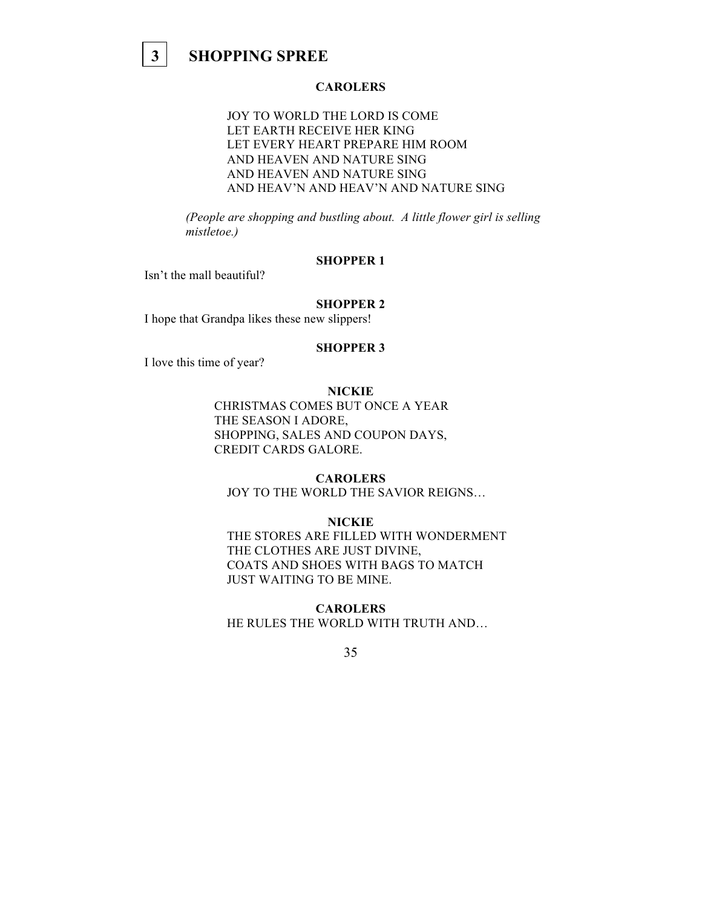## 3 SHOPPING SPREE

**CAROLERS**

JOY TO WORLD THE LORD IS COME
LET EARTH RECEIVE HER KING
LET EVERY HEART PREPARE HIM ROOM
AND HEAVEN AND NATURE SING
AND HEAVEN AND NATURE SING
AND HEAV'N AND HEAV'N AND NATURE SING

*(People are shopping and bustling about. A little flower girl is selling mistletoe.)*

**SHOPPER 1**

Isn't the mall beautiful?

**SHOPPER 2**

I hope that Grandpa likes these new slippers!

**SHOPPER 3**

I love this time of year?

**NICKIE**

CHRISTMAS COMES BUT ONCE A YEAR
THE SEASON I ADORE,
SHOPPING, SALES AND COUPON DAYS,
CREDIT CARDS GALORE.

**CAROLERS**

JOY TO THE WORLD THE SAVIOR REIGNS…

**NICKIE**

THE STORES ARE FILLED WITH WONDERMENT
THE CLOTHES ARE JUST DIVINE,
COATS AND SHOES WITH BAGS TO MATCH
JUST WAITING TO BE MINE.

**CAROLERS**

HE RULES THE WORLD WITH TRUTH AND…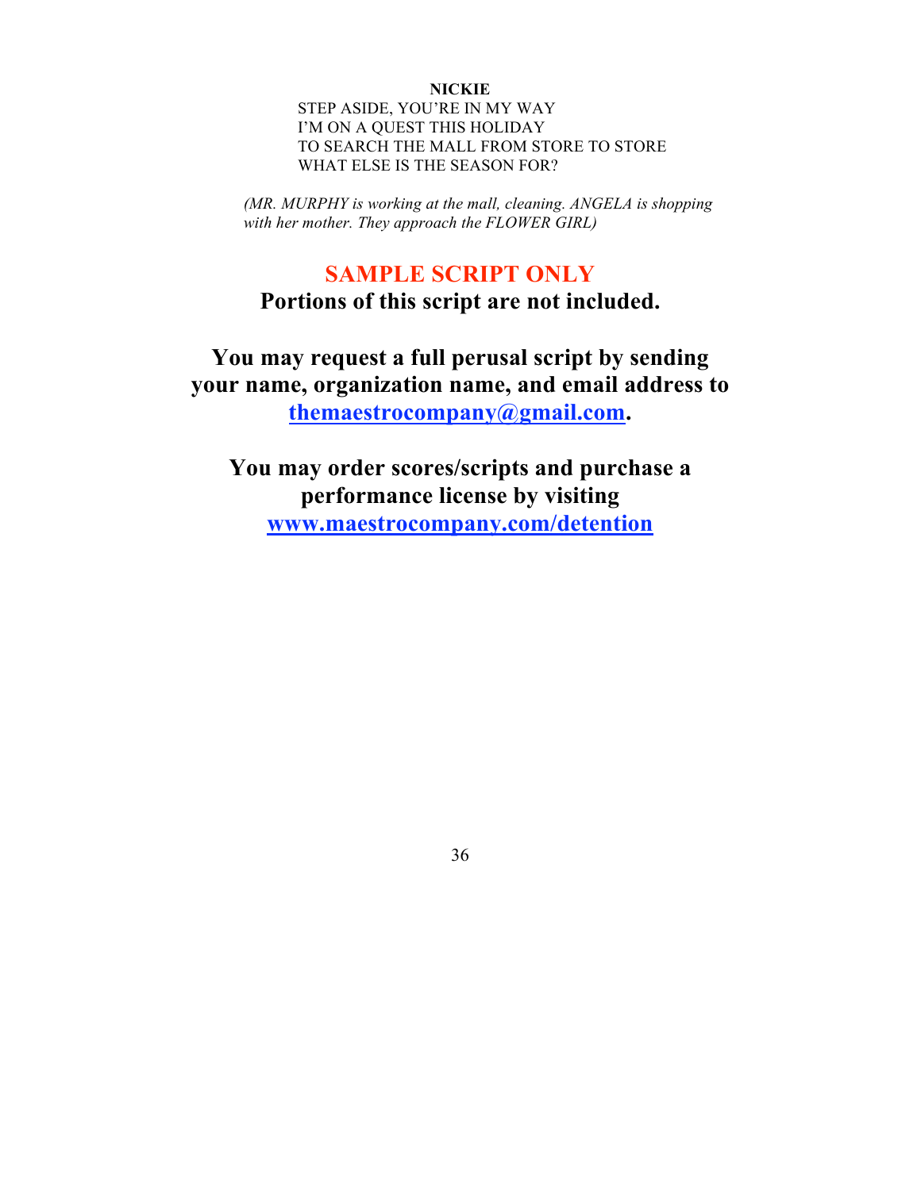**NICKIE**

STEP ASIDE, YOU'RE IN MY WAY
I'M ON A QUEST THIS HOLIDAY
TO SEARCH THE MALL FROM STORE TO STORE
WHAT ELSE IS THE SEASON FOR?

*(MR. MURPHY is working at the mall, cleaning. ANGELA is shopping with her mother. They approach the FLOWER GIRL)*

**SAMPLE SCRIPT ONLY**

**Portions of this script are not included.**

**You may request a full perusal script by sending your name, organization name, and email address to themaestrocompany@gmail.com.**

**You may order scores/scripts and purchase a performance license by visiting www.maestrocompany.com/detention**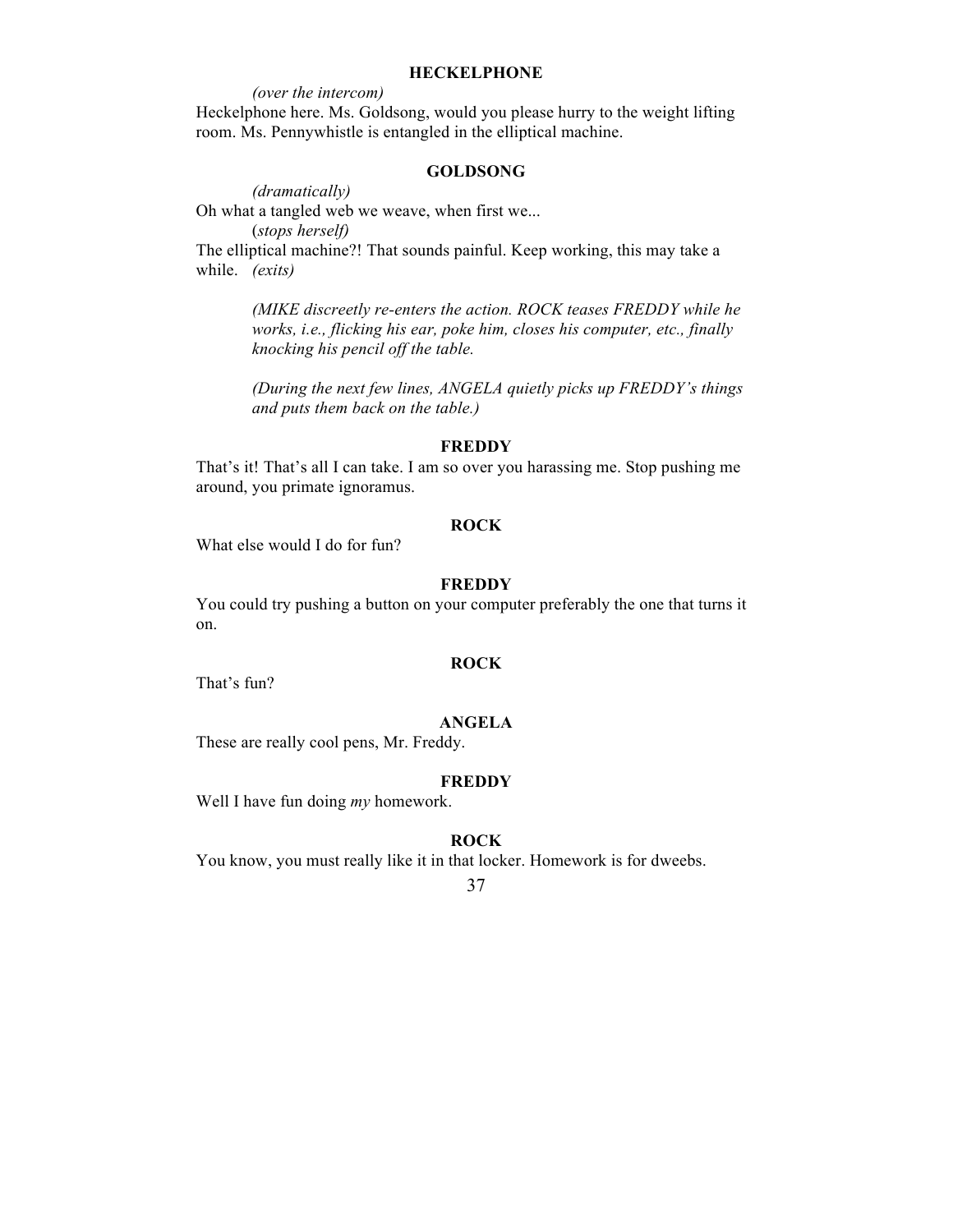**HECKELPHONE**

*(over the intercom)*

Heckelphone here. Ms. Goldsong, would you please hurry to the weight lifting room. Ms. Pennywhistle is entangled in the elliptical machine.

**GOLDSONG**

*(dramatically)*

Oh what a tangled web we weave, when first we...

(*stops herself)*

The elliptical machine?! That sounds painful. Keep working, this may take a while. *(exits)*

*(MIKE discreetly re-enters the action. ROCK teases FREDDY while he works, i.e., flicking his ear, poke him, closes his computer, etc., finally knocking his pencil off the table.*

*(During the next few lines, ANGELA quietly picks up FREDDY's things and puts them back on the table.)*

**FREDDY**

That's it! That's all I can take. I am so over you harassing me. Stop pushing me around, you primate ignoramus.

**ROCK**

What else would I do for fun?

**FREDDY**

You could try pushing a button on your computer preferably the one that turns it on.

**ROCK**

That's fun?

**ANGELA**

These are really cool pens, Mr. Freddy.

**FREDDY**

Well I have fun doing *my* homework.

**ROCK**

You know, you must really like it in that locker. Homework is for dweebs.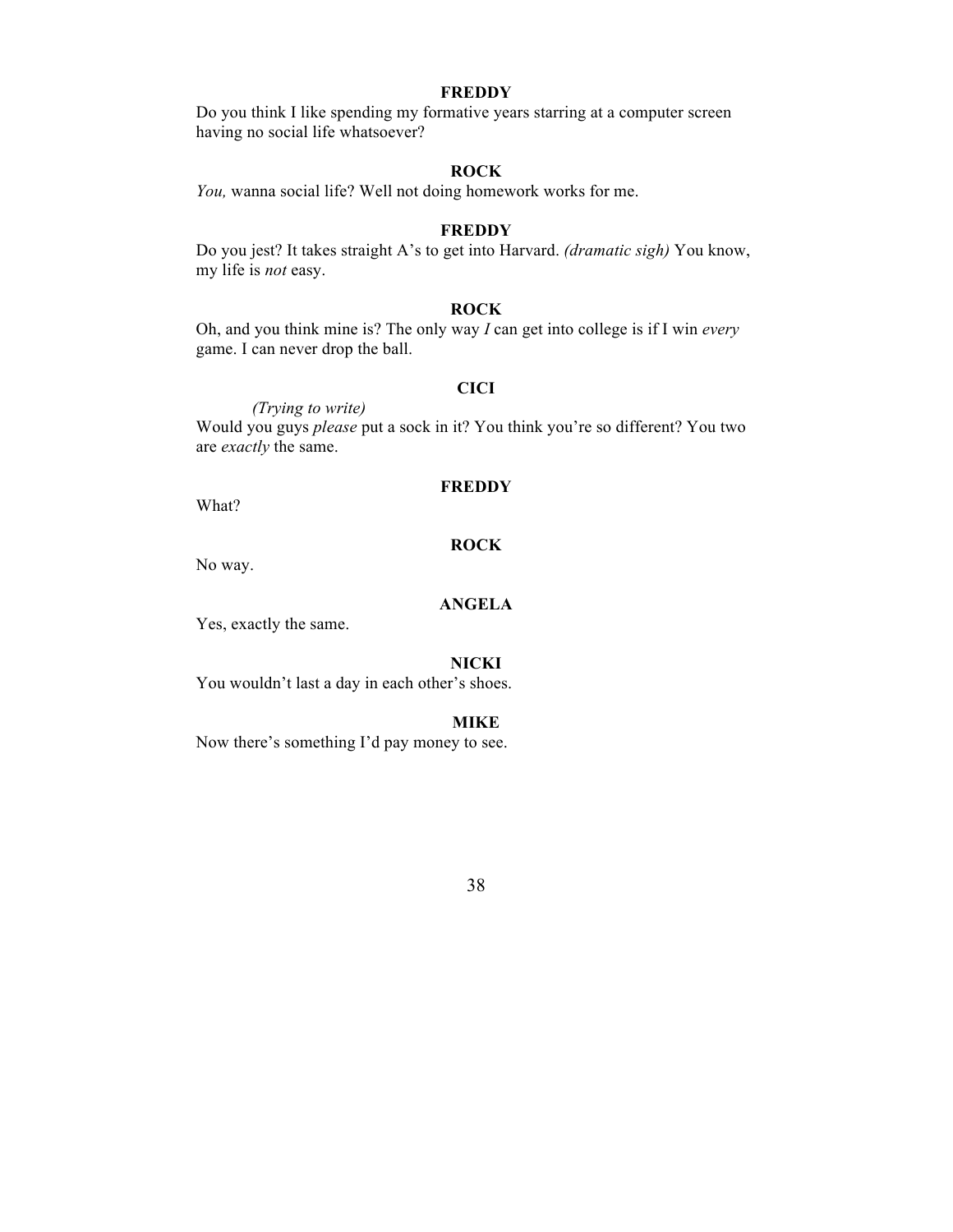**FREDDY**

Do you think I like spending my formative years starring at a computer screen having no social life whatsoever?

**ROCK**

*You,* wanna social life? Well not doing homework works for me.

**FREDDY**

Do you jest? It takes straight A's to get into Harvard. *(dramatic sigh)* You know, my life is *not* easy.

**ROCK**

Oh, and you think mine is? The only way *I* can get into college is if I win *every* game. I can never drop the ball.

**CICI**

*(Trying to write)*

Would you guys *please* put a sock in it? You think you're so different? You two are *exactly* the same.

**FREDDY**

What?

**ROCK**

No way.

**ANGELA**

Yes, exactly the same.

**NICKI**

You wouldn't last a day in each other's shoes.

**MIKE**

Now there's something I'd pay money to see.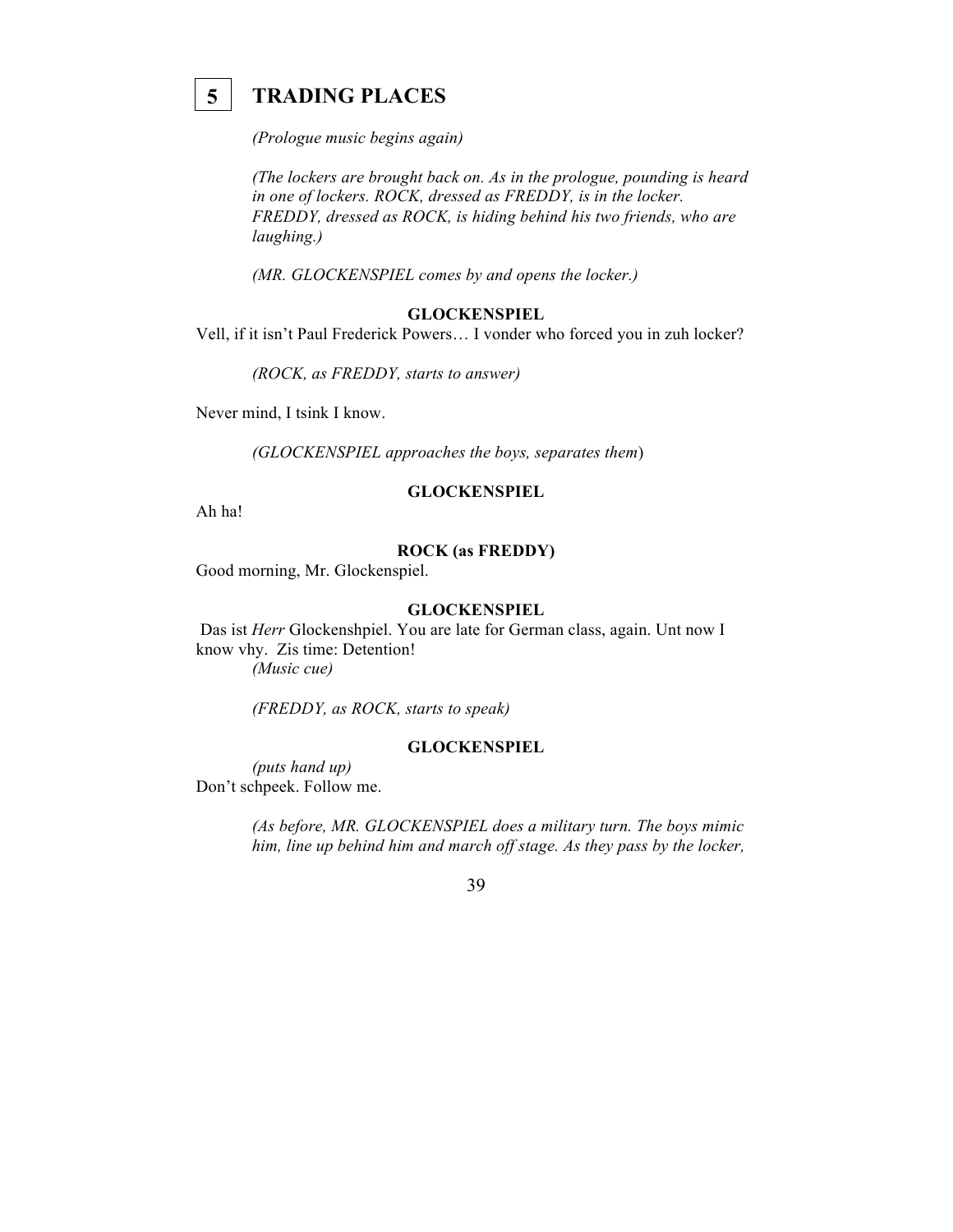# 5 TRADING PLACES

*(Prologue music begins again)*

*(The lockers are brought back on. As in the prologue, pounding is heard in one of lockers. ROCK, dressed as FREDDY, is in the locker. FREDDY, dressed as ROCK, is hiding behind his two friends, who are laughing.)*

*(MR. GLOCKENSPIEL comes by and opens the locker.)*

**GLOCKENSPIEL**

Vell, if it isn't Paul Frederick Powers… I vonder who forced you in zuh locker?

*(ROCK, as FREDDY, starts to answer)*

Never mind, I tsink I know.

*(GLOCKENSPIEL approaches the boys, separates them)*

**GLOCKENSPIEL**

Ah ha!

**ROCK (as FREDDY)**

Good morning, Mr. Glockenspiel.

**GLOCKENSPIEL**

Das ist *Herr* Glockenshpiel. You are late for German class, again. Unt now I know vhy. Zis time: Detention!
*(Music cue)*

*(FREDDY, as ROCK, starts to speak)*

**GLOCKENSPIEL**

*(puts hand up)*
Don't schpeek. Follow me.

*(As before, MR. GLOCKENSPIEL does a military turn. The boys mimic him, line up behind him and march off stage. As they pass by the locker,*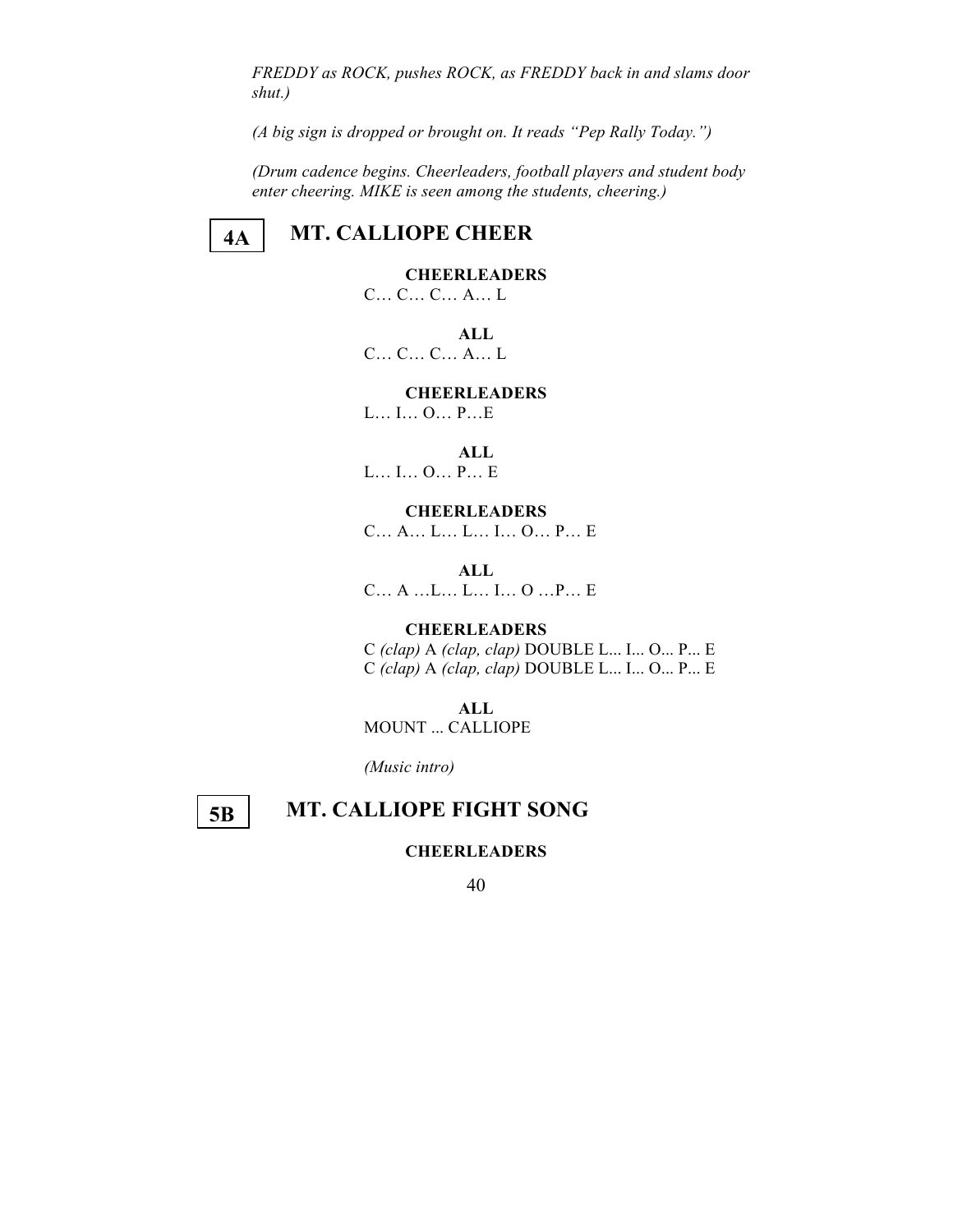*FREDDY as ROCK, pushes ROCK, as FREDDY back in and slams door shut.)*

*(A big sign is dropped or brought on. It reads "Pep Rally Today.")*

*(Drum cadence begins. Cheerleaders, football players and student body enter cheering. MIKE is seen among the students, cheering.)*

## 4A MT. CALLIOPE CHEER

**CHEERLEADERS**
C… C… C… A… L

**ALL**
C… C… C… A… L

**CHEERLEADERS**
L… I… O… P…E

**ALL**
L… I… O… P… E

**CHEERLEADERS**
C… A… L… L… I… O… P… E

**ALL**
C… A …L… L… I… O …P… E

**CHEERLEADERS**
C *(clap)* A *(clap, clap)* DOUBLE L... I... O... P... E
C *(clap)* A *(clap, clap)* DOUBLE L... I... O... P... E

**ALL**
MOUNT ... CALLIOPE

*(Music intro)*

## 5B MT. CALLIOPE FIGHT SONG

**CHEERLEADERS**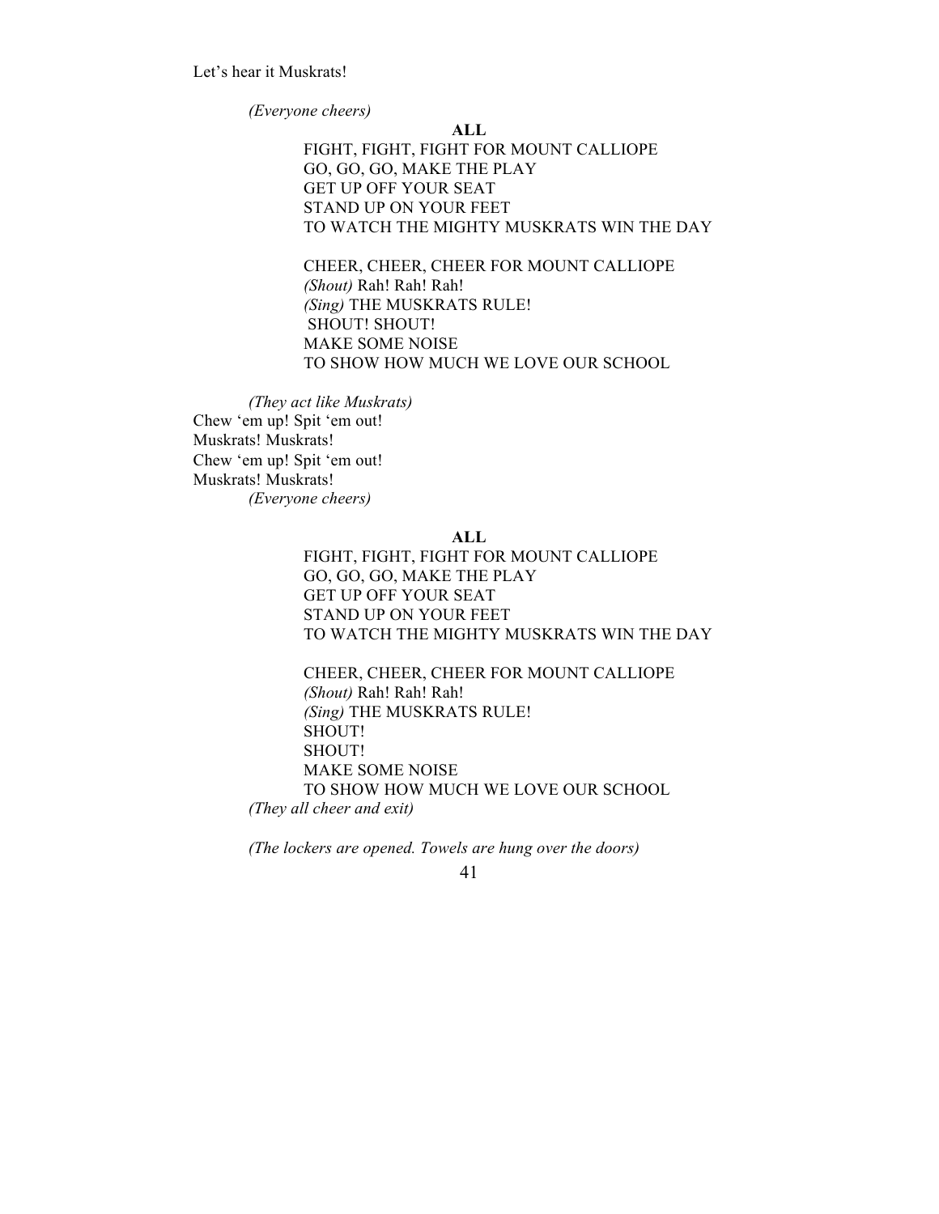Let's hear it Muskrats!

*(Everyone cheers)*

**ALL**

FIGHT, FIGHT, FIGHT FOR MOUNT CALLIOPE
GO, GO, GO, MAKE THE PLAY
GET UP OFF YOUR SEAT
STAND UP ON YOUR FEET
TO WATCH THE MIGHTY MUSKRATS WIN THE DAY

CHEER, CHEER, CHEER FOR MOUNT CALLIOPE
*(Shout)* Rah! Rah! Rah!
*(Sing)* THE MUSKRATS RULE!
SHOUT! SHOUT!
MAKE SOME NOISE
TO SHOW HOW MUCH WE LOVE OUR SCHOOL

*(They act like Muskrats)*

Chew 'em up! Spit 'em out!
Muskrats! Muskrats!
Chew 'em up! Spit 'em out!
Muskrats! Muskrats!

*(Everyone cheers)*

**ALL**

FIGHT, FIGHT, FIGHT FOR MOUNT CALLIOPE
GO, GO, GO, MAKE THE PLAY
GET UP OFF YOUR SEAT
STAND UP ON YOUR FEET
TO WATCH THE MIGHTY MUSKRATS WIN THE DAY

CHEER, CHEER, CHEER FOR MOUNT CALLIOPE
*(Shout)* Rah! Rah! Rah!
*(Sing)* THE MUSKRATS RULE!
SHOUT!
SHOUT!
MAKE SOME NOISE
TO SHOW HOW MUCH WE LOVE OUR SCHOOL

*(They all cheer and exit)*

*(The lockers are opened. Towels are hung over the doors)*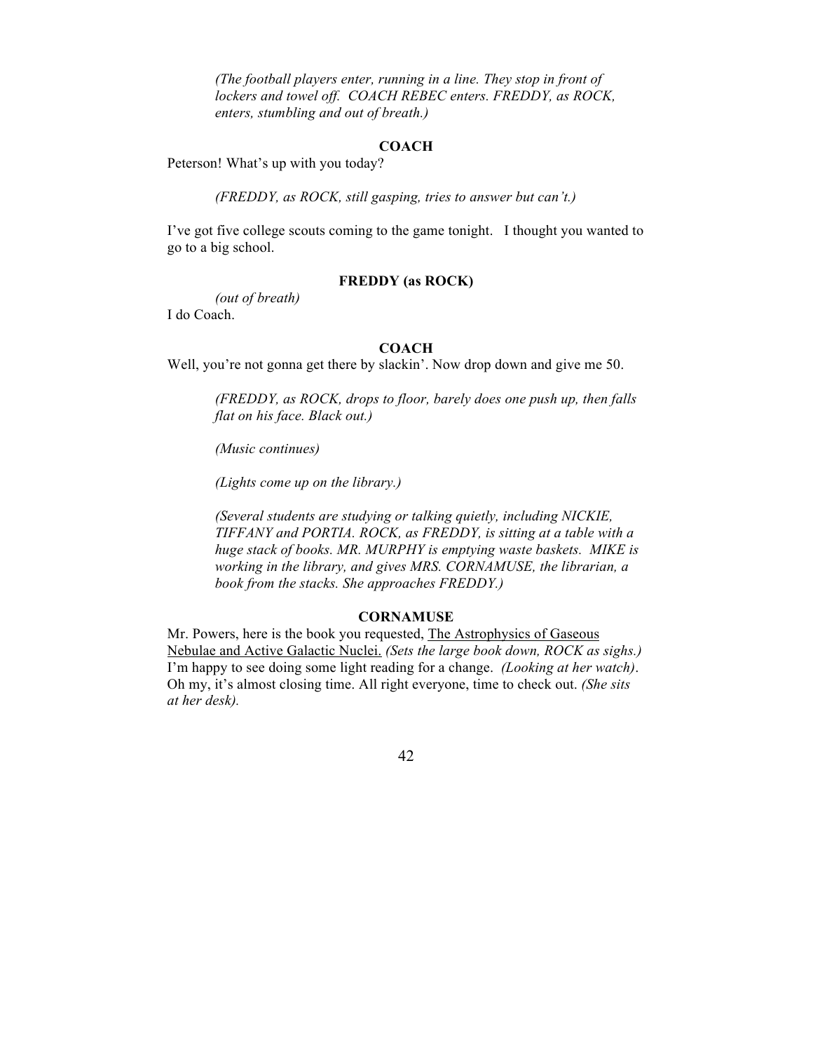*(The football players enter, running in a line. They stop in front of lockers and towel off. COACH REBEC enters. FREDDY, as ROCK, enters, stumbling and out of breath.)*

**COACH**

Peterson! What's up with you today?

*(FREDDY, as ROCK, still gasping, tries to answer but can't.)*

I've got five college scouts coming to the game tonight. I thought you wanted to go to a big school.

**FREDDY (as ROCK)**

*(out of breath)*

I do Coach.

**COACH**

Well, you're not gonna get there by slackin'. Now drop down and give me 50.

*(FREDDY, as ROCK, drops to floor, barely does one push up, then falls flat on his face. Black out.)*

*(Music continues)*

*(Lights come up on the library.)*

*(Several students are studying or talking quietly, including NICKIE, TIFFANY and PORTIA. ROCK, as FREDDY, is sitting at a table with a huge stack of books. MR. MURPHY is emptying waste baskets. MIKE is working in the library, and gives MRS. CORNAMUSE, the librarian, a book from the stacks. She approaches FREDDY.)*

**CORNAMUSE**

Mr. Powers, here is the book you requested, <u>The Astrophysics of Gaseous Nebulae and Active Galactic Nuclei.</u> *(Sets the large book down, ROCK as sighs.)* I'm happy to see doing some light reading for a change. *(Looking at her watch)*. Oh my, it's almost closing time. All right everyone, time to check out. *(She sits at her desk).*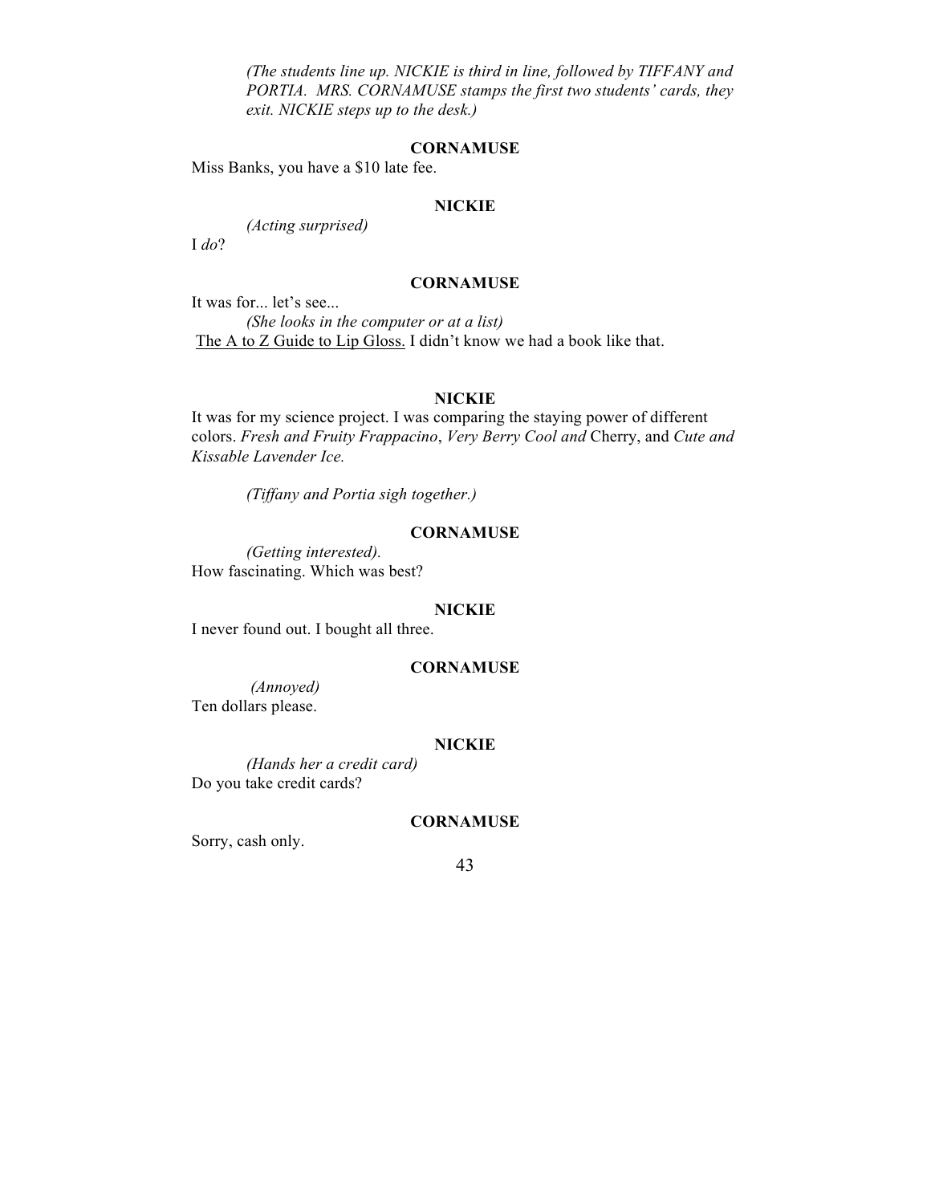*(The students line up. NICKIE is third in line, followed by TIFFANY and PORTIA. MRS. CORNAMUSE stamps the first two students' cards, they exit. NICKIE steps up to the desk.)*

**CORNAMUSE**

Miss Banks, you have a $10 late fee.

**NICKIE**

*(Acting surprised)*

I *do*?

**CORNAMUSE**

It was for... let's see...

*(She looks in the computer or at a list)*

<u>The A to Z Guide to Lip Gloss.</u> I didn't know we had a book like that.

**NICKIE**

It was for my science project. I was comparing the staying power of different colors. *Fresh and Fruity Frappacino*, *Very Berry Cool and* Cherry, and *Cute and Kissable Lavender Ice.*

*(Tiffany and Portia sigh together.)*

**CORNAMUSE**

*(Getting interested).*

How fascinating. Which was best?

**NICKIE**

I never found out. I bought all three.

**CORNAMUSE**

*(Annoyed)*

Ten dollars please.

**NICKIE**

*(Hands her a credit card)*

Do you take credit cards?

**CORNAMUSE**

Sorry, cash only.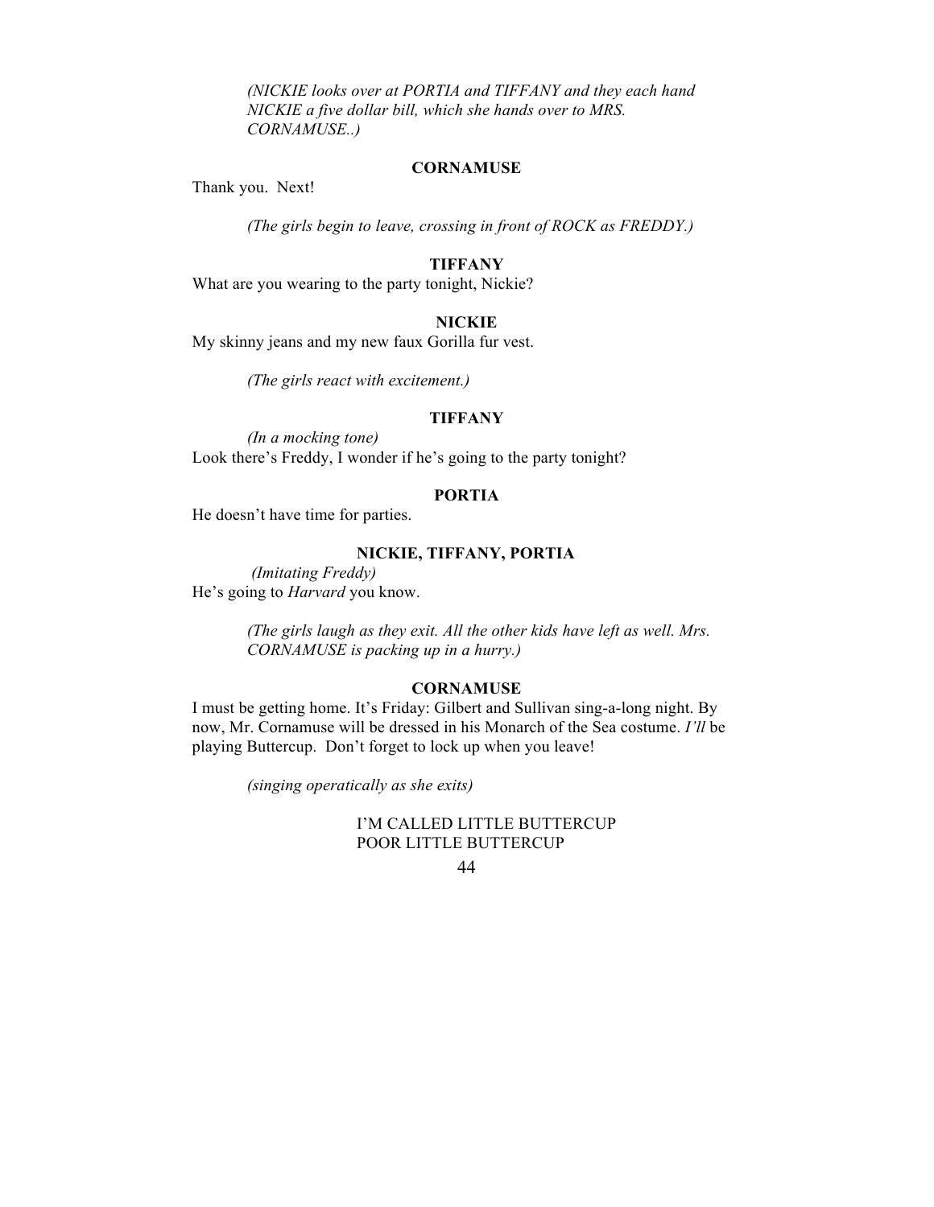*(NICKIE looks over at PORTIA and TIFFANY and they each hand NICKIE a five dollar bill, which she hands over to MRS. CORNAMUSE..)*

**CORNAMUSE**

Thank you. Next!

*(The girls begin to leave, crossing in front of ROCK as FREDDY.)*

**TIFFANY**

What are you wearing to the party tonight, Nickie?

**NICKIE**

My skinny jeans and my new faux Gorilla fur vest.

*(The girls react with excitement.)*

**TIFFANY**

*(In a mocking tone)*
Look there's Freddy, I wonder if he's going to the party tonight?

**PORTIA**

He doesn't have time for parties.

**NICKIE, TIFFANY, PORTIA**

*(Imitating Freddy)*
He's going to *Harvard* you know.

*(The girls laugh as they exit. All the other kids have left as well. Mrs. CORNAMUSE is packing up in a hurry.)*

**CORNAMUSE**

I must be getting home. It's Friday: Gilbert and Sullivan sing-a-long night. By now, Mr. Cornamuse will be dressed in his Monarch of the Sea costume. *I'll* be playing Buttercup. Don't forget to lock up when you leave!

*(singing operatically as she exits)*

I'M CALLED LITTLE BUTTERCUP
POOR LITTLE BUTTERCUP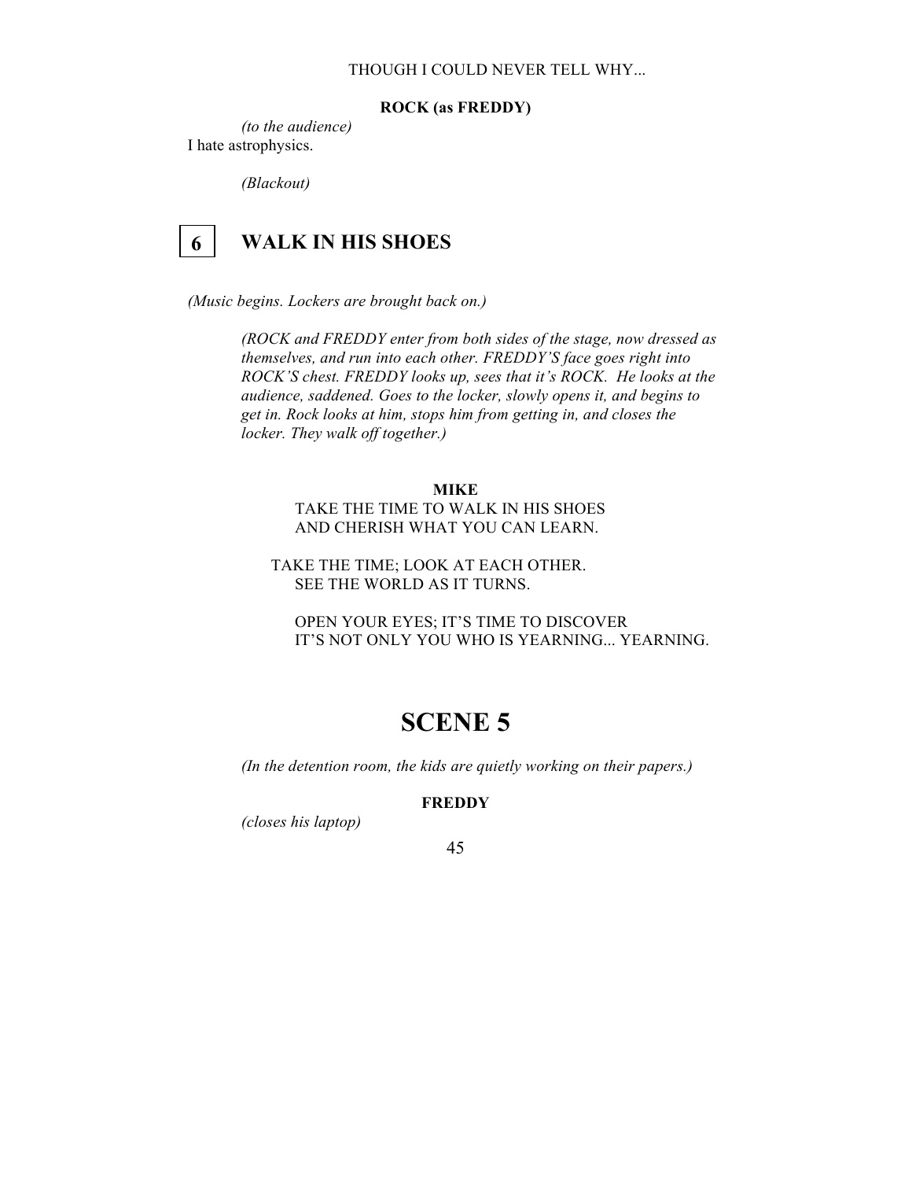THOUGH I COULD NEVER TELL WHY...

**ROCK (as FREDDY)**

*(to the audience)*
I hate astrophysics.

*(Blackout)*

## 6 WALK IN HIS SHOES

*(Music begins. Lockers are brought back on.)*

*(ROCK and FREDDY enter from both sides of the stage, now dressed as themselves, and run into each other. FREDDY'S face goes right into ROCK'S chest. FREDDY looks up, sees that it's ROCK. He looks at the audience, saddened. Goes to the locker, slowly opens it, and begins to get in. Rock looks at him, stops him from getting in, and closes the locker. They walk off together.)*

**MIKE**

TAKE THE TIME TO WALK IN HIS SHOES
AND CHERISH WHAT YOU CAN LEARN.

TAKE THE TIME; LOOK AT EACH OTHER.
SEE THE WORLD AS IT TURNS.

OPEN YOUR EYES; IT'S TIME TO DISCOVER
IT'S NOT ONLY YOU WHO IS YEARNING... YEARNING.

# SCENE 5

*(In the detention room, the kids are quietly working on their papers.)*

**FREDDY**

*(closes his laptop)*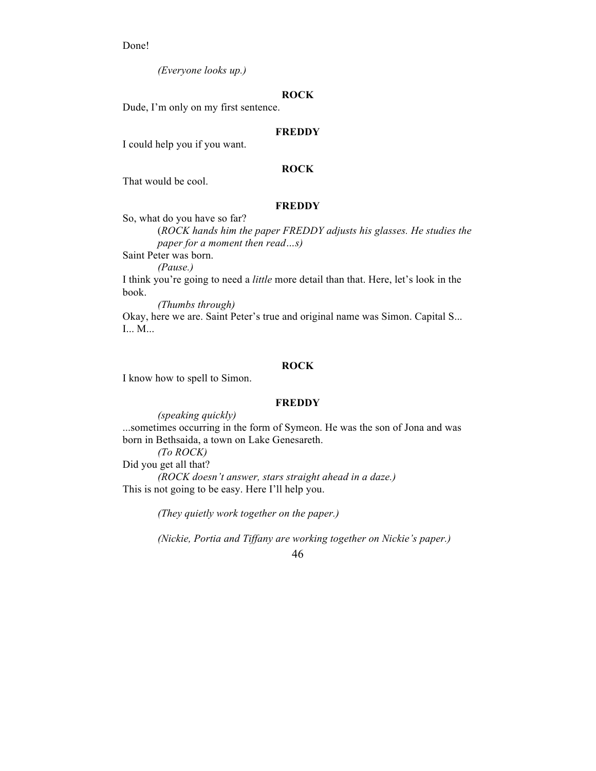Done!

*(Everyone looks up.)*

**ROCK**

Dude, I'm only on my first sentence.

**FREDDY**

I could help you if you want.

**ROCK**

That would be cool.

**FREDDY**

So, what do you have so far?

(*ROCK hands him the paper FREDDY adjusts his glasses. He studies the paper for a moment then read…s)*

Saint Peter was born.

*(Pause.)*

I think you're going to need a *little* more detail than that. Here, let's look in the book.

*(Thumbs through)*

Okay, here we are. Saint Peter's true and original name was Simon. Capital S... I... M...

**ROCK**

I know how to spell to Simon.

**FREDDY**

*(speaking quickly)*

...sometimes occurring in the form of Symeon. He was the son of Jona and was born in Bethsaida, a town on Lake Genesareth.

*(To ROCK)*

Did you get all that?

*(ROCK doesn't answer, stars straight ahead in a daze.)*

This is not going to be easy. Here I'll help you.

*(They quietly work together on the paper.)*

*(Nickie, Portia and Tiffany are working together on Nickie's paper.)*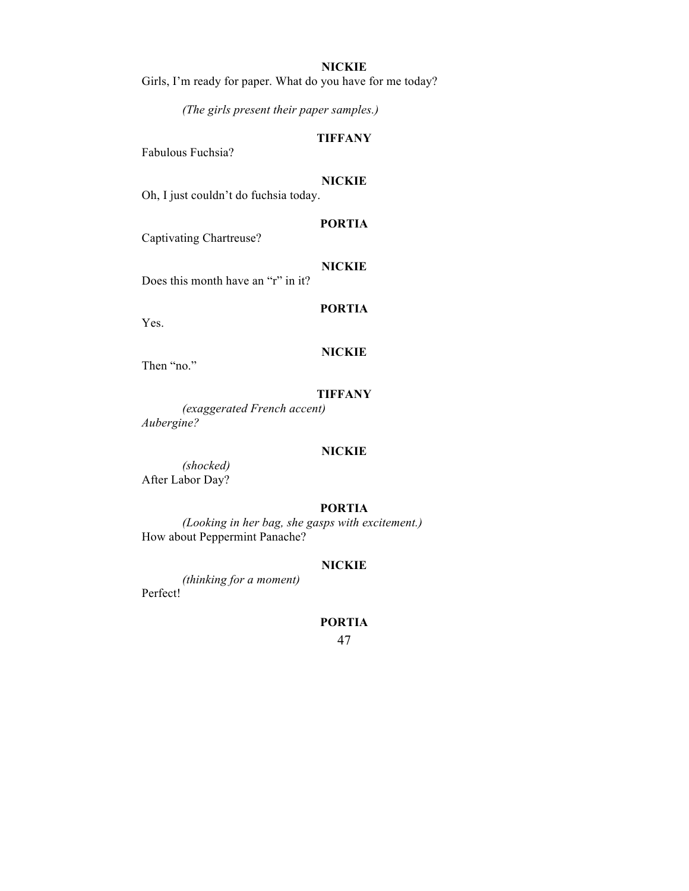**NICKIE**

Girls, I'm ready for paper. What do you have for me today?

*(The girls present their paper samples.)*

**TIFFANY**

Fabulous Fuchsia?

**NICKIE**

Oh, I just couldn't do fuchsia today.

**PORTIA**

Captivating Chartreuse?

**NICKIE**

Does this month have an "r" in it?

**PORTIA**

Yes.

**NICKIE**

Then "no."

**TIFFANY**

*(exaggerated French accent)*
*Aubergine?*

**NICKIE**

*(shocked)*
After Labor Day?

**PORTIA**

*(Looking in her bag, she gasps with excitement.)*
How about Peppermint Panache?

**NICKIE**

*(thinking for a moment)*
Perfect!

**PORTIA**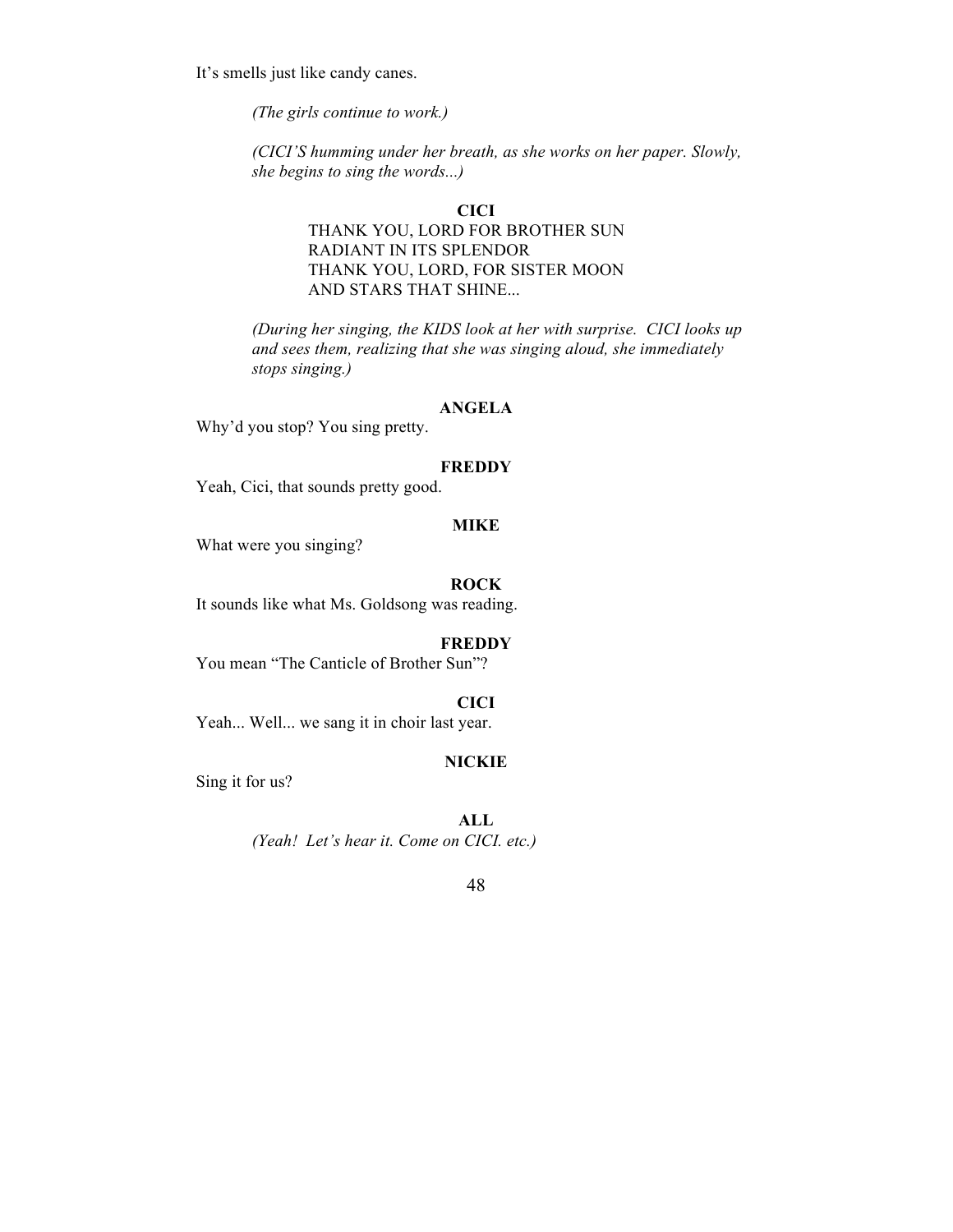It's smells just like candy canes.

*(The girls continue to work.)*

*(CICI'S humming under her breath, as she works on her paper. Slowly, she begins to sing the words...)*

**CICI**

THANK YOU, LORD FOR BROTHER SUN
RADIANT IN ITS SPLENDOR
THANK YOU, LORD, FOR SISTER MOON
AND STARS THAT SHINE...

*(During her singing, the KIDS look at her with surprise. CICI looks up and sees them, realizing that she was singing aloud, she immediately stops singing.)*

**ANGELA**

Why'd you stop? You sing pretty.

**FREDDY**

Yeah, Cici, that sounds pretty good.

**MIKE**

What were you singing?

**ROCK**

It sounds like what Ms. Goldsong was reading.

**FREDDY**

You mean "The Canticle of Brother Sun"?

**CICI**

Yeah... Well... we sang it in choir last year.

**NICKIE**

Sing it for us?

**ALL**

*(Yeah! Let's hear it. Come on CICI. etc.)*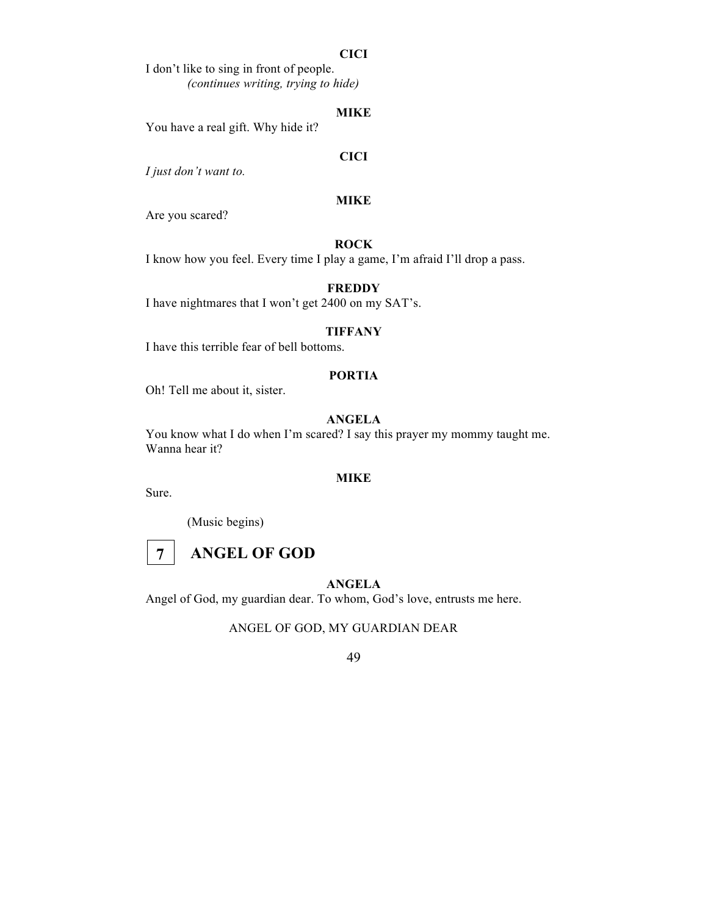**CICI**

I don't like to sing in front of people.

*(continues writing, trying to hide)*

**MIKE**

You have a real gift. Why hide it?

**CICI**

*I just don't want to.*

**MIKE**

Are you scared?

**ROCK**

I know how you feel. Every time I play a game, I'm afraid I'll drop a pass.

**FREDDY**

I have nightmares that I won't get 2400 on my SAT's.

**TIFFANY**

I have this terrible fear of bell bottoms.

**PORTIA**

Oh! Tell me about it, sister.

**ANGELA**

You know what I do when I'm scared? I say this prayer my mommy taught me. Wanna hear it?

**MIKE**

Sure.

(Music begins)

## 7 ANGEL OF GOD

**ANGELA**

Angel of God, my guardian dear. To whom, God's love, entrusts me here.

ANGEL OF GOD, MY GUARDIAN DEAR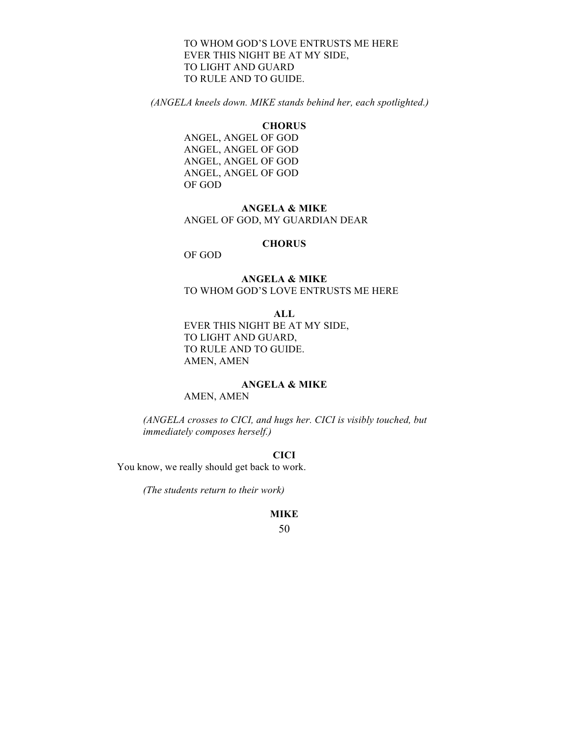TO WHOM GOD'S LOVE ENTRUSTS ME HERE
EVER THIS NIGHT BE AT MY SIDE,
TO LIGHT AND GUARD
TO RULE AND TO GUIDE.

*(ANGELA kneels down. MIKE stands behind her, each spotlighted.)*

**CHORUS**

ANGEL, ANGEL OF GOD
ANGEL, ANGEL OF GOD
ANGEL, ANGEL OF GOD
ANGEL, ANGEL OF GOD
OF GOD

**ANGELA & MIKE**

ANGEL OF GOD, MY GUARDIAN DEAR

**CHORUS**

OF GOD

**ANGELA & MIKE**

TO WHOM GOD'S LOVE ENTRUSTS ME HERE

**ALL**

EVER THIS NIGHT BE AT MY SIDE,
TO LIGHT AND GUARD,
TO RULE AND TO GUIDE.
AMEN, AMEN

**ANGELA & MIKE**

AMEN, AMEN

*(ANGELA crosses to CICI, and hugs her. CICI is visibly touched, but immediately composes herself.)*

**CICI**

You know, we really should get back to work.

*(The students return to their work)*

**MIKE**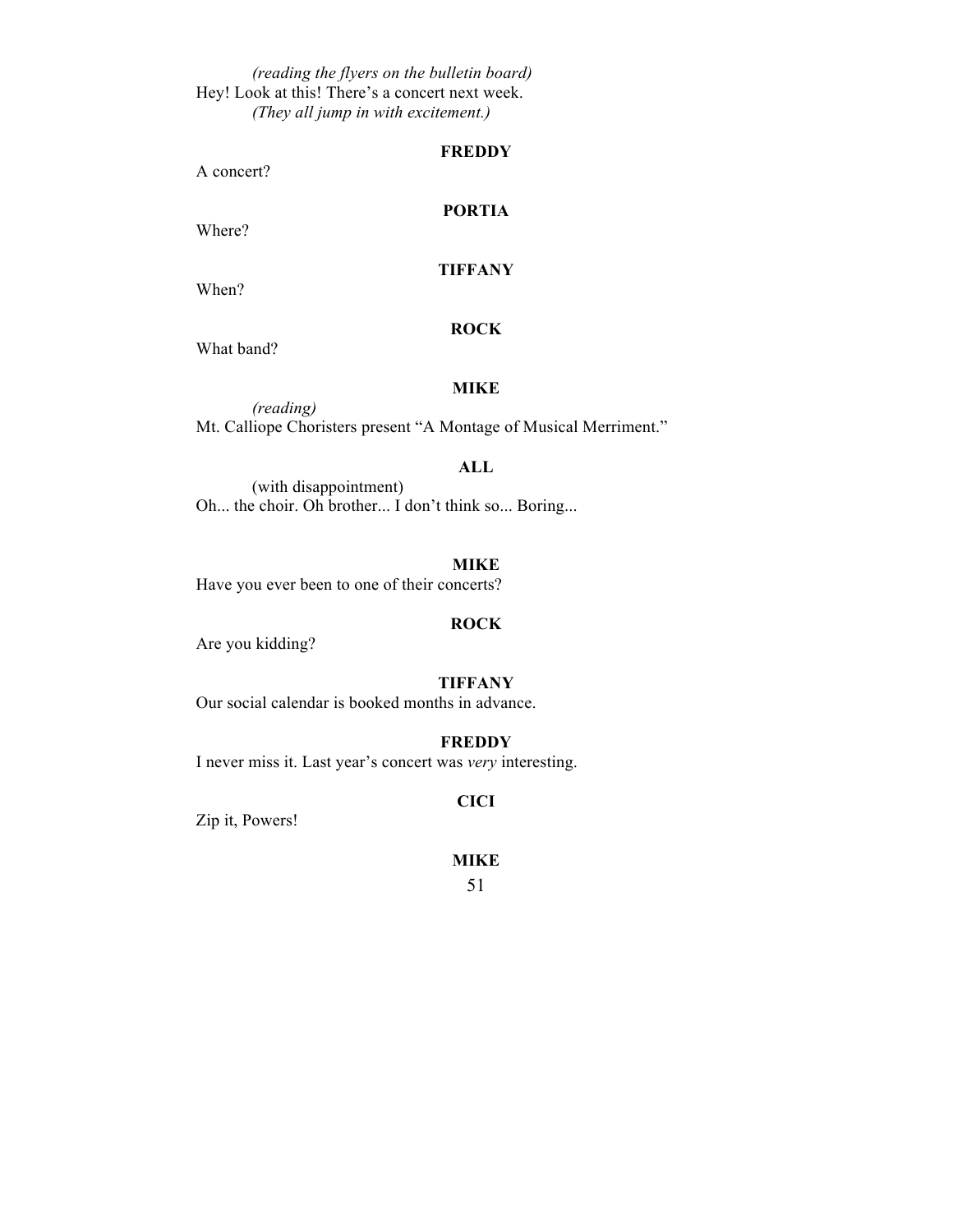*(reading the flyers on the bulletin board)*
Hey! Look at this! There's a concert next week.
*(They all jump in with excitement.)*

**FREDDY**

A concert?

**PORTIA**

Where?

**TIFFANY**

When?

**ROCK**

What band?

**MIKE**

*(reading)*
Mt. Calliope Choristers present "A Montage of Musical Merriment."

**ALL**

(with disappointment)
Oh... the choir. Oh brother... I don't think so... Boring...

**MIKE**

Have you ever been to one of their concerts?

**ROCK**

Are you kidding?

**TIFFANY**

Our social calendar is booked months in advance.

**FREDDY**

I never miss it. Last year's concert was *very* interesting.

**CICI**

Zip it, Powers!

**MIKE**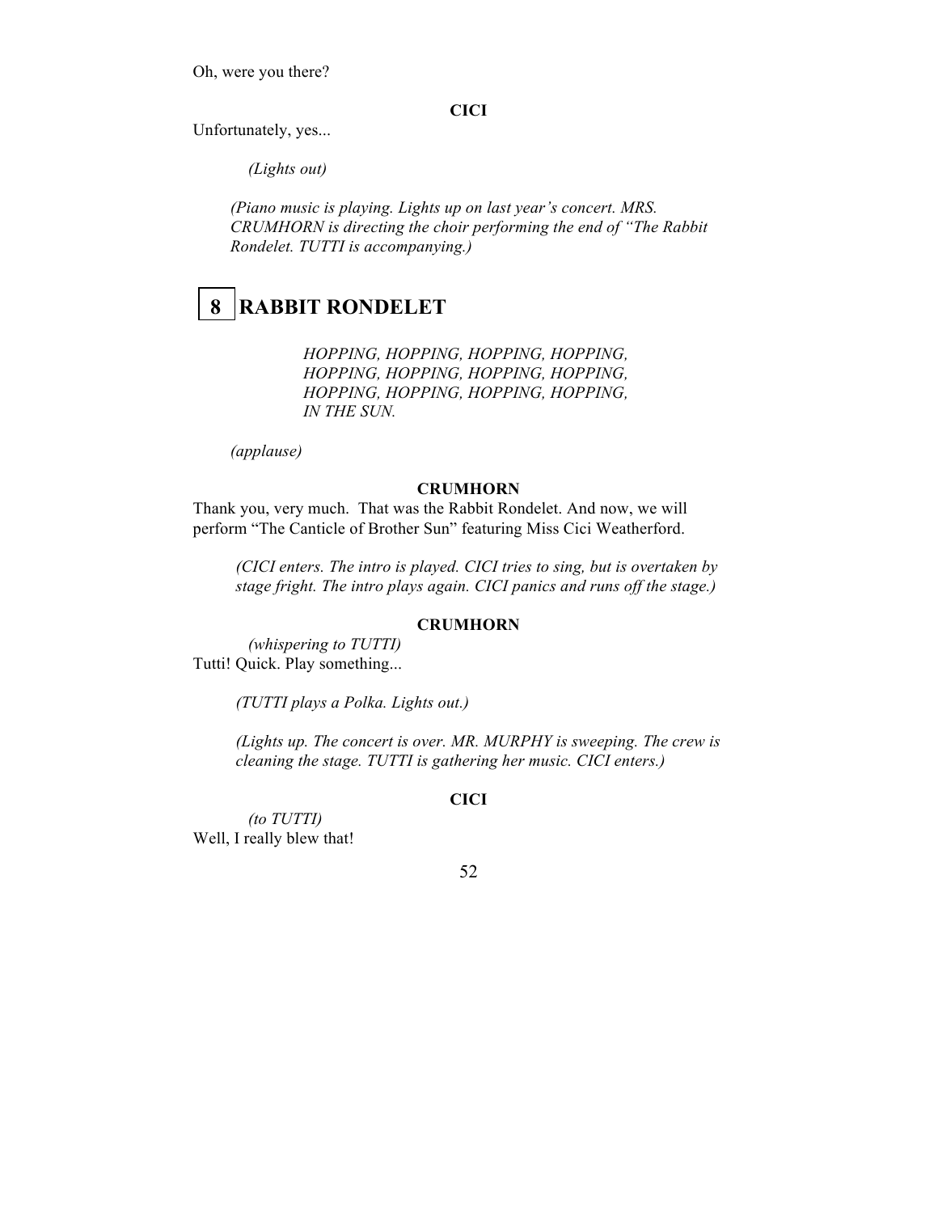Oh, were you there?

**CICI**

Unfortunately, yes...

*(Lights out)*

*(Piano music is playing. Lights up on last year's concert. MRS. CRUMHORN is directing the choir performing the end of "The Rabbit Rondelet. TUTTI is accompanying.)*

## 8 RABBIT RONDELET

*HOPPING, HOPPING, HOPPING, HOPPING,*
*HOPPING, HOPPING, HOPPING, HOPPING,*
*HOPPING, HOPPING, HOPPING, HOPPING,*
*IN THE SUN.*

*(applause)*

**CRUMHORN**

Thank you, very much. That was the Rabbit Rondelet. And now, we will perform "The Canticle of Brother Sun" featuring Miss Cici Weatherford.

*(CICI enters. The intro is played. CICI tries to sing, but is overtaken by stage fright. The intro plays again. CICI panics and runs off the stage.)*

**CRUMHORN**

*(whispering to TUTTI)*
Tutti! Quick. Play something...

*(TUTTI plays a Polka. Lights out.)*

*(Lights up. The concert is over. MR. MURPHY is sweeping. The crew is cleaning the stage. TUTTI is gathering her music. CICI enters.)*

**CICI**

*(to TUTTI)*
Well, I really blew that!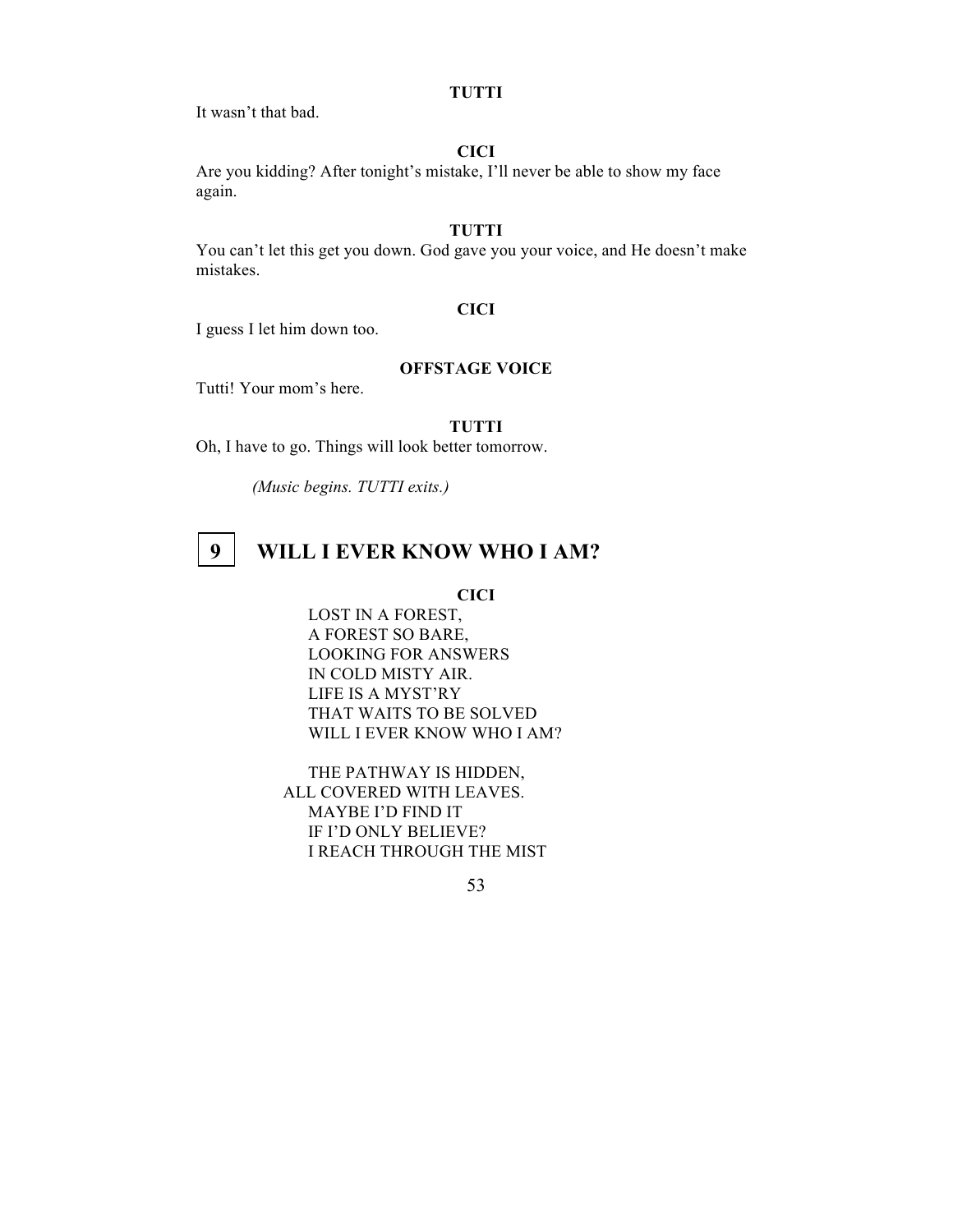**TUTTI**

It wasn't that bad.

**CICI**

Are you kidding? After tonight's mistake, I'll never be able to show my face again.

**TUTTI**

You can't let this get you down. God gave you your voice, and He doesn't make mistakes.

**CICI**

I guess I let him down too.

**OFFSTAGE VOICE**

Tutti! Your mom's here.

**TUTTI**

Oh, I have to go. Things will look better tomorrow.

*(Music begins. TUTTI exits.)*

## 9 WILL I EVER KNOW WHO I AM?

**CICI**

LOST IN A FOREST,
A FOREST SO BARE,
LOOKING FOR ANSWERS
IN COLD MISTY AIR.
LIFE IS A MYST'RY
THAT WAITS TO BE SOLVED
WILL I EVER KNOW WHO I AM?

THE PATHWAY IS HIDDEN,
ALL COVERED WITH LEAVES.
MAYBE I'D FIND IT
IF I'D ONLY BELIEVE?
I REACH THROUGH THE MIST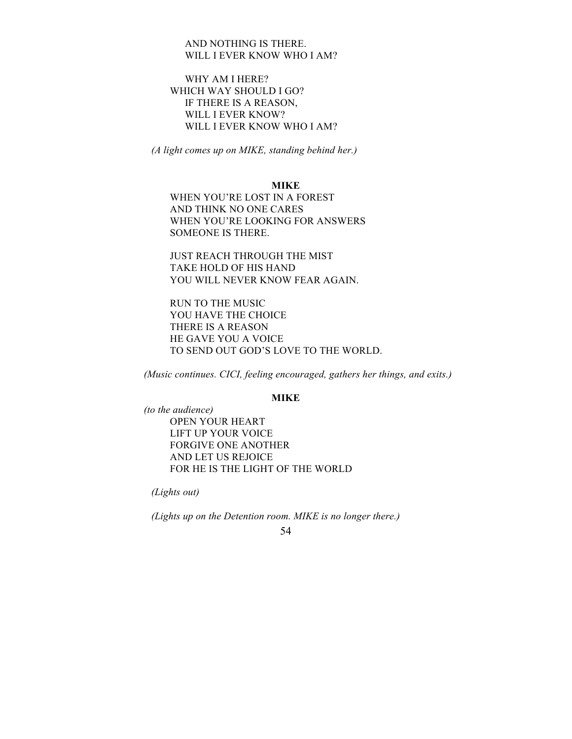AND NOTHING IS THERE.
WILL I EVER KNOW WHO I AM?

WHY AM I HERE?
WHICH WAY SHOULD I GO?
IF THERE IS A REASON,
WILL I EVER KNOW?
WILL I EVER KNOW WHO I AM?

*(A light comes up on MIKE, standing behind her.)*

**MIKE**

WHEN YOU'RE LOST IN A FOREST
AND THINK NO ONE CARES
WHEN YOU'RE LOOKING FOR ANSWERS
SOMEONE IS THERE.

JUST REACH THROUGH THE MIST
TAKE HOLD OF HIS HAND
YOU WILL NEVER KNOW FEAR AGAIN.

RUN TO THE MUSIC
YOU HAVE THE CHOICE
THERE IS A REASON
HE GAVE YOU A VOICE
TO SEND OUT GOD'S LOVE TO THE WORLD.

*(Music continues. CICI, feeling encouraged, gathers her things, and exits.)*

**MIKE**

*(to the audience)*

OPEN YOUR HEART
LIFT UP YOUR VOICE
FORGIVE ONE ANOTHER
AND LET US REJOICE
FOR HE IS THE LIGHT OF THE WORLD

*(Lights out)*

*(Lights up on the Detention room. MIKE is no longer there.)*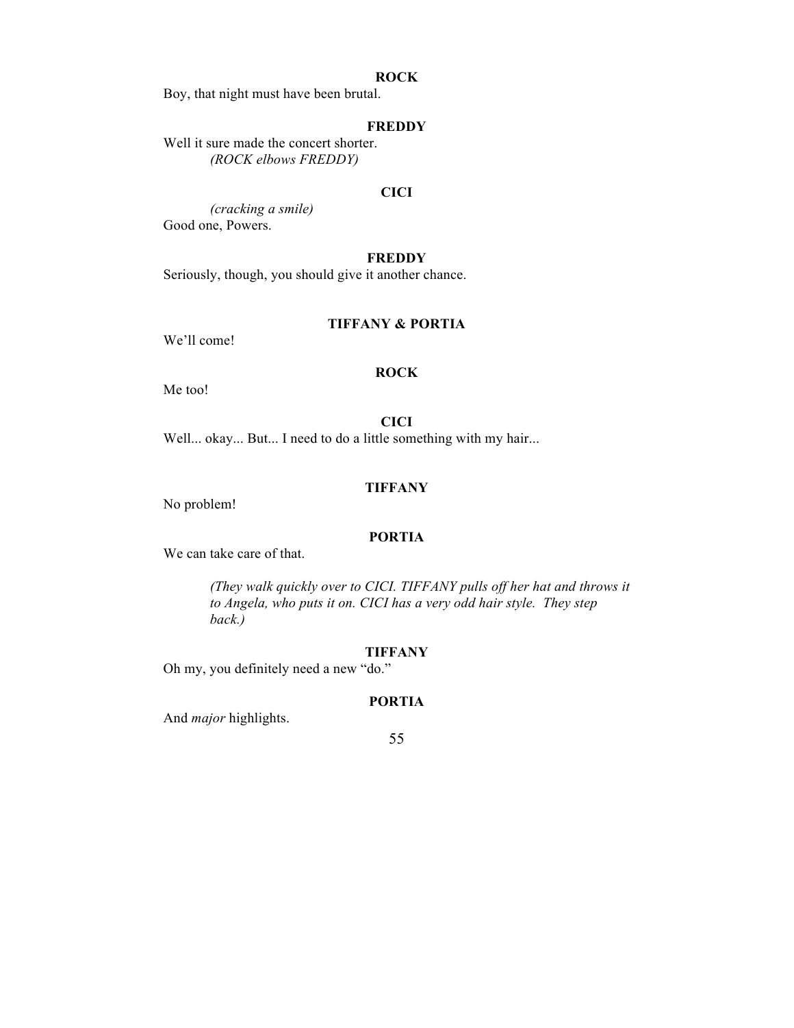**ROCK**

Boy, that night must have been brutal.

**FREDDY**

Well it sure made the concert shorter.

*(ROCK elbows FREDDY)*

**CICI**

*(cracking a smile)*

Good one, Powers.

**FREDDY**

Seriously, though, you should give it another chance.

**TIFFANY & PORTIA**

We'll come!

**ROCK**

Me too!

**CICI**

Well... okay... But... I need to do a little something with my hair...

**TIFFANY**

No problem!

**PORTIA**

We can take care of that.

*(They walk quickly over to CICI. TIFFANY pulls off her hat and throws it to Angela, who puts it on. CICI has a very odd hair style. They step back.)*

**TIFFANY**

Oh my, you definitely need a new "do."

**PORTIA**

And *major* highlights.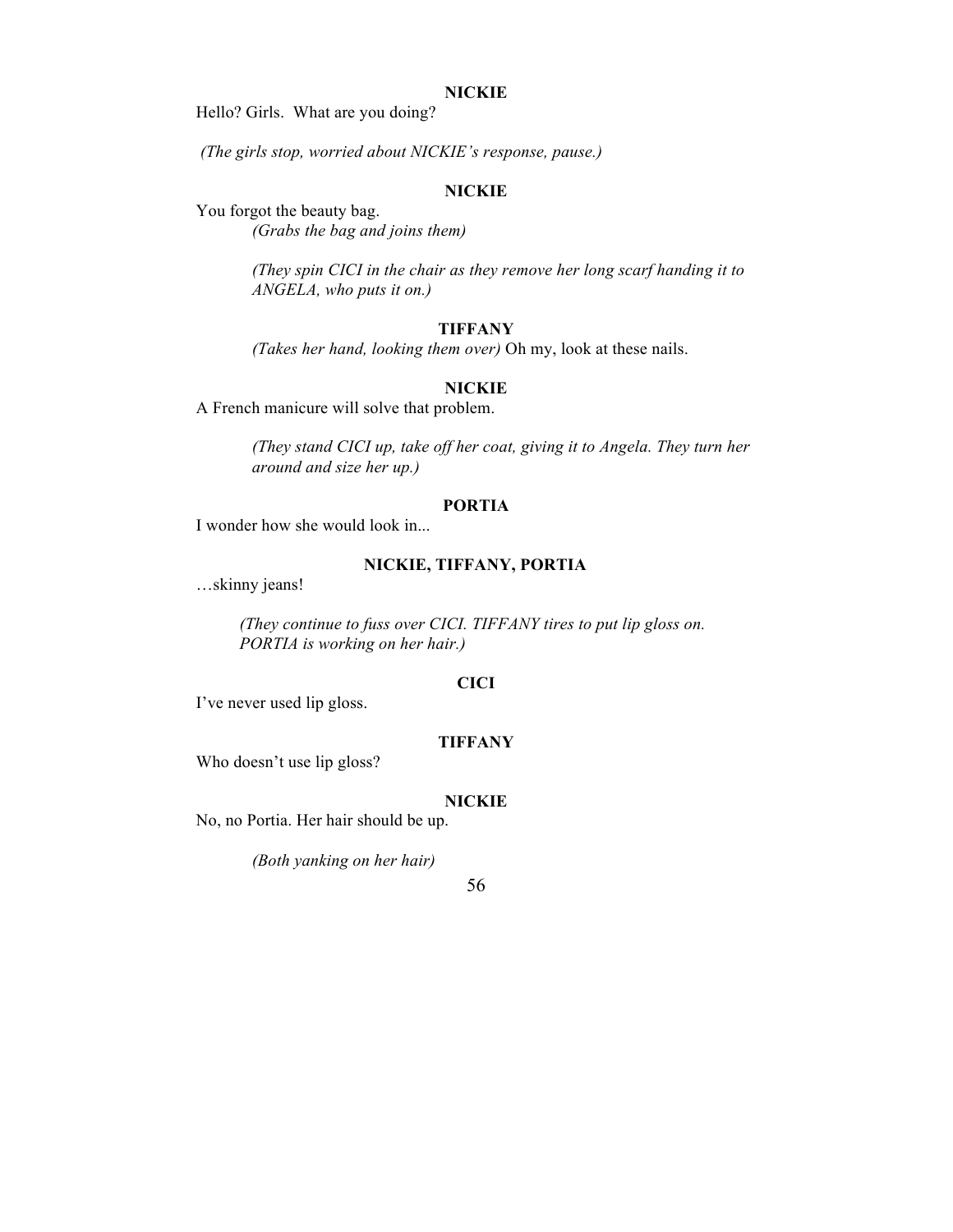**NICKIE**

Hello? Girls. What are you doing?

*(The girls stop, worried about NICKIE's response, pause.)*

**NICKIE**

You forgot the beauty bag.

*(Grabs the bag and joins them)*

*(They spin CICI in the chair as they remove her long scarf handing it to ANGELA, who puts it on.)*

**TIFFANY**

*(Takes her hand, looking them over)* Oh my, look at these nails.

**NICKIE**

A French manicure will solve that problem.

*(They stand CICI up, take off her coat, giving it to Angela. They turn her around and size her up.)*

**PORTIA**

I wonder how she would look in...

**NICKIE, TIFFANY, PORTIA**

…skinny jeans!

*(They continue to fuss over CICI. TIFFANY tires to put lip gloss on. PORTIA is working on her hair.)*

**CICI**

I've never used lip gloss.

**TIFFANY**

Who doesn't use lip gloss?

**NICKIE**

No, no Portia. Her hair should be up.

*(Both yanking on her hair)*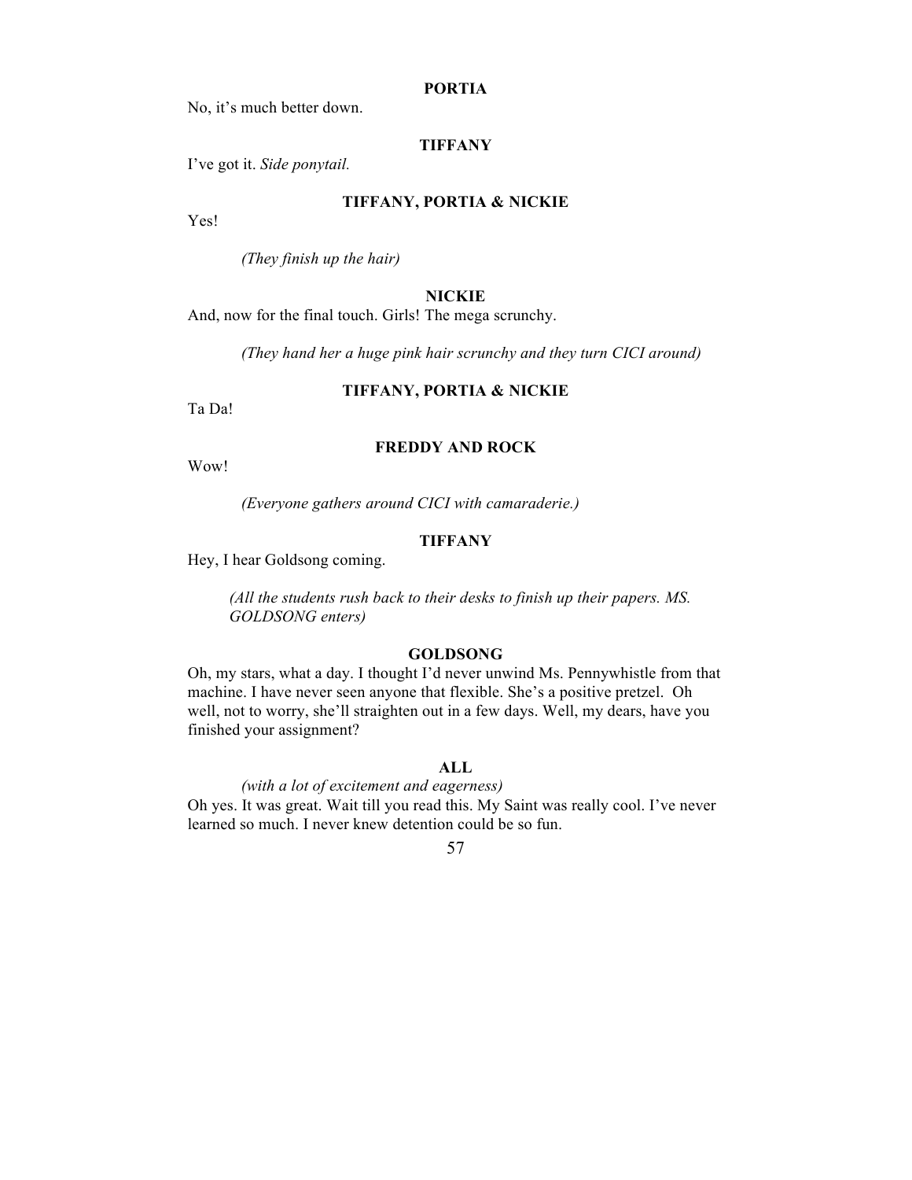**PORTIA**

No, it's much better down.

**TIFFANY**

I've got it. *Side ponytail.*

**TIFFANY, PORTIA & NICKIE**

Yes!

*(They finish up the hair)*

**NICKIE**

And, now for the final touch. Girls! The mega scrunchy.

*(They hand her a huge pink hair scrunchy and they turn CICI around)*

**TIFFANY, PORTIA & NICKIE**

Ta Da!

**FREDDY AND ROCK**

Wow!

*(Everyone gathers around CICI with camaraderie.)*

**TIFFANY**

Hey, I hear Goldsong coming.

*(All the students rush back to their desks to finish up their papers. MS. GOLDSONG enters)*

**GOLDSONG**

Oh, my stars, what a day. I thought I'd never unwind Ms. Pennywhistle from that machine. I have never seen anyone that flexible. She's a positive pretzel. Oh well, not to worry, she'll straighten out in a few days. Well, my dears, have you finished your assignment?

**ALL**

*(with a lot of excitement and eagerness)*

Oh yes. It was great. Wait till you read this. My Saint was really cool. I've never learned so much. I never knew detention could be so fun.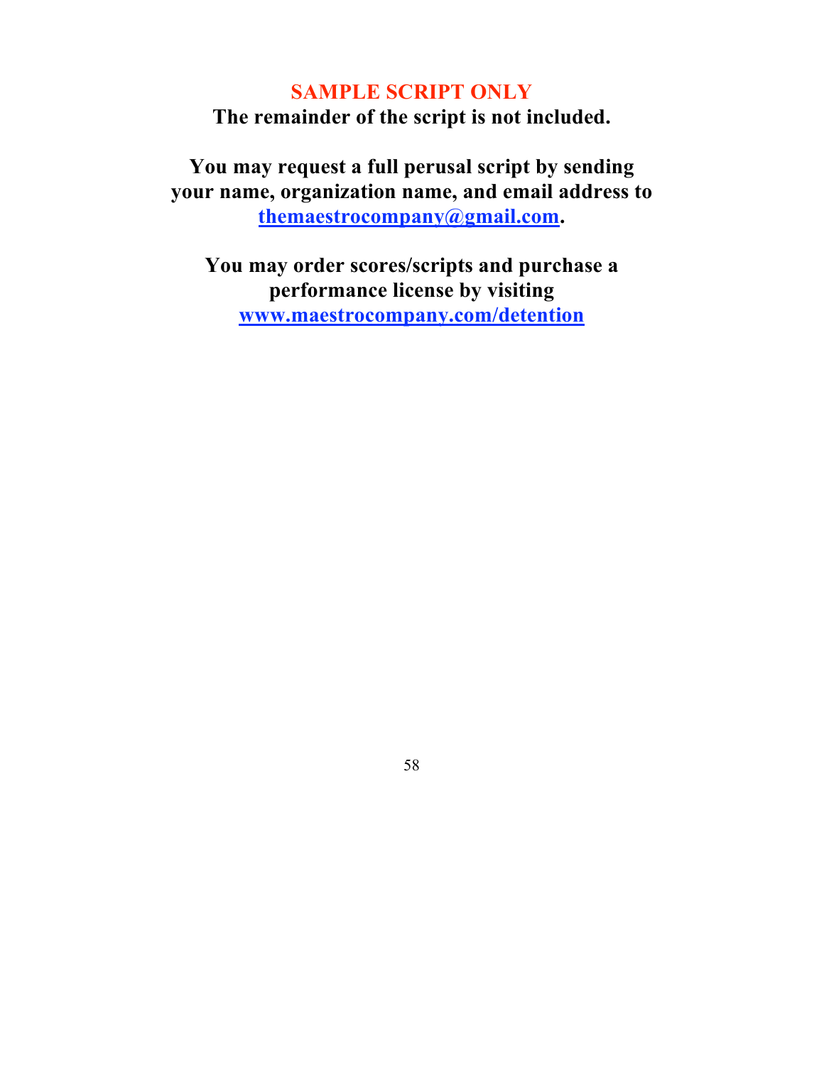**SAMPLE SCRIPT ONLY**

**The remainder of the script is not included.**

**You may request a full perusal script by sending your name, organization name, and email address to [themaestrocompany@gmail.com](mailto:themaestrocompany@gmail.com).**

**You may order scores/scripts and purchase a performance license by visiting [www.maestrocompany.com/detention](http://www.maestrocompany.com/detention)**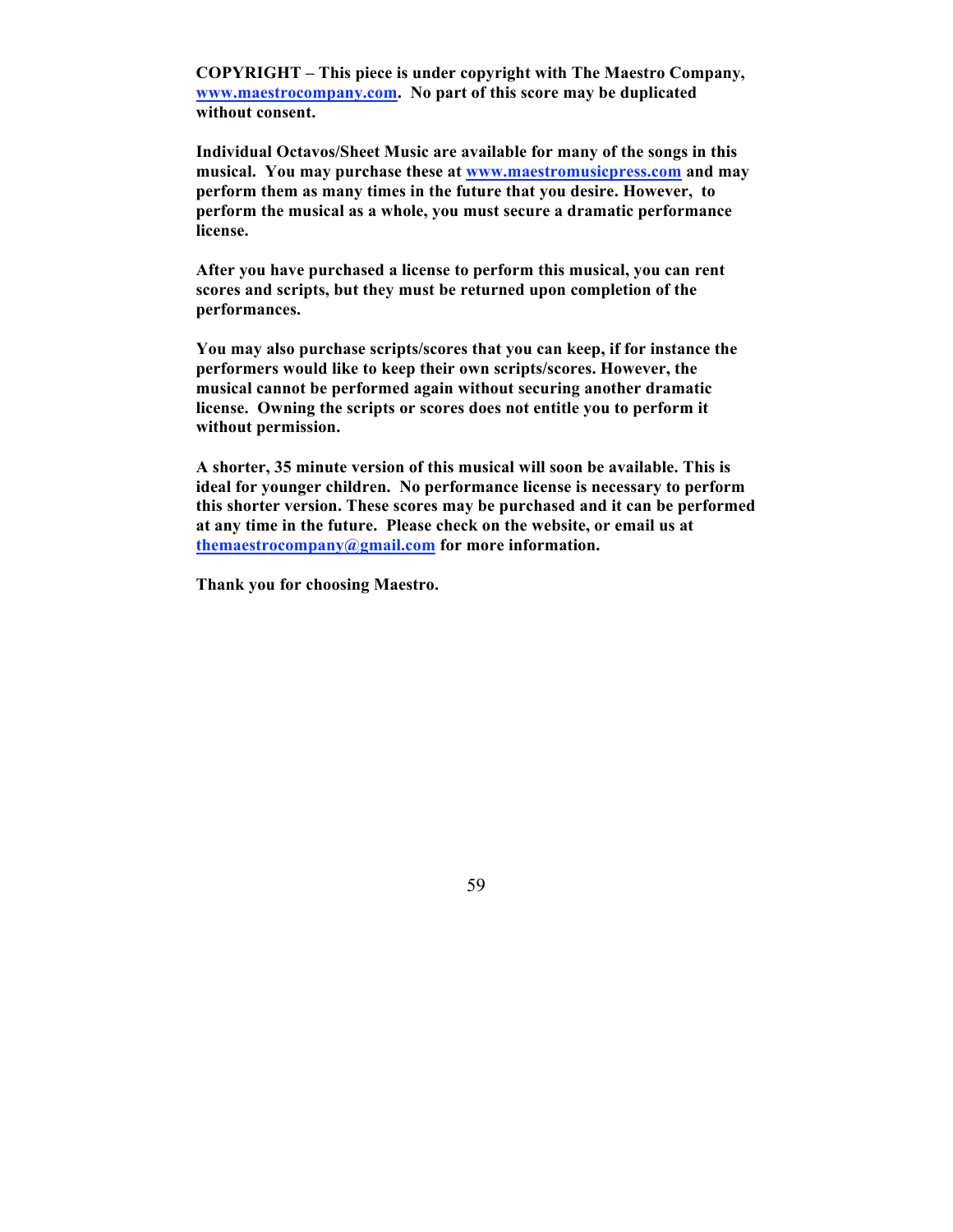**COPYRIGHT – This piece is under copyright with The Maestro Company, [www.maestrocompany.com](http://www.maestrocompany.com). No part of this score may be duplicated without consent.**

**Individual Octavos/Sheet Music are available for many of the songs in this musical. You may purchase these at [www.maestromusicpress.com](http://www.maestromusicpress.com) and may perform them as many times in the future that you desire. However, to perform the musical as a whole, you must secure a dramatic performance license.**

**After you have purchased a license to perform this musical, you can rent scores and scripts, but they must be returned upon completion of the performances.**

**You may also purchase scripts/scores that you can keep, if for instance the performers would like to keep their own scripts/scores. However, the musical cannot be performed again without securing another dramatic license. Owning the scripts or scores does not entitle you to perform it without permission.**

**A shorter, 35 minute version of this musical will soon be available. This is ideal for younger children. No performance license is necessary to perform this shorter version. These scores may be purchased and it can be performed at any time in the future. Please check on the website, or email us at [themaestrocompany@gmail.com](mailto:themaestrocompany@gmail.com) for more information.**

**Thank you for choosing Maestro.**